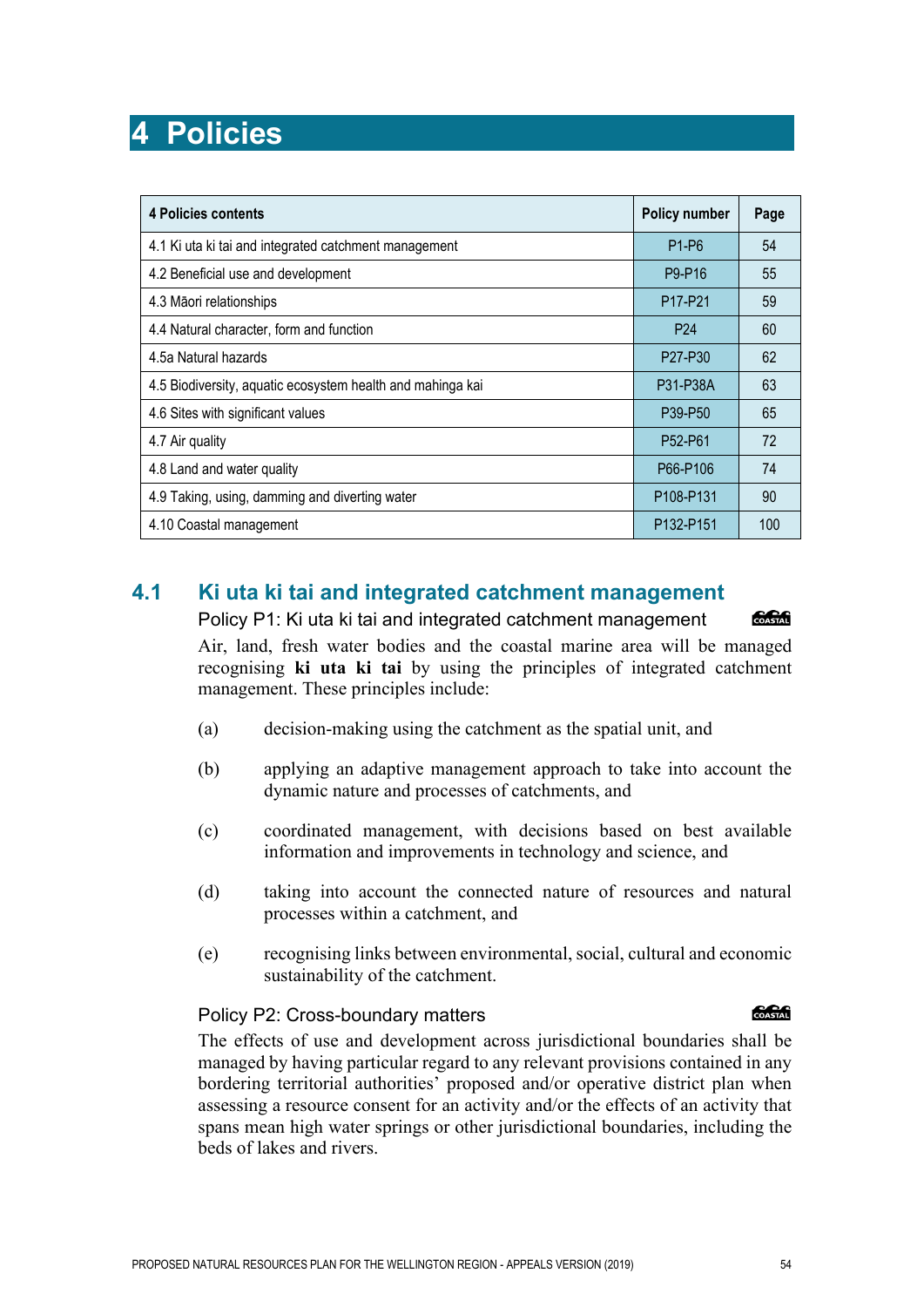# 4 Policies

| 4 Policies contents | Policy number | Page |
|---|---|---|
| 4.1 Ki uta ki tai and integrated catchment management | P1-P6 | 54 |
| 4.2 Beneficial use and development | P9-P16 | 55 |
| 4.3 Māori relationships | P17-P21 | 59 |
| 4.4 Natural character, form and function | P24 | 60 |
| 4.5a Natural hazards | P27-P30 | 62 |
| 4.5 Biodiversity, aquatic ecosystem health and mahinga kai | P31-P38A | 63 |
| 4.6 Sites with significant values | P39-P50 | 65 |
| 4.7 Air quality | P52-P61 | 72 |
| 4.8 Land and water quality | P66-P106 | 74 |
| 4.9 Taking, using, damming and diverting water | P108-P131 | 90 |
| 4.10 Coastal management | P132-P151 | 100 |

## 4.1 Ki uta ki tai and integrated catchment management

### Policy P1: Ki uta ki tai and integrated catchment management

COASTAL

Air, land, fresh water bodies and the coastal marine area will be managed recognising **ki uta ki tai** by using the principles of integrated catchment management. These principles include:

(a) decision-making using the catchment as the spatial unit, and

(b) applying an adaptive management approach to take into account the dynamic nature and processes of catchments, and

(c) coordinated management, with decisions based on best available information and improvements in technology and science, and

(d) taking into account the connected nature of resources and natural processes within a catchment, and

(e) recognising links between environmental, social, cultural and economic sustainability of the catchment.

### Policy P2: Cross-boundary matters

COASTAL

The effects of use and development across jurisdictional boundaries shall be managed by having particular regard to any relevant provisions contained in any bordering territorial authorities' proposed and/or operative district plan when assessing a resource consent for an activity and/or the effects of an activity that spans mean high water springs or other jurisdictional boundaries, including the beds of lakes and rivers.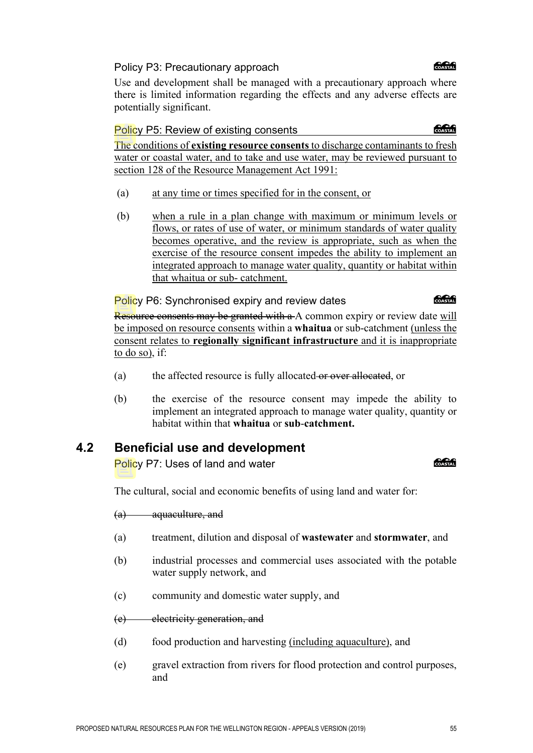Policy P3: Precautionary approach

Use and development shall be managed with a precautionary approach where there is limited information regarding the effects and any adverse effects are potentially significant.

Policy P5: Review of existing consents

The conditions of **existing resource consents** to discharge contaminants to fresh water or coastal water, and to take and use water, may be reviewed pursuant to section 128 of the Resource Management Act 1991:

(a) at any time or times specified for in the consent, or

(b) when a rule in a plan change with maximum or minimum levels or flows, or rates of use of water, or minimum standards of water quality becomes operative, and the review is appropriate, such as when the exercise of the resource consent impedes the ability to implement an integrated approach to manage water quality, quantity or habitat within that whaitua or sub- catchment.

Policy P6: Synchronised expiry and review dates

~~Resource consents may be granted with a~~ A common expiry or review date will be imposed on resource consents within a **whaitua** or sub-catchment (unless the consent relates to **regionally significant infrastructure** and it is inappropriate to do so), if:

(a) the affected resource is fully allocated~~ or over allocated~~, or

(b) the exercise of the resource consent may impede the ability to implement an integrated approach to manage water quality, quantity or habitat within that **whaitua** or **sub-catchment.**

## 4.2 Beneficial use and development

Policy P7: Uses of land and water

The cultural, social and economic benefits of using land and water for:

~~(a) aquaculture, and~~

(a) treatment, dilution and disposal of **wastewater** and **stormwater**, and

(b) industrial processes and commercial uses associated with the potable water supply network, and

(c) community and domestic water supply, and

~~(e) electricity generation, and~~

(d) food production and harvesting (including aquaculture), and

(e) gravel extraction from rivers for flood protection and control purposes, and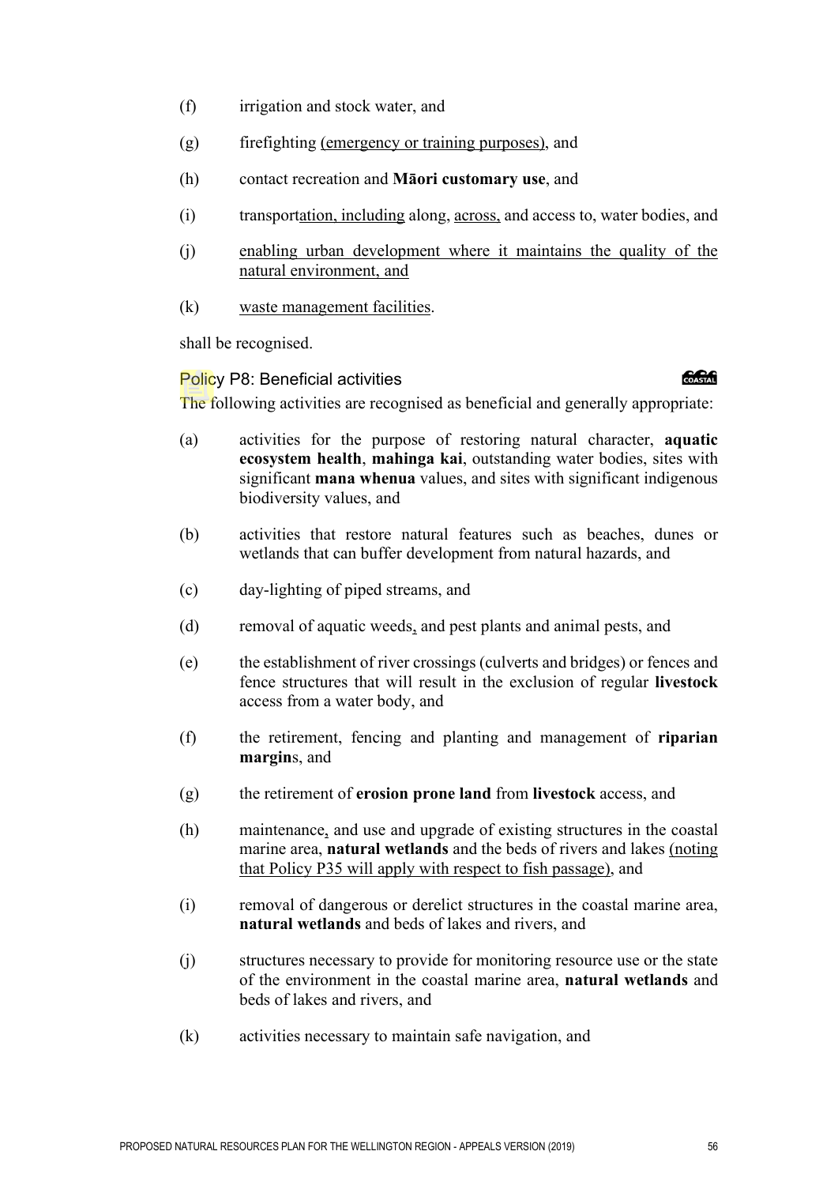(f) irrigation and stock water, and

(g) firefighting (emergency or training purposes), and

(h) contact recreation and **Māori customary use**, and

(i) transportation, including along, across, and access to, water bodies, and

(j) enabling urban development where it maintains the quality of the natural environment, and

(k) waste management facilities.

shall be recognised.

### Policy P8: Beneficial activities

The following activities are recognised as beneficial and generally appropriate:

(a) activities for the purpose of restoring natural character, **aquatic ecosystem health**, **mahinga kai**, outstanding water bodies, sites with significant **mana whenua** values, and sites with significant indigenous biodiversity values, and

(b) activities that restore natural features such as beaches, dunes or wetlands that can buffer development from natural hazards, and

(c) day-lighting of piped streams, and

(d) removal of aquatic weeds, and pest plants and animal pests, and

(e) the establishment of river crossings (culverts and bridges) or fences and fence structures that will result in the exclusion of regular **livestock** access from a water body, and

(f) the retirement, fencing and planting and management of **riparian margin**s, and

(g) the retirement of **erosion prone land** from **livestock** access, and

(h) maintenance, and use and upgrade of existing structures in the coastal marine area, **natural wetlands** and the beds of rivers and lakes (noting that Policy P35 will apply with respect to fish passage), and

(i) removal of dangerous or derelict structures in the coastal marine area, **natural wetlands** and beds of lakes and rivers, and

(j) structures necessary to provide for monitoring resource use or the state of the environment in the coastal marine area, **natural wetlands** and beds of lakes and rivers, and

(k) activities necessary to maintain safe navigation, and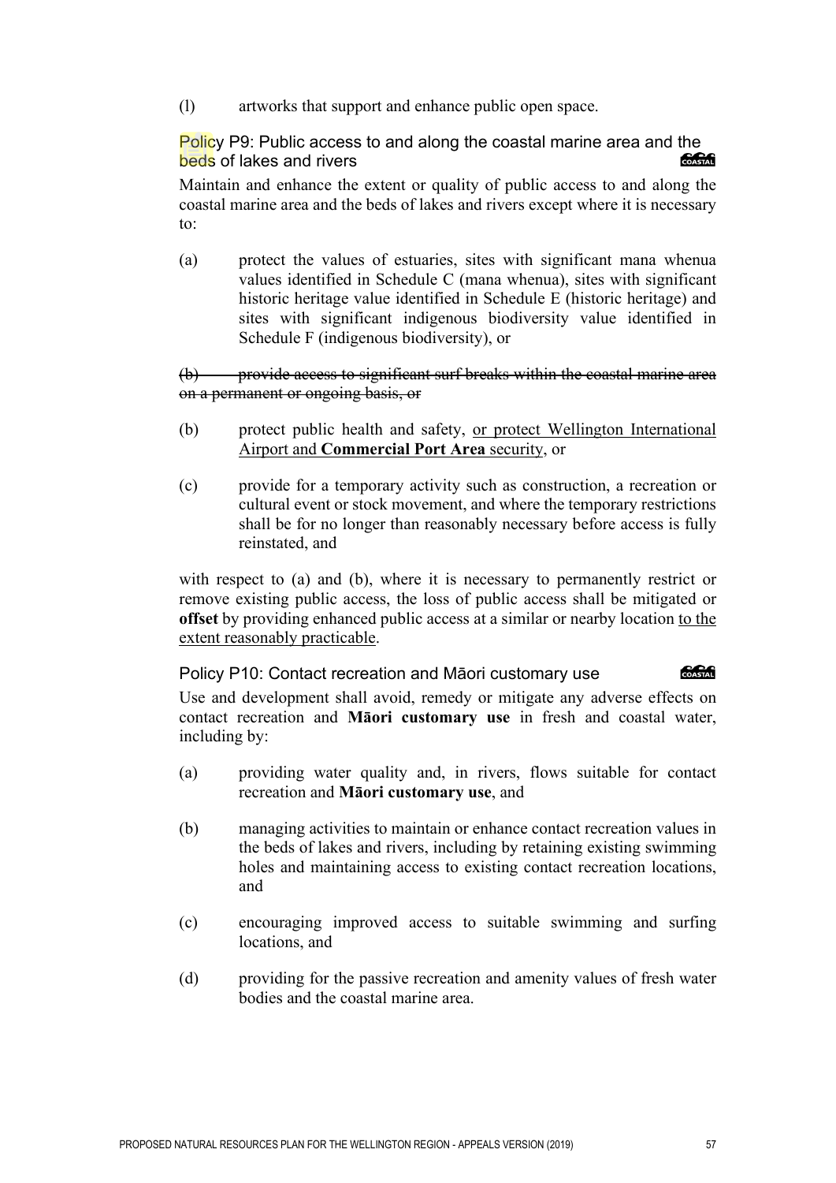(l) artworks that support and enhance public open space.

### Policy P9: Public access to and along the coastal marine area and the beds of lakes and rivers

Maintain and enhance the extent or quality of public access to and along the coastal marine area and the beds of lakes and rivers except where it is necessary to:

(a) protect the values of estuaries, sites with significant mana whenua values identified in Schedule C (mana whenua), sites with significant historic heritage value identified in Schedule E (historic heritage) and sites with significant indigenous biodiversity value identified in Schedule F (indigenous biodiversity), or

~~(b) provide access to significant surf breaks within the coastal marine area on a permanent or ongoing basis, or~~

(b) protect public health and safety, <u>or protect Wellington International Airport and **Commercial Port Area** security</u>, or

(c) provide for a temporary activity such as construction, a recreation or cultural event or stock movement, and where the temporary restrictions shall be for no longer than reasonably necessary before access is fully reinstated, and

with respect to (a) and (b), where it is necessary to permanently restrict or remove existing public access, the loss of public access shall be mitigated or **offset** by providing enhanced public access at a similar or nearby location <u>to the extent reasonably practicable</u>.

### Policy P10: Contact recreation and Māori customary use

Use and development shall avoid, remedy or mitigate any adverse effects on contact recreation and **Māori customary use** in fresh and coastal water, including by:

(a) providing water quality and, in rivers, flows suitable for contact recreation and **Māori customary use**, and

(b) managing activities to maintain or enhance contact recreation values in the beds of lakes and rivers, including by retaining existing swimming holes and maintaining access to existing contact recreation locations, and

(c) encouraging improved access to suitable swimming and surfing locations, and

(d) providing for the passive recreation and amenity values of fresh water bodies and the coastal marine area.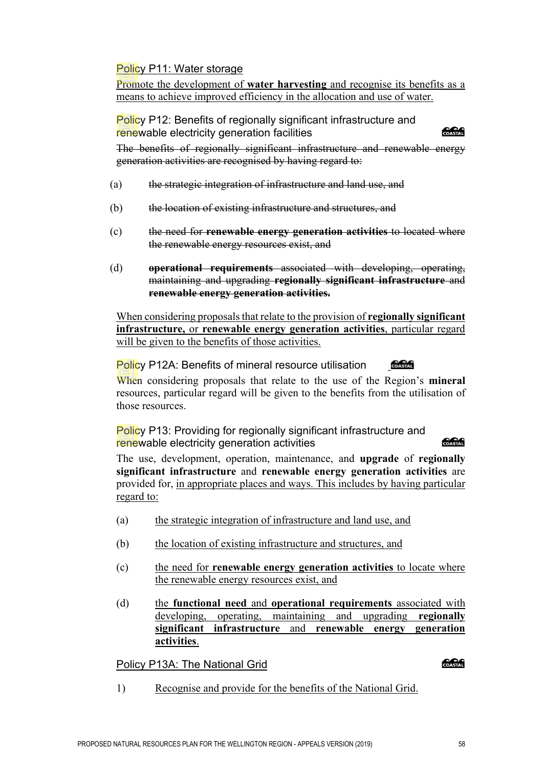<u>Policy P11: Water storage</u>

<u>Promote the development of **water harvesting** and recognise its benefits as a means to achieve improved efficiency in the allocation and use of water.</u>

Policy P12: Benefits of regionally significant infrastructure and renewable electricity generation facilities

~~The benefits of regionally significant infrastructure and renewable energy generation activities are recognised by having regard to:~~

(a) ~~the strategic integration of infrastructure and land use, and~~

(b) ~~the location of existing infrastructure and structures, and~~

(c) ~~the need for **renewable energy generation activities** to located where the renewable energy resources exist, and~~

(d) ~~**operational requirements** associated with developing, operating, maintaining and upgrading **regionally significant infrastructure** and **renewable energy generation activities.**~~

<u>When considering proposals that relate to the provision of **regionally significant infrastructure,** or **renewable energy generation activities**, particular regard will be given to the benefits of those activities.</u>

Policy P12A: Benefits of mineral resource utilisation

When considering proposals that relate to the use of the Region's **mineral** resources, particular regard will be given to the benefits from the utilisation of those resources.

Policy P13: Providing for regionally significant infrastructure and renewable electricity generation activities

The use, development, operation, maintenance, and **upgrade** of **regionally significant infrastructure** and **renewable energy generation activities** are provided for, <u>in appropriate places and ways. This includes by having particular regard to:</u>

(a) <u>the strategic integration of infrastructure and land use, and</u>

(b) <u>the location of existing infrastructure and structures, and</u>

(c) <u>the need for **renewable energy generation activities** to locate where the renewable energy resources exist, and</u>

(d) <u>the **functional need** and **operational requirements** associated with developing, operating, maintaining and upgrading **regionally significant infrastructure** and **renewable energy generation activities**.</u>

<u>Policy P13A: The National Grid</u>

1) <u>Recognise and provide for the benefits of the National Grid.</u>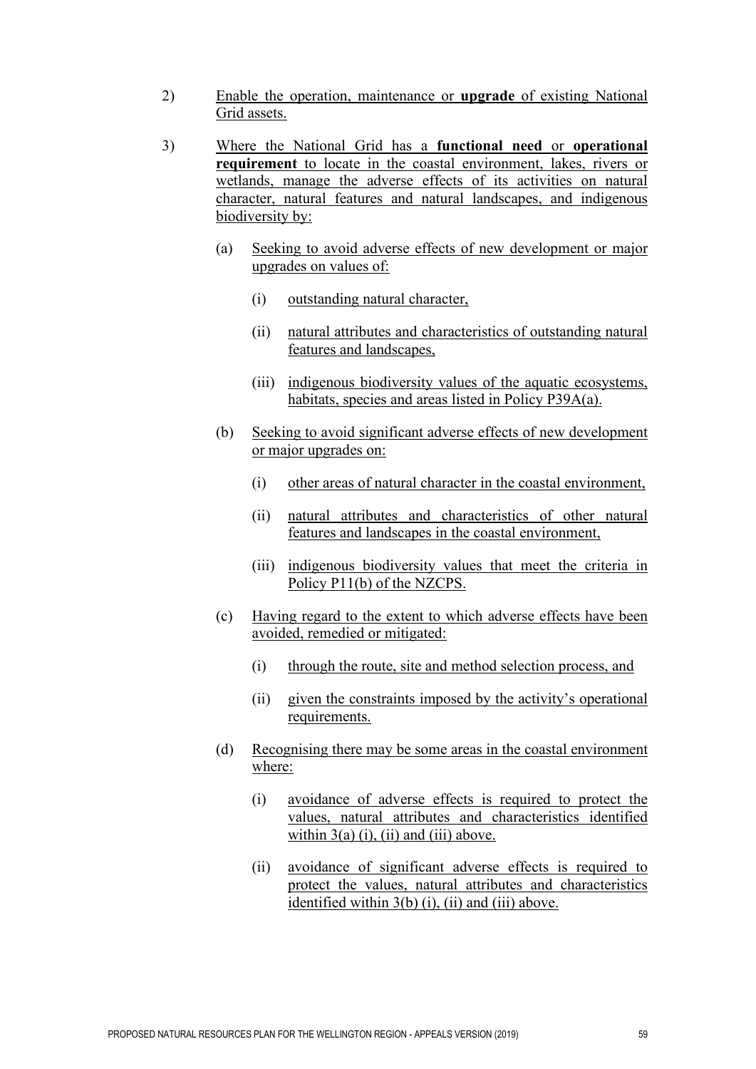2) Enable the operation, maintenance or **upgrade** of existing National Grid assets.

3) Where the National Grid has a **functional need** or **operational requirement** to locate in the coastal environment, lakes, rivers or wetlands, manage the adverse effects of its activities on natural character, natural features and natural landscapes, and indigenous biodiversity by:

   (a) Seeking to avoid adverse effects of new development or major upgrades on values of:

      (i) outstanding natural character,

      (ii) natural attributes and characteristics of outstanding natural features and landscapes,

      (iii) indigenous biodiversity values of the aquatic ecosystems, habitats, species and areas listed in Policy P39A(a).

   (b) Seeking to avoid significant adverse effects of new development or major upgrades on:

      (i) other areas of natural character in the coastal environment,

      (ii) natural attributes and characteristics of other natural features and landscapes in the coastal environment,

      (iii) indigenous biodiversity values that meet the criteria in Policy P11(b) of the NZCPS.

   (c) Having regard to the extent to which adverse effects have been avoided, remedied or mitigated:

      (i) through the route, site and method selection process, and

      (ii) given the constraints imposed by the activity's operational requirements.

   (d) Recognising there may be some areas in the coastal environment where:

      (i) avoidance of adverse effects is required to protect the values, natural attributes and characteristics identified within 3(a) (i), (ii) and (iii) above.

      (ii) avoidance of significant adverse effects is required to protect the values, natural attributes and characteristics identified within 3(b) (i), (ii) and (iii) above.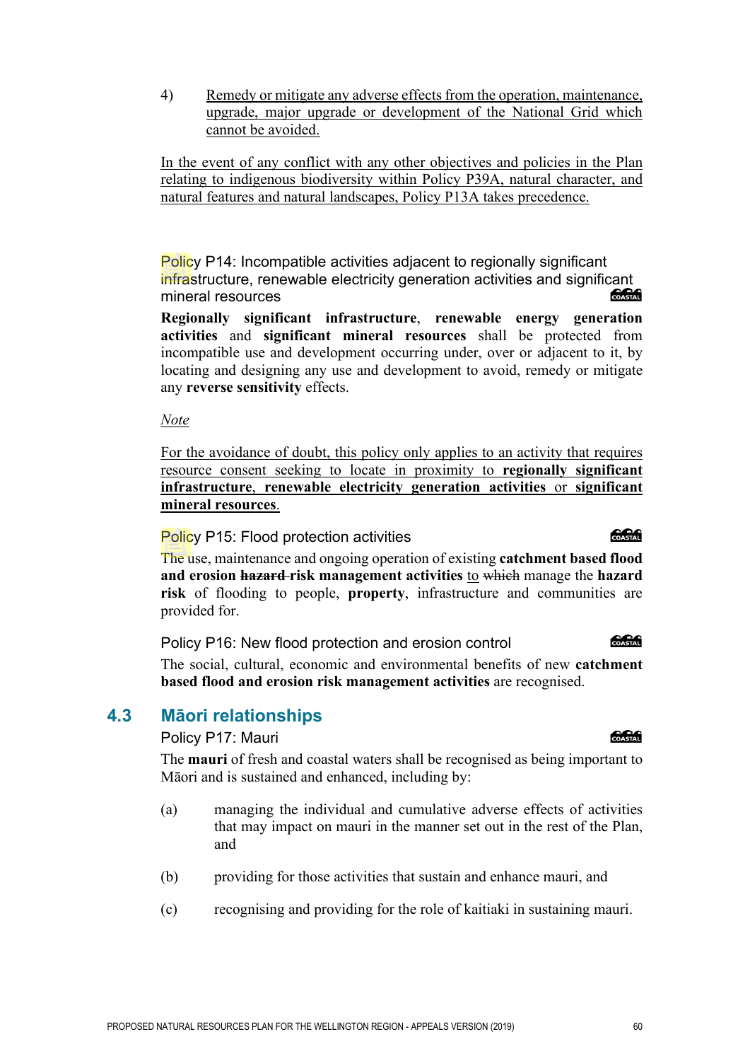4) Remedy or mitigate any adverse effects from the operation, maintenance, upgrade, major upgrade or development of the National Grid which cannot be avoided.

In the event of any conflict with any other objectives and policies in the Plan relating to indigenous biodiversity within Policy P39A, natural character, and natural features and natural landscapes, Policy P13A takes precedence.

### Policy P14: Incompatible activities adjacent to regionally significant infrastructure, renewable electricity generation activities and significant mineral resources

COASTAL

**Regionally significant infrastructure**, **renewable energy generation activities** and **significant mineral resources** shall be protected from incompatible use and development occurring under, over or adjacent to it, by locating and designing any use and development to avoid, remedy or mitigate any **reverse sensitivity** effects.

*Note*

For the avoidance of doubt, this policy only applies to an activity that requires resource consent seeking to locate in proximity to **regionally significant infrastructure**, **renewable electricity generation activities** or **significant mineral resources**.

### Policy P15: Flood protection activities

COASTAL

The use, maintenance and ongoing operation of existing **catchment based flood and erosion ~~hazard~~ risk management activities** to ~~which~~ manage the **hazard risk** of flooding to people, **property**, infrastructure and communities are provided for.

### Policy P16: New flood protection and erosion control

COASTAL

The social, cultural, economic and environmental benefits of new **catchment based flood and erosion risk management activities** are recognised.

## 4.3 Māori relationships

### Policy P17: Mauri

COASTAL

The **mauri** of fresh and coastal waters shall be recognised as being important to Māori and is sustained and enhanced, including by:

(a) managing the individual and cumulative adverse effects of activities that may impact on mauri in the manner set out in the rest of the Plan, and

(b) providing for those activities that sustain and enhance mauri, and

(c) recognising and providing for the role of kaitiaki in sustaining mauri.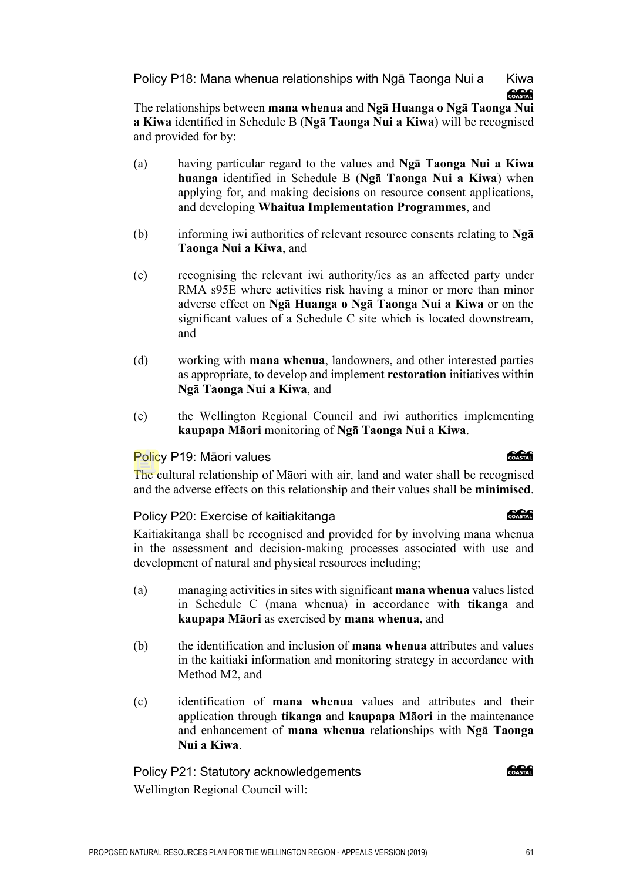### Policy P18: Mana whenua relationships with Ngā Taonga Nui a Kiwa

The relationships between **mana whenua** and **Ngā Huanga o Ngā Taonga Nui a Kiwa** identified in Schedule B (**Ngā Taonga Nui a Kiwa**) will be recognised and provided for by:

(a) having particular regard to the values and **Ngā Taonga Nui a Kiwa huanga** identified in Schedule B (**Ngā Taonga Nui a Kiwa**) when applying for, and making decisions on resource consent applications, and developing **Whaitua Implementation Programmes**, and

(b) informing iwi authorities of relevant resource consents relating to **Ngā Taonga Nui a Kiwa**, and

(c) recognising the relevant iwi authority/ies as an affected party under RMA s95E where activities risk having a minor or more than minor adverse effect on **Ngā Huanga o Ngā Taonga Nui a Kiwa** or on the significant values of a Schedule C site which is located downstream, and

(d) working with **mana whenua**, landowners, and other interested parties as appropriate, to develop and implement **restoration** initiatives within **Ngā Taonga Nui a Kiwa**, and

(e) the Wellington Regional Council and iwi authorities implementing **kaupapa Māori** monitoring of **Ngā Taonga Nui a Kiwa**.

### Policy P19: Māori values

The cultural relationship of Māori with air, land and water shall be recognised and the adverse effects on this relationship and their values shall be **minimised**.

### Policy P20: Exercise of kaitiakitanga

Kaitiakitanga shall be recognised and provided for by involving mana whenua in the assessment and decision-making processes associated with use and development of natural and physical resources including;

(a) managing activities in sites with significant **mana whenua** values listed in Schedule C (mana whenua) in accordance with **tikanga** and **kaupapa Māori** as exercised by **mana whenua**, and

(b) the identification and inclusion of **mana whenua** attributes and values in the kaitiaki information and monitoring strategy in accordance with Method M2, and

(c) identification of **mana whenua** values and attributes and their application through **tikanga** and **kaupapa Māori** in the maintenance and enhancement of **mana whenua** relationships with **Ngā Taonga Nui a Kiwa**.

### Policy P21: Statutory acknowledgements

Wellington Regional Council will: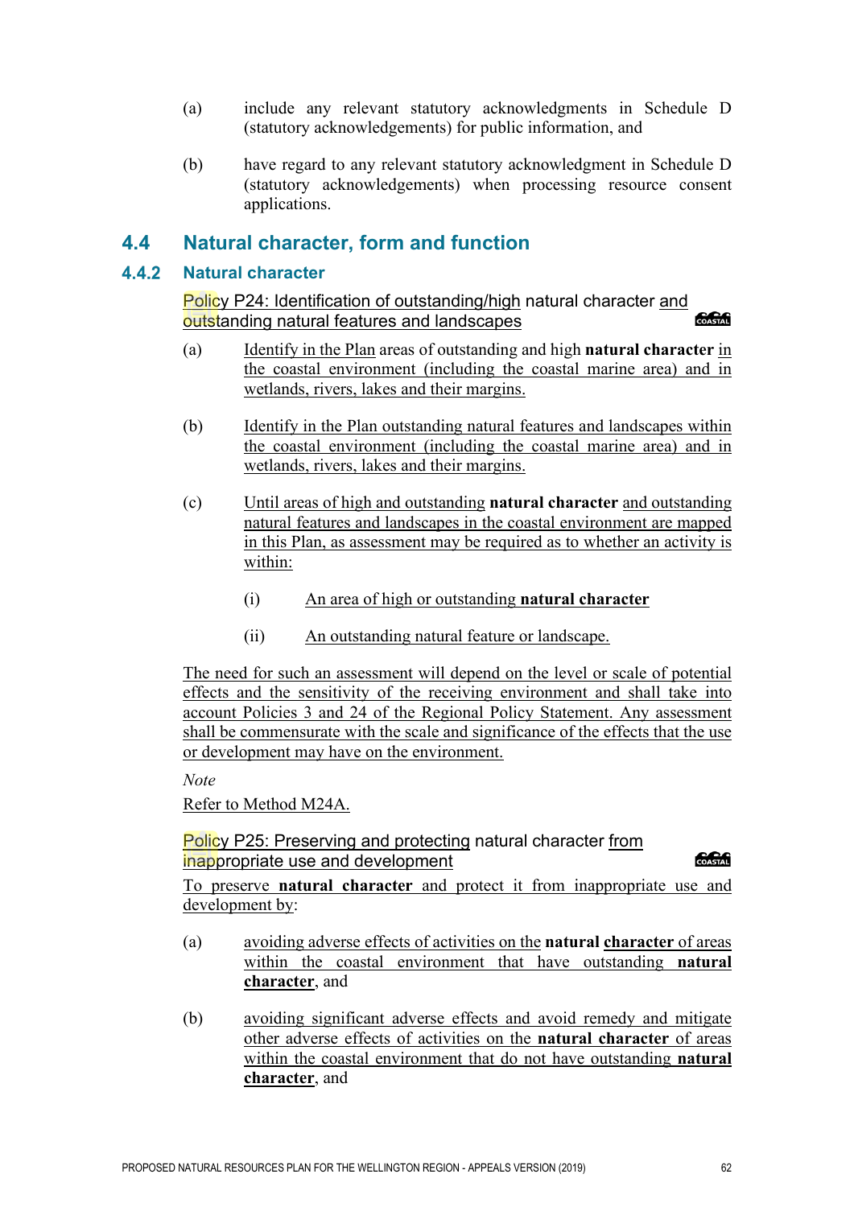(a) include any relevant statutory acknowledgments in Schedule D (statutory acknowledgements) for public information, and

(b) have regard to any relevant statutory acknowledgment in Schedule D (statutory acknowledgements) when processing resource consent applications.

## 4.4 Natural character, form and function

### 4.4.2 Natural character

#### Policy P24: Identification of outstanding/high natural character and outstanding natural features and landscapes

COASTAL

(a) Identify in the Plan areas of outstanding and high **natural character** in the coastal environment (including the coastal marine area) and in wetlands, rivers, lakes and their margins.

(b) Identify in the Plan outstanding natural features and landscapes within the coastal environment (including the coastal marine area) and in wetlands, rivers, lakes and their margins.

(c) Until areas of high and outstanding **natural character** and outstanding natural features and landscapes in the coastal environment are mapped in this Plan, as assessment may be required as to whether an activity is within:

   (i) An area of high or outstanding **natural character**

   (ii) An outstanding natural feature or landscape.

The need for such an assessment will depend on the level or scale of potential effects and the sensitivity of the receiving environment and shall take into account Policies 3 and 24 of the Regional Policy Statement. Any assessment shall be commensurate with the scale and significance of the effects that the use or development may have on the environment.

*Note*

Refer to Method M24A.

#### Policy P25: Preserving and protecting natural character from inappropriate use and development

COASTAL

To preserve **natural character** and protect it from inappropriate use and development by:

(a) avoiding adverse effects of activities on the **natural character** of areas within the coastal environment that have outstanding **natural character**, and

(b) avoiding significant adverse effects and avoid remedy and mitigate other adverse effects of activities on the **natural character** of areas within the coastal environment that do not have outstanding **natural character**, and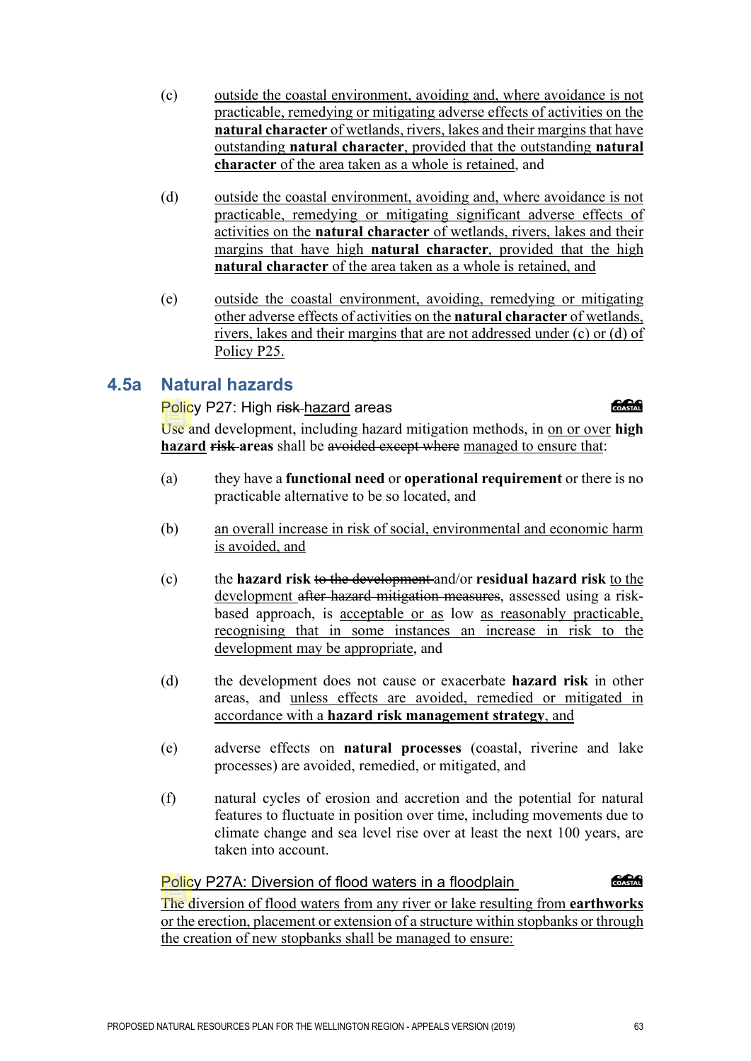(c) outside the coastal environment, avoiding and, where avoidance is not practicable, remedying or mitigating adverse effects of activities on the **natural character** of wetlands, rivers, lakes and their margins that have outstanding **natural character**, provided that the outstanding **natural character** of the area taken as a whole is retained, and

(d) outside the coastal environment, avoiding and, where avoidance is not practicable, remedying or mitigating significant adverse effects of activities on the **natural character** of wetlands, rivers, lakes and their margins that have high **natural character**, provided that the high **natural character** of the area taken as a whole is retained, and

(e) outside the coastal environment, avoiding, remedying or mitigating other adverse effects of activities on the **natural character** of wetlands, rivers, lakes and their margins that are not addressed under (c) or (d) of Policy P25.

## 4.5a Natural hazards

### Policy P27: High ~~risk~~ hazard areas

Use and development, including hazard mitigation methods, in on or over **high hazard** ~~**risk**~~ **areas** shall be ~~avoided except where~~ managed to ensure that:

(a) they have a **functional need** or **operational requirement** or there is no practicable alternative to be so located, and

(b) an overall increase in risk of social, environmental and economic harm is avoided, and

(c) the **hazard risk** ~~to the development~~ and/or **residual hazard risk** to the development ~~after hazard mitigation measures~~, assessed using a risk-based approach, is acceptable or as low as reasonably practicable, recognising that in some instances an increase in risk to the development may be appropriate, and

(d) the development does not cause or exacerbate **hazard risk** in other areas, and unless effects are avoided, remedied or mitigated in accordance with a **hazard risk management strategy**, and

(e) adverse effects on **natural processes** (coastal, riverine and lake processes) are avoided, remedied, or mitigated, and

(f) natural cycles of erosion and accretion and the potential for natural features to fluctuate in position over time, including movements due to climate change and sea level rise over at least the next 100 years, are taken into account.

### Policy P27A: Diversion of flood waters in a floodplain

The diversion of flood waters from any river or lake resulting from **earthworks** or the erection, placement or extension of a structure within stopbanks or through the creation of new stopbanks shall be managed to ensure: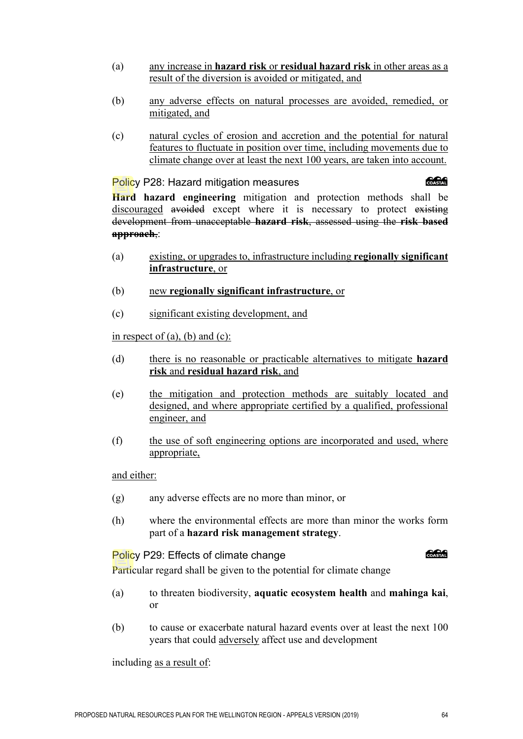(a) any increase in **hazard risk** or **residual hazard risk** in other areas as a result of the diversion is avoided or mitigated, and

(b) any adverse effects on natural processes are avoided, remedied, or mitigated, and

(c) natural cycles of erosion and accretion and the potential for natural features to fluctuate in position over time, including movements due to climate change over at least the next 100 years, are taken into account.

### Policy P28: Hazard mitigation measures

COASTAL

**Hard hazard engineering** mitigation and protection methods shall be discouraged ~~avoided~~ except where it is necessary to protect ~~existing development from unacceptable~~ ~~**hazard risk**~~~~, assessed using the~~ ~~**risk based approach**~~~~,~~:

(a) existing, or upgrades to, infrastructure including **regionally significant infrastructure**, or

(b) new **regionally significant infrastructure**, or

(c) significant existing development, and

in respect of (a), (b) and (c):

(d) there is no reasonable or practicable alternatives to mitigate **hazard risk** and **residual hazard risk**, and

(e) the mitigation and protection methods are suitably located and designed, and where appropriate certified by a qualified, professional engineer, and

(f) the use of soft engineering options are incorporated and used, where appropriate,

and either:

(g) any adverse effects are no more than minor, or

(h) where the environmental effects are more than minor the works form part of a **hazard risk management strategy**.

### Policy P29: Effects of climate change

COASTAL

Particular regard shall be given to the potential for climate change

(a) to threaten biodiversity, **aquatic ecosystem health** and **mahinga kai**, or

(b) to cause or exacerbate natural hazard events over at least the next 100 years that could adversely affect use and development

including as a result of: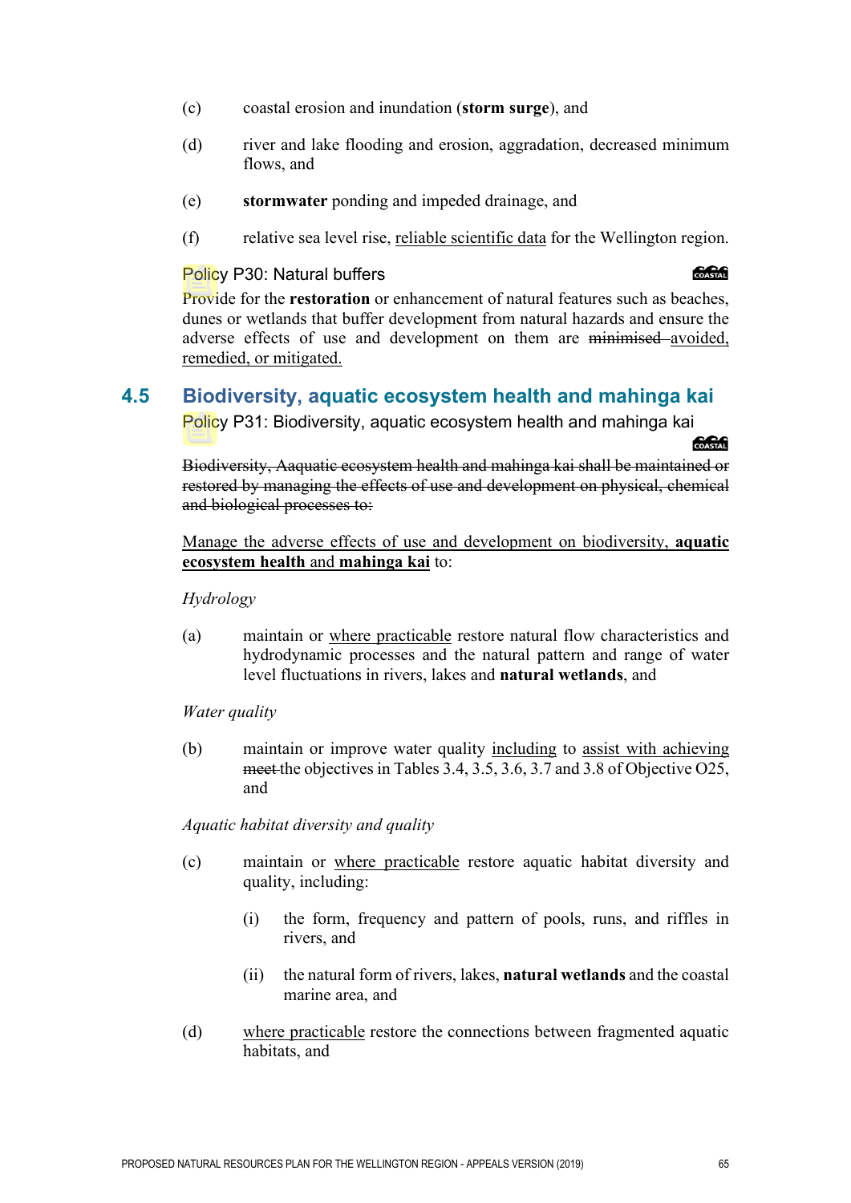(c) coastal erosion and inundation (**storm surge**), and

(d) river and lake flooding and erosion, aggradation, decreased minimum flows, and

(e) **stormwater** ponding and impeded drainage, and

(f) relative sea level rise, <u>reliable scientific data</u> for the Wellington region.

Policy P30: Natural buffers

Provide for the **restoration** or enhancement of natural features such as beaches, dunes or wetlands that buffer development from natural hazards and ensure the adverse effects of use and development on them are ~~minimised~~ <u>avoided, remedied, or mitigated.</u>

## 4.5 Biodiversity, aquatic ecosystem health and mahinga kai

Policy P31: Biodiversity, aquatic ecosystem health and mahinga kai

~~Biodiversity, Aaquatic ecosystem health and mahinga kai shall be maintained or restored by managing the effects of use and development on physical, chemical and biological processes to:~~

<u>Manage the adverse effects of use and development on biodiversity, **aquatic ecosystem health** and **mahinga kai**</u> to:

*Hydrology*

(a) maintain or <u>where practicable</u> restore natural flow characteristics and hydrodynamic processes and the natural pattern and range of water level fluctuations in rivers, lakes and **natural wetlands**, and

*Water quality*

(b) maintain or improve water quality <u>including</u> to <u>assist with achieving</u> ~~meet~~ the objectives in Tables 3.4, 3.5, 3.6, 3.7 and 3.8 of Objective O25, and

*Aquatic habitat diversity and quality*

(c) maintain or <u>where practicable</u> restore aquatic habitat diversity and quality, including:

(i) the form, frequency and pattern of pools, runs, and riffles in rivers, and

(ii) the natural form of rivers, lakes, **natural wetlands** and the coastal marine area, and

(d) <u>where practicable</u> restore the connections between fragmented aquatic habitats, and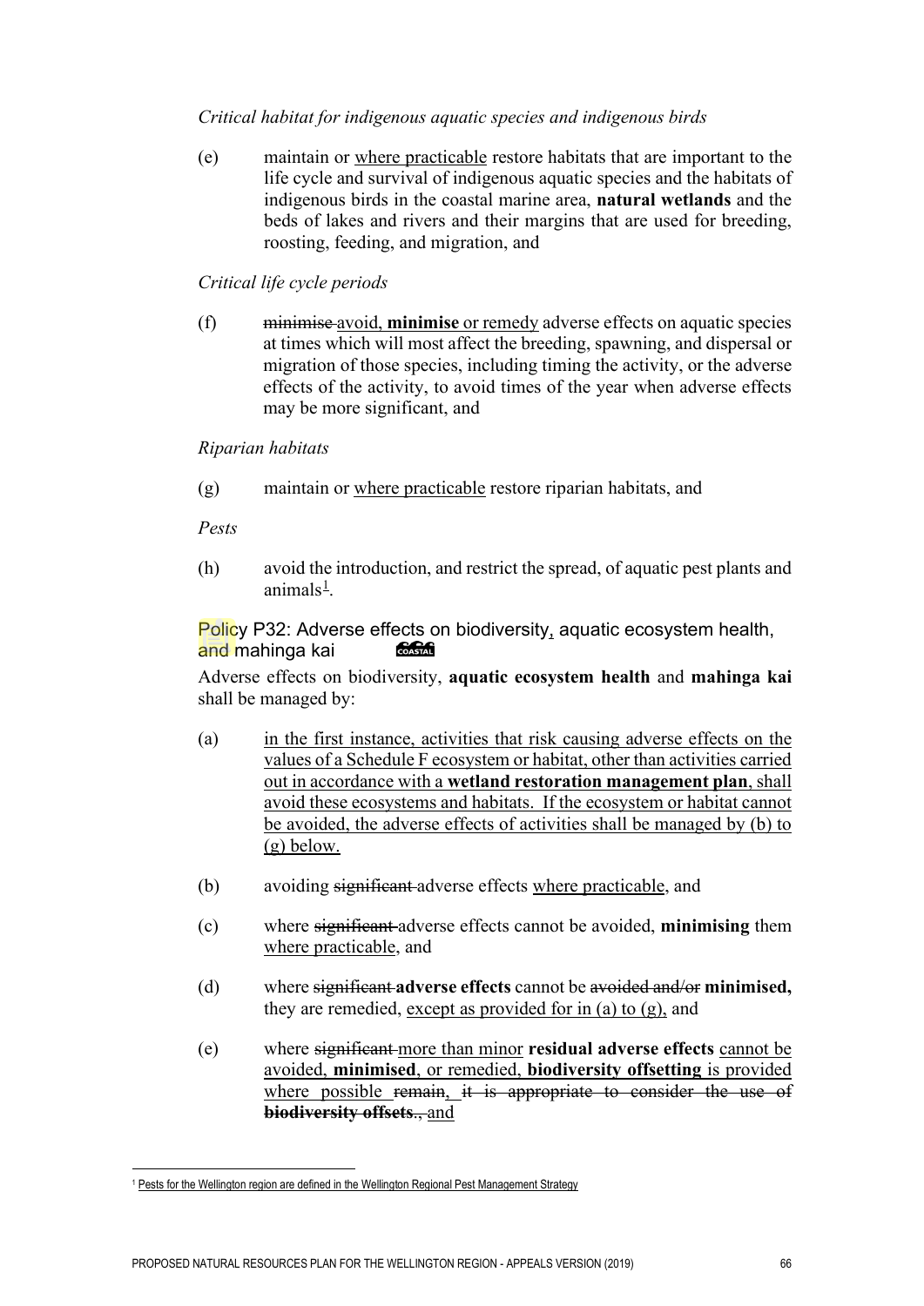*Critical habitat for indigenous aquatic species and indigenous birds*

(e) maintain or where practicable restore habitats that are important to the life cycle and survival of indigenous aquatic species and the habitats of indigenous birds in the coastal marine area, **natural wetlands** and the beds of lakes and rivers and their margins that are used for breeding, roosting, feeding, and migration, and

*Critical life cycle periods*

(f) ~~minimise~~ avoid, **minimise** or remedy adverse effects on aquatic species at times which will most affect the breeding, spawning, and dispersal or migration of those species, including timing the activity, or the adverse effects of the activity, to avoid times of the year when adverse effects may be more significant, and

*Riparian habitats*

(g) maintain or where practicable restore riparian habitats, and

*Pests*

(h) avoid the introduction, and restrict the spread, of aquatic pest plants and animals[1].

## Policy P32: Adverse effects on biodiversity, aquatic ecosystem health, and mahinga kai

Adverse effects on biodiversity, **aquatic ecosystem health** and **mahinga kai** shall be managed by:

(a) in the first instance, activities that risk causing adverse effects on the values of a Schedule F ecosystem or habitat, other than activities carried out in accordance with a **wetland restoration management plan**, shall avoid these ecosystems and habitats. If the ecosystem or habitat cannot be avoided, the adverse effects of activities shall be managed by (b) to (g) below.

(b) avoiding ~~significant~~ adverse effects where practicable, and

(c) where ~~significant~~ adverse effects cannot be avoided, **minimising** them where practicable, and

(d) where ~~significant~~ **adverse effects** cannot be ~~avoided and/or~~ **minimised,** they are remedied, except as provided for in (a) to (g), and

(e) where ~~significant~~ more than minor **residual adverse effects** cannot be avoided, **minimised**, or remedied, **biodiversity offsetting** is provided where possible ~~remain, it is appropriate to consider the use of **biodiversity offsets**.~~, and

[1] Pests for the Wellington region are defined in the Wellington Regional Pest Management Strategy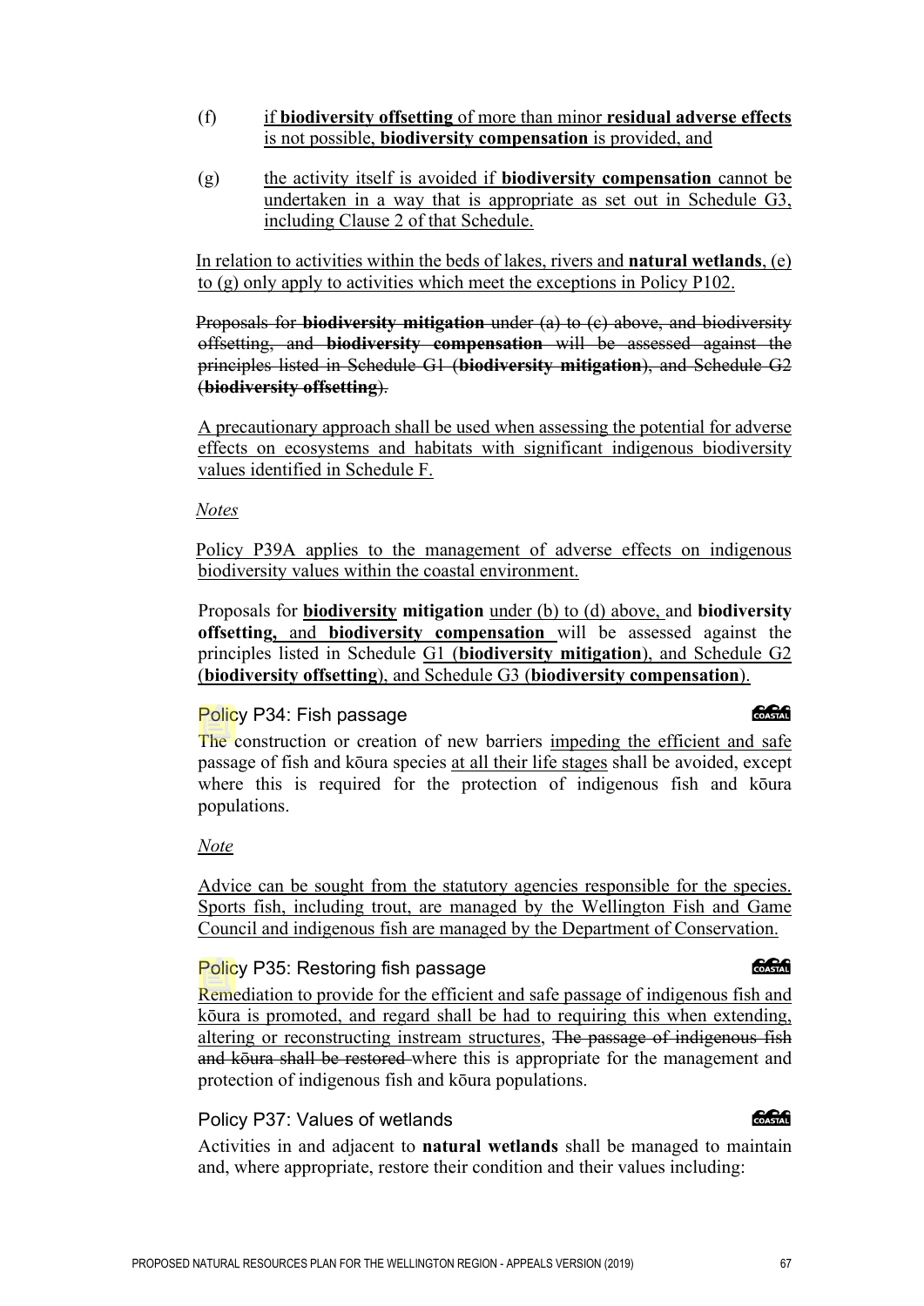(f) if **biodiversity offsetting** of more than minor **residual adverse effects** is not possible, **biodiversity compensation** is provided, and

(g) the activity itself is avoided if **biodiversity compensation** cannot be undertaken in a way that is appropriate as set out in Schedule G3, including Clause 2 of that Schedule.

In relation to activities within the beds of lakes, rivers and **natural wetlands**, (e) to (g) only apply to activities which meet the exceptions in Policy P102.

~~Proposals for **biodiversity mitigation** under (a) to (c) above, and biodiversity offsetting, and **biodiversity compensation** will be assessed against the principles listed in Schedule G1 (**biodiversity mitigation**), and Schedule G2 (**biodiversity offsetting**).~~

A precautionary approach shall be used when assessing the potential for adverse effects on ecosystems and habitats with significant indigenous biodiversity values identified in Schedule F.

*Notes*

Policy P39A applies to the management of adverse effects on indigenous biodiversity values within the coastal environment.

Proposals for **biodiversity mitigation** under (b) to (d) above, and **biodiversity offsetting,** and **biodiversity compensation** will be assessed against the principles listed in Schedule G1 (**biodiversity mitigation**), and Schedule G2 (**biodiversity offsetting**), and Schedule G3 (**biodiversity compensation**).

### Policy P34: Fish passage

The construction or creation of new barriers impeding the efficient and safe passage of fish and kōura species at all their life stages shall be avoided, except where this is required for the protection of indigenous fish and kōura populations.

*Note*

Advice can be sought from the statutory agencies responsible for the species. Sports fish, including trout, are managed by the Wellington Fish and Game Council and indigenous fish are managed by the Department of Conservation.

### Policy P35: Restoring fish passage

Remediation to provide for the efficient and safe passage of indigenous fish and kōura is promoted, and regard shall be had to requiring this when extending, altering or reconstructing instream structures, ~~The passage of indigenous fish and kōura shall be restored~~ where this is appropriate for the management and protection of indigenous fish and kōura populations.

### Policy P37: Values of wetlands

Activities in and adjacent to **natural wetlands** shall be managed to maintain and, where appropriate, restore their condition and their values including: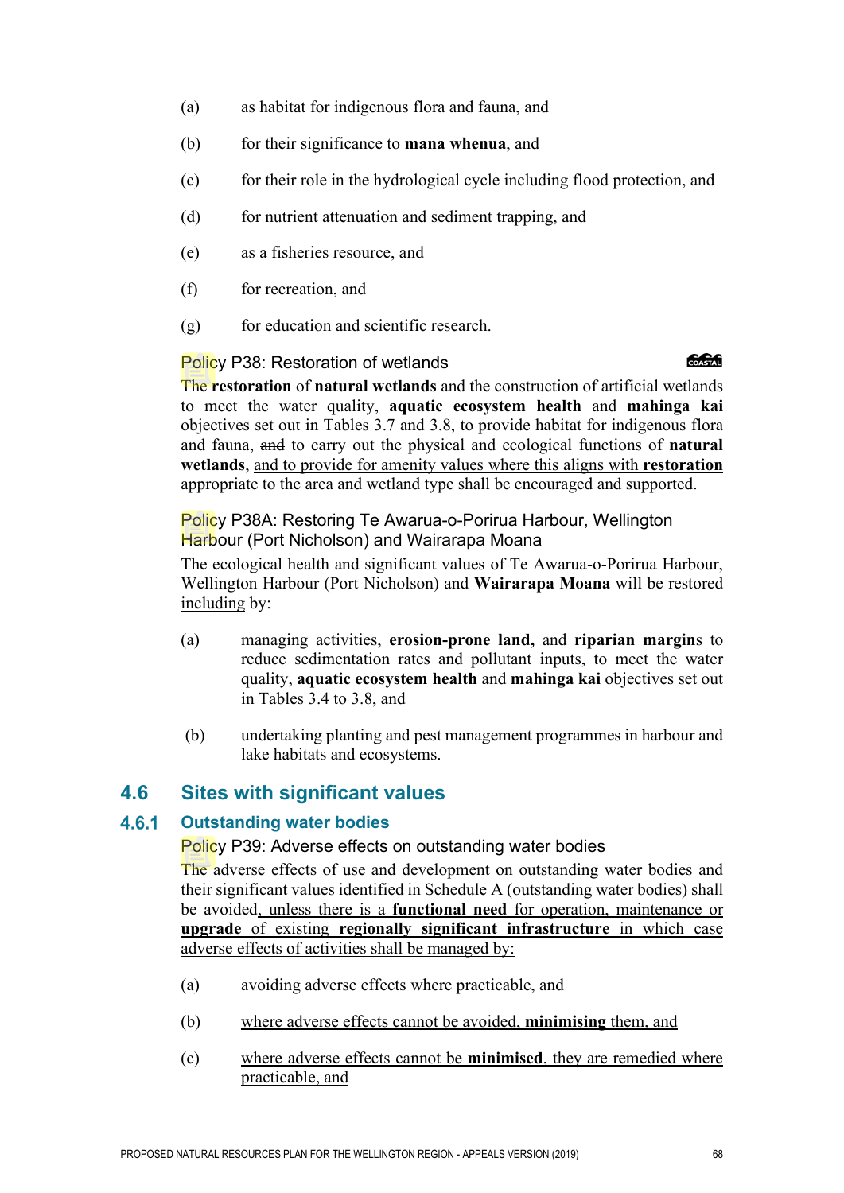(a) as habitat for indigenous flora and fauna, and

(b) for their significance to **mana whenua**, and

(c) for their role in the hydrological cycle including flood protection, and

(d) for nutrient attenuation and sediment trapping, and

(e) as a fisheries resource, and

(f) for recreation, and

(g) for education and scientific research.

### Policy P38: Restoration of wetlands

COASTAL

The **restoration** of **natural wetlands** and the construction of artificial wetlands to meet the water quality, **aquatic ecosystem health** and **mahinga kai** objectives set out in Tables 3.7 and 3.8, to provide habitat for indigenous flora and fauna, ~~and~~ to carry out the physical and ecological functions of **natural wetlands**, <u>and to provide for amenity values where this aligns with **restoration** appropriate to the area and wetland type</u> shall be encouraged and supported.

### Policy P38A: Restoring Te Awarua-o-Porirua Harbour, Wellington Harbour (Port Nicholson) and Wairarapa Moana

The ecological health and significant values of Te Awarua-o-Porirua Harbour, Wellington Harbour (Port Nicholson) and **Wairarapa Moana** will be restored <u>including</u> by:

(a) managing activities, **erosion-prone land,** and **riparian margin**s to reduce sedimentation rates and pollutant inputs, to meet the water quality, **aquatic ecosystem health** and **mahinga kai** objectives set out in Tables 3.4 to 3.8, and

(b) undertaking planting and pest management programmes in harbour and lake habitats and ecosystems.

## 4.6 Sites with significant values

## 4.6.1 Outstanding water bodies

### Policy P39: Adverse effects on outstanding water bodies

The adverse effects of use and development on outstanding water bodies and their significant values identified in Schedule A (outstanding water bodies) shall be avoided<u>, unless there is a **functional need** for operation, maintenance or **upgrade** of existing **regionally significant infrastructure** in which case adverse effects of activities shall be managed by:</u>

(a) <u>avoiding adverse effects where practicable, and</u>

(b) <u>where adverse effects cannot be avoided, **minimising** them, and</u>

(c) <u>where adverse effects cannot be **minimised**, they are remedied where practicable, and</u>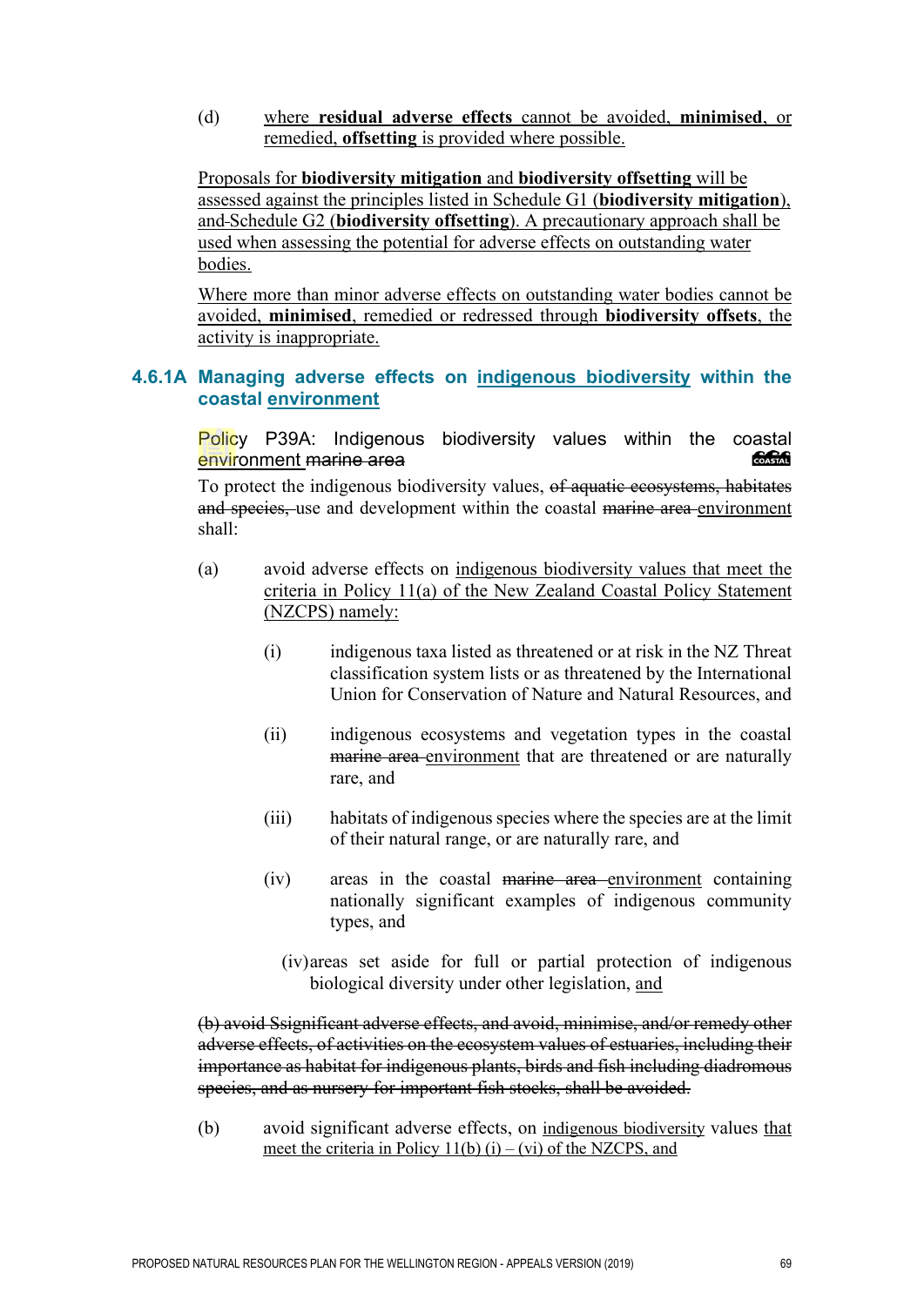(d) where **residual adverse effects** cannot be avoided, **minimised**, or remedied, **offsetting** is provided where possible.

Proposals for **biodiversity mitigation** and **biodiversity offsetting** will be assessed against the principles listed in Schedule G1 (**biodiversity mitigation**), and Schedule G2 (**biodiversity offsetting**). A precautionary approach shall be used when assessing the potential for adverse effects on outstanding water bodies.

Where more than minor adverse effects on outstanding water bodies cannot be avoided, **minimised**, remedied or redressed through **biodiversity offsets**, the activity is inappropriate.

### 4.6.1A Managing adverse effects on indigenous biodiversity within the coastal environment

Policy P39A: Indigenous biodiversity values within the coastal environment ~~marine area~~

To protect the indigenous biodiversity values, ~~of aquatic ecosystems, habitates and species,~~ use and development within the coastal ~~marine area~~ environment shall:

(a) avoid adverse effects on indigenous biodiversity values that meet the criteria in Policy 11(a) of the New Zealand Coastal Policy Statement (NZCPS) namely:

(i) indigenous taxa listed as threatened or at risk in the NZ Threat classification system lists or as threatened by the International Union for Conservation of Nature and Natural Resources, and

(ii) indigenous ecosystems and vegetation types in the coastal ~~marine area~~ environment that are threatened or are naturally rare, and

(iii) habitats of indigenous species where the species are at the limit of their natural range, or are naturally rare, and

(iv) areas in the coastal ~~marine area~~ environment containing nationally significant examples of indigenous community types, and

(iv) areas set aside for full or partial protection of indigenous biological diversity under other legislation, and

~~(b) avoid Ssignificant adverse effects, and avoid, minimise, and/or remedy other adverse effects, of activities on the ecosystem values of estuaries, including their importance as habitat for indigenous plants, birds and fish including diadromous species, and as nursery for important fish stocks, shall be avoided.~~

(b) avoid significant adverse effects, on indigenous biodiversity values that meet the criteria in Policy 11(b) (i) – (vi) of the NZCPS, and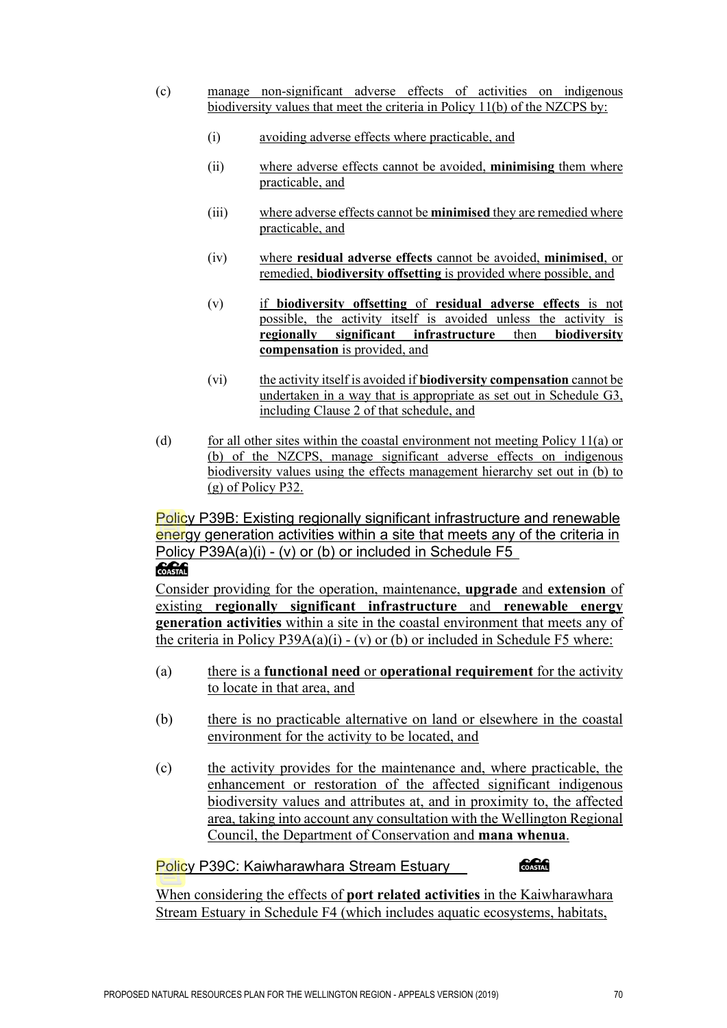(c) manage non-significant adverse effects of activities on indigenous biodiversity values that meet the criteria in Policy 11(b) of the NZCPS by:

  (i) avoiding adverse effects where practicable, and

  (ii) where adverse effects cannot be avoided, **minimising** them where practicable, and

  (iii) where adverse effects cannot be **minimised** they are remedied where practicable, and

  (iv) where **residual adverse effects** cannot be avoided, **minimised**, or remedied, **biodiversity offsetting** is provided where possible, and

  (v) if **biodiversity offsetting** of **residual adverse effects** is not possible, the activity itself is avoided unless the activity is **regionally significant infrastructure** then **biodiversity compensation** is provided, and

  (vi) the activity itself is avoided if **biodiversity compensation** cannot be undertaken in a way that is appropriate as set out in Schedule G3, including Clause 2 of that schedule, and

(d) for all other sites within the coastal environment not meeting Policy 11(a) or (b) of the NZCPS, manage significant adverse effects on indigenous biodiversity values using the effects management hierarchy set out in (b) to (g) of Policy P32.

### Policy P39B: Existing regionally significant infrastructure and renewable energy generation activities within a site that meets any of the criteria in Policy P39A(a)(i) - (v) or (b) or included in Schedule F5

COASTAL

Consider providing for the operation, maintenance, **upgrade** and **extension** of existing **regionally significant infrastructure** and **renewable energy generation activities** within a site in the coastal environment that meets any of the criteria in Policy P39A(a)(i) - (v) or (b) or included in Schedule F5 where:

(a) there is a **functional need** or **operational requirement** for the activity to locate in that area, and

(b) there is no practicable alternative on land or elsewhere in the coastal environment for the activity to be located, and

(c) the activity provides for the maintenance and, where practicable, the enhancement or restoration of the affected significant indigenous biodiversity values and attributes at, and in proximity to, the affected area, taking into account any consultation with the Wellington Regional Council, the Department of Conservation and **mana whenua**.

### Policy P39C: Kaiwharawhara Stream Estuary

COASTAL

When considering the effects of **port related activities** in the Kaiwharawhara Stream Estuary in Schedule F4 (which includes aquatic ecosystems, habitats,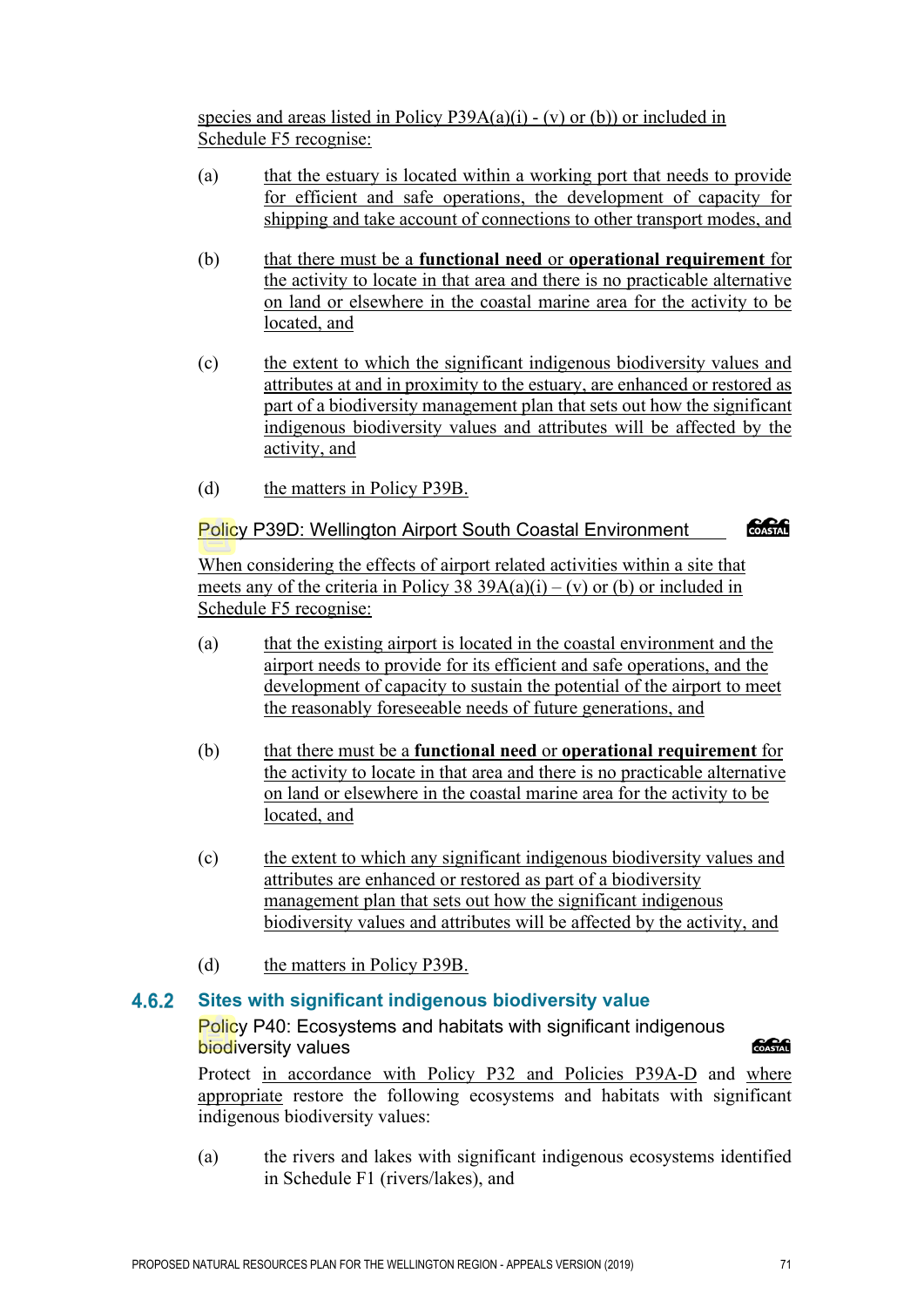species and areas listed in Policy P39A(a)(i) - (v) or (b)) or included in Schedule F5 recognise:

(a) that the estuary is located within a working port that needs to provide for efficient and safe operations, the development of capacity for shipping and take account of connections to other transport modes, and

(b) that there must be a **functional need** or **operational requirement** for the activity to locate in that area and there is no practicable alternative on land or elsewhere in the coastal marine area for the activity to be located, and

(c) the extent to which the significant indigenous biodiversity values and attributes at and in proximity to the estuary, are enhanced or restored as part of a biodiversity management plan that sets out how the significant indigenous biodiversity values and attributes will be affected by the activity, and

(d) the matters in Policy P39B.

### Policy P39D: Wellington Airport South Coastal Environment

When considering the effects of airport related activities within a site that meets any of the criteria in Policy 38 39A(a)(i) – (v) or (b) or included in Schedule F5 recognise:

(a) that the existing airport is located in the coastal environment and the airport needs to provide for its efficient and safe operations, and the development of capacity to sustain the potential of the airport to meet the reasonably foreseeable needs of future generations, and

(b) that there must be a **functional need** or **operational requirement** for the activity to locate in that area and there is no practicable alternative on land or elsewhere in the coastal marine area for the activity to be located, and

(c) the extent to which any significant indigenous biodiversity values and attributes are enhanced or restored as part of a biodiversity management plan that sets out how the significant indigenous biodiversity values and attributes will be affected by the activity, and

(d) the matters in Policy P39B.

## 4.6.2 Sites with significant indigenous biodiversity value

### Policy P40: Ecosystems and habitats with significant indigenous biodiversity values

Protect in accordance with Policy P32 and Policies P39A-D and where appropriate restore the following ecosystems and habitats with significant indigenous biodiversity values:

(a) the rivers and lakes with significant indigenous ecosystems identified in Schedule F1 (rivers/lakes), and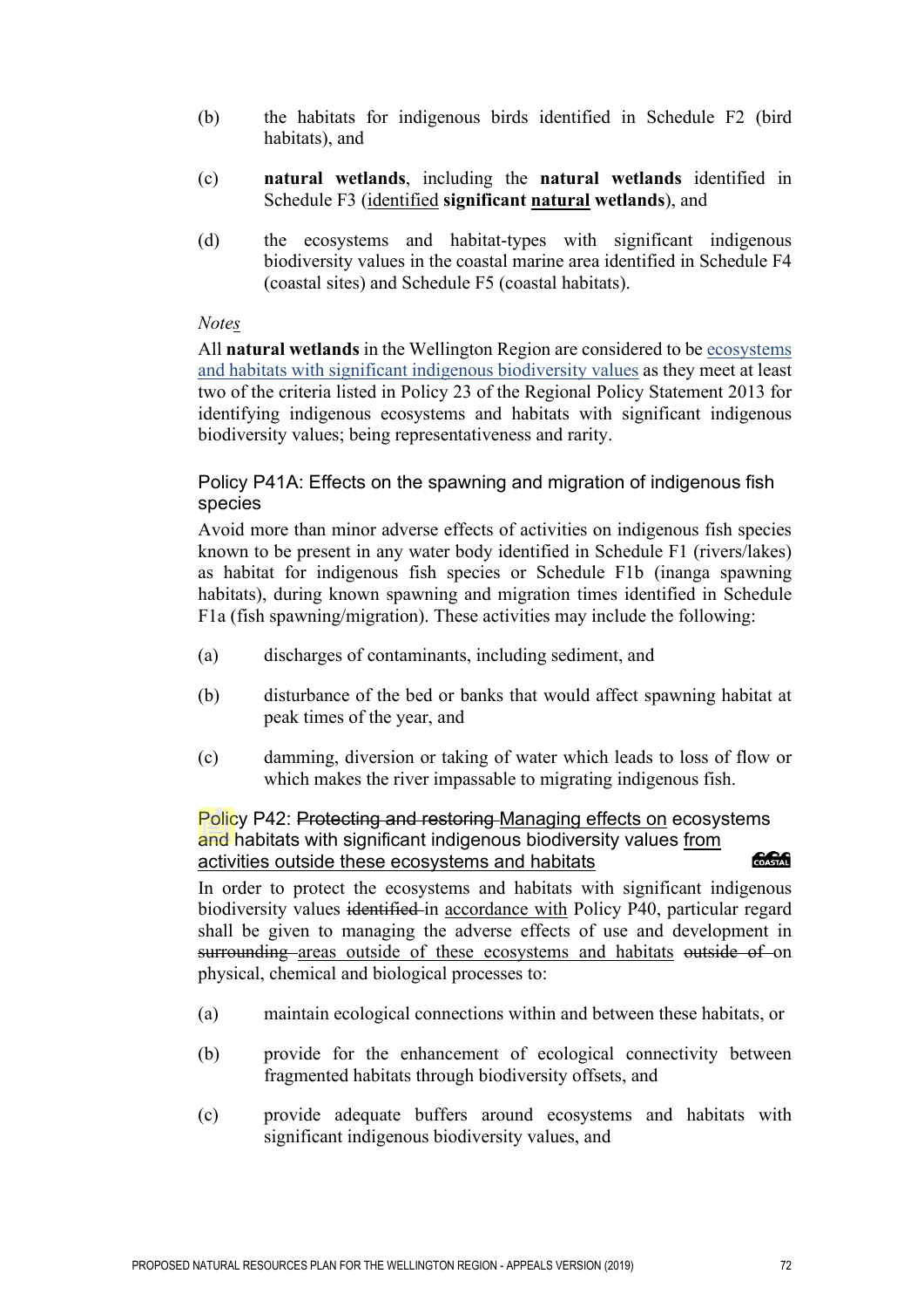(b) the habitats for indigenous birds identified in Schedule F2 (bird habitats), and

(c) **natural wetlands**, including the **natural wetlands** identified in Schedule F3 (<u>identified</u> **significant <u>natural</u> wetlands**), and

(d) the ecosystems and habitat-types with significant indigenous biodiversity values in the coastal marine area identified in Schedule F4 (coastal sites) and Schedule F5 (coastal habitats).

*Note<u>s</u>*

All **natural wetlands** in the Wellington Region are considered to be <u>ecosystems and habitats with significant indigenous biodiversity values</u> as they meet at least two of the criteria listed in Policy 23 of the Regional Policy Statement 2013 for identifying indigenous ecosystems and habitats with significant indigenous biodiversity values; being representativeness and rarity.

### Policy P41A: Effects on the spawning and migration of indigenous fish species

Avoid more than minor adverse effects of activities on indigenous fish species known to be present in any water body identified in Schedule F1 (rivers/lakes) as habitat for indigenous fish species or Schedule F1b (inanga spawning habitats), during known spawning and migration times identified in Schedule F1a (fish spawning/migration). These activities may include the following:

(a) discharges of contaminants, including sediment, and

(b) disturbance of the bed or banks that would affect spawning habitat at peak times of the year, and

(c) damming, diversion or taking of water which leads to loss of flow or which makes the river impassable to migrating indigenous fish.

### Policy P42: ~~Protecting and restoring~~ <u>Managing effects on</u> ecosystems and habitats with significant indigenous biodiversity values <u>from activities outside these ecosystems and habitats</u>

In order to protect the ecosystems and habitats with significant indigenous biodiversity values ~~identified~~ in <u>accordance with</u> Policy P40, particular regard shall be given to managing the adverse effects of use and development in ~~surrounding~~ <u>areas outside of these ecosystems and habitats</u> ~~outside of~~ on physical, chemical and biological processes to:

(a) maintain ecological connections within and between these habitats, or

(b) provide for the enhancement of ecological connectivity between fragmented habitats through biodiversity offsets, and

(c) provide adequate buffers around ecosystems and habitats with significant indigenous biodiversity values, and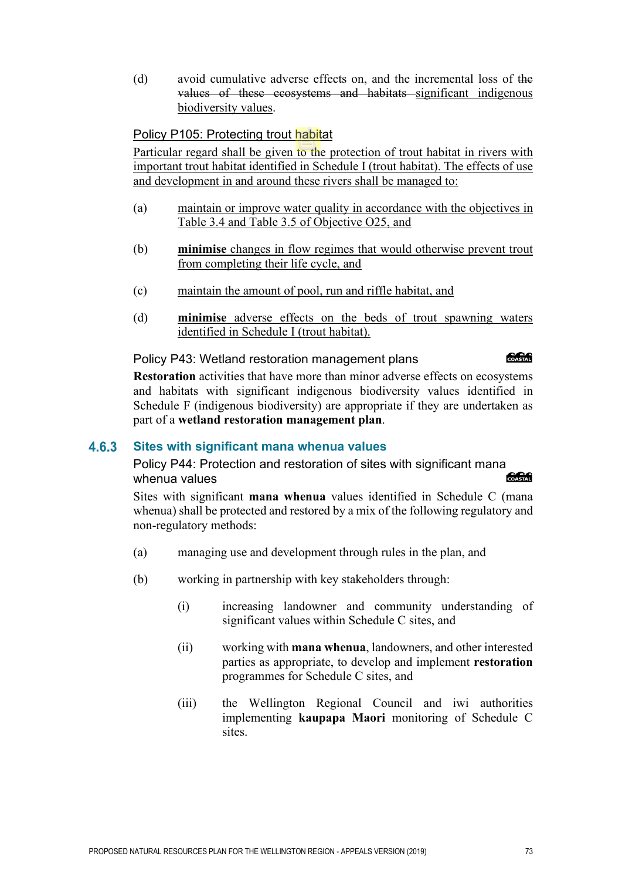(d) avoid cumulative adverse effects on, and the incremental loss of ~~the values of these ecosystems and habitats~~ significant indigenous biodiversity values.

Policy P105: Protecting trout habitat

Particular regard shall be given to the protection of trout habitat in rivers with important trout habitat identified in Schedule I (trout habitat). The effects of use and development in and around these rivers shall be managed to:

(a) maintain or improve water quality in accordance with the objectives in Table 3.4 and Table 3.5 of Objective O25, and

(b) **minimise** changes in flow regimes that would otherwise prevent trout from completing their life cycle, and

(c) maintain the amount of pool, run and riffle habitat, and

(d) **minimise** adverse effects on the beds of trout spawning waters identified in Schedule I (trout habitat).

Policy P43: Wetland restoration management plans

**Restoration** activities that have more than minor adverse effects on ecosystems and habitats with significant indigenous biodiversity values identified in Schedule F (indigenous biodiversity) are appropriate if they are undertaken as part of a **wetland restoration management plan**.

### 4.6.3 Sites with significant mana whenua values

Policy P44: Protection and restoration of sites with significant mana whenua values

Sites with significant **mana whenua** values identified in Schedule C (mana whenua) shall be protected and restored by a mix of the following regulatory and non-regulatory methods:

(a) managing use and development through rules in the plan, and

(b) working in partnership with key stakeholders through:

  (i) increasing landowner and community understanding of significant values within Schedule C sites, and

  (ii) working with **mana whenua**, landowners, and other interested parties as appropriate, to develop and implement **restoration** programmes for Schedule C sites, and

  (iii) the Wellington Regional Council and iwi authorities implementing **kaupapa Maori** monitoring of Schedule C sites.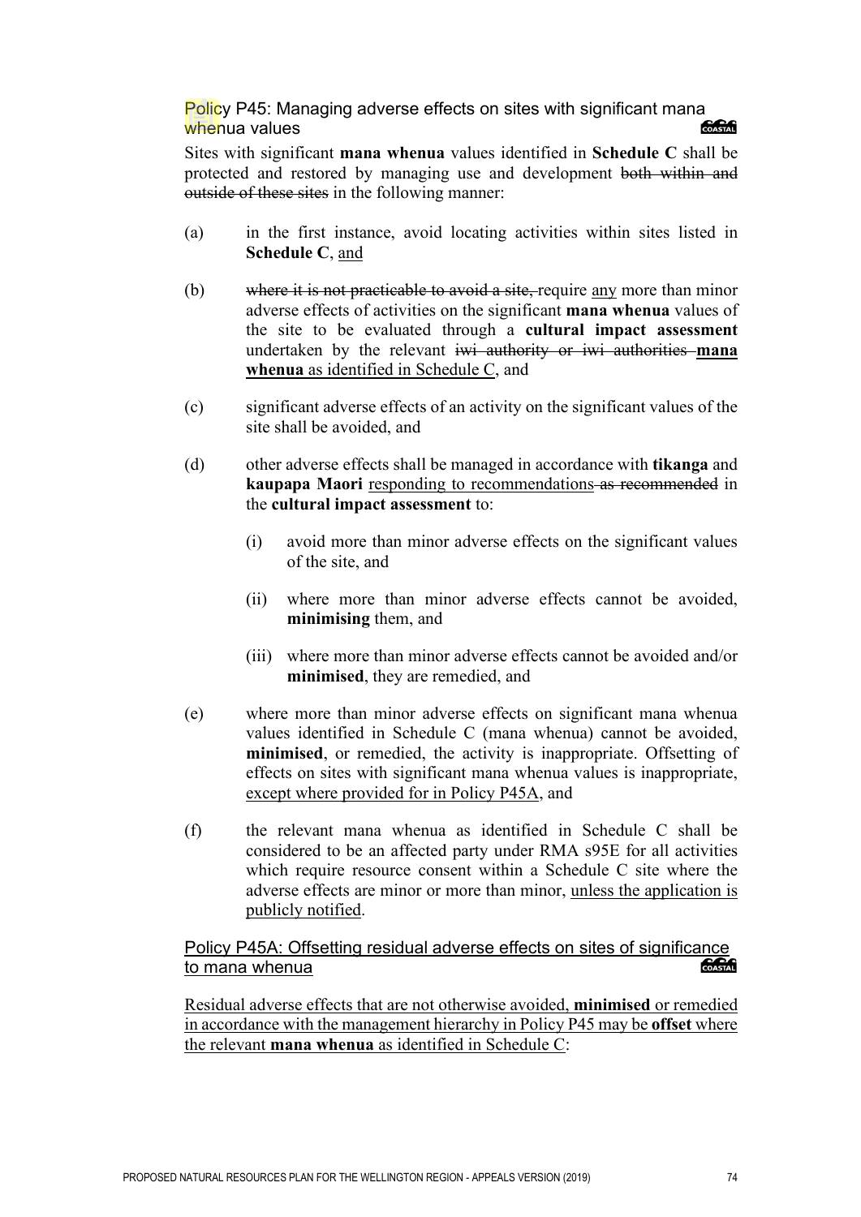### Policy P45: Managing adverse effects on sites with significant mana whenua values

Sites with significant **mana whenua** values identified in **Schedule C** shall be protected and restored by managing use and development ~~both within and outside of these sites~~ in the following manner:

(a) in the first instance, avoid locating activities within sites listed in **Schedule C**, <u>and</u>

(b) ~~where it is not practicable to avoid a site,~~ require <u>any</u> more than minor adverse effects of activities on the significant **mana whenua** values of the site to be evaluated through a **cultural impact assessment** undertaken by the relevant ~~iwi authority or iwi authorities~~ <u>**mana whenua** as identified in Schedule C</u>, and

(c) significant adverse effects of an activity on the significant values of the site shall be avoided, and

(d) other adverse effects shall be managed in accordance with **tikanga** and **kaupapa Maori** <u>responding to recommendations</u> ~~as recommended~~ in the **cultural impact assessment** to:

   (i) avoid more than minor adverse effects on the significant values of the site, and

   (ii) where more than minor adverse effects cannot be avoided, **minimising** them, and

   (iii) where more than minor adverse effects cannot be avoided and/or **minimised**, they are remedied, and

(e) where more than minor adverse effects on significant mana whenua values identified in Schedule C (mana whenua) cannot be avoided, **minimised**, or remedied, the activity is inappropriate. Offsetting of effects on sites with significant mana whenua values is inappropriate, <u>except where provided for in Policy P45A</u>, and

(f) the relevant mana whenua as identified in Schedule C shall be considered to be an affected party under RMA s95E for all activities which require resource consent within a Schedule C site where the adverse effects are minor or more than minor, <u>unless the application is publicly notified</u>.

### <u>Policy P45A: Offsetting residual adverse effects on sites of significance to mana whenua</u>

<u>Residual adverse effects that are not otherwise avoided, **minimised** or remedied in accordance with the management hierarchy in Policy P45 may be **offset** where the relevant **mana whenua** as identified in Schedule C:</u>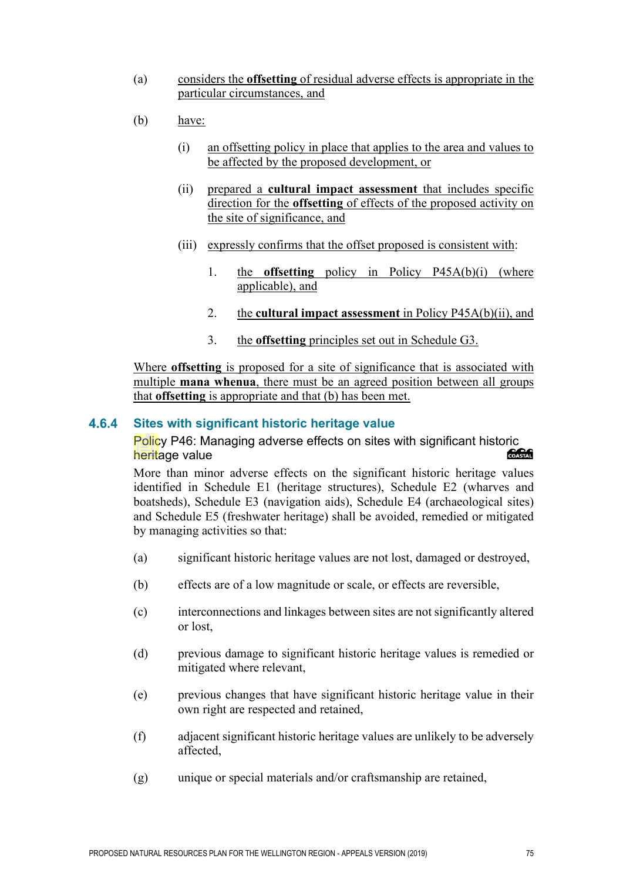(a) considers the **offsetting** of residual adverse effects is appropriate in the particular circumstances, and

(b) have:

  (i) an offsetting policy in place that applies to the area and values to be affected by the proposed development, or

  (ii) prepared a **cultural impact assessment** that includes specific direction for the **offsetting** of effects of the proposed activity on the site of significance, and

  (iii) expressly confirms that the offset proposed is consistent with:

    1. the **offsetting** policy in Policy P45A(b)(i) (where applicable), and

    2. the **cultural impact assessment** in Policy P45A(b)(ii), and

    3. the **offsetting** principles set out in Schedule G3.

Where **offsetting** is proposed for a site of significance that is associated with multiple **mana whenua**, there must be an agreed position between all groups that **offsetting** is appropriate and that (b) has been met.

### 4.6.4 Sites with significant historic heritage value

#### Policy P46: Managing adverse effects on sites with significant historic heritage value

More than minor adverse effects on the significant historic heritage values identified in Schedule E1 (heritage structures), Schedule E2 (wharves and boatsheds), Schedule E3 (navigation aids), Schedule E4 (archaeological sites) and Schedule E5 (freshwater heritage) shall be avoided, remedied or mitigated by managing activities so that:

(a) significant historic heritage values are not lost, damaged or destroyed,

(b) effects are of a low magnitude or scale, or effects are reversible,

(c) interconnections and linkages between sites are not significantly altered or lost,

(d) previous damage to significant historic heritage values is remedied or mitigated where relevant,

(e) previous changes that have significant historic heritage value in their own right are respected and retained,

(f) adjacent significant historic heritage values are unlikely to be adversely affected,

(g) unique or special materials and/or craftsmanship are retained,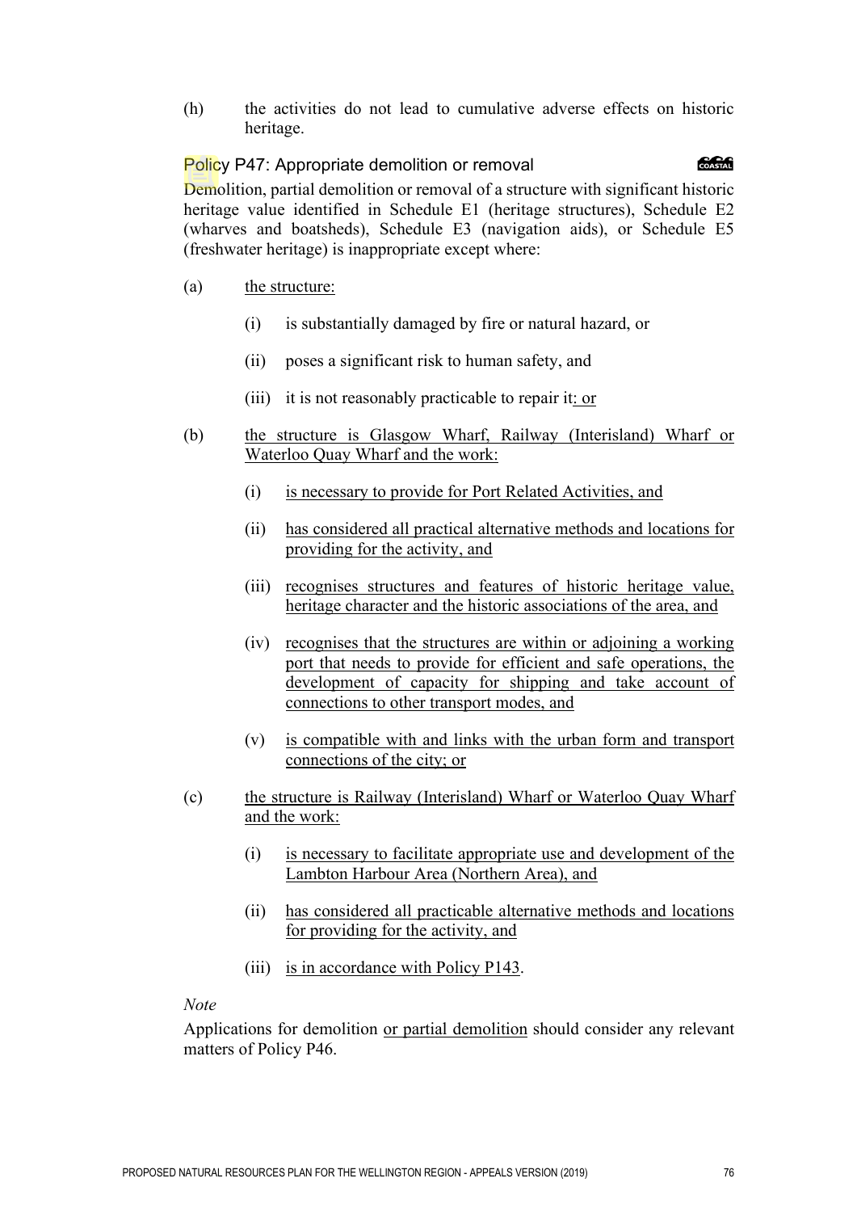(h) the activities do not lead to cumulative adverse effects on historic heritage.

### Policy P47: Appropriate demolition or removal

Demolition, partial demolition or removal of a structure with significant historic heritage value identified in Schedule E1 (heritage structures), Schedule E2 (wharves and boatsheds), Schedule E3 (navigation aids), or Schedule E5 (freshwater heritage) is inappropriate except where:

(a) <u>the structure:</u>

   (i) is substantially damaged by fire or natural hazard, or

   (ii) poses a significant risk to human safety, and

   (iii) it is not reasonably practicable to repair it<u>: or</u>

(b) <u>the structure is Glasgow Wharf, Railway (Interisland) Wharf or Waterloo Quay Wharf and the work:</u>

   (i) <u>is necessary to provide for Port Related Activities, and</u>

   (ii) <u>has considered all practical alternative methods and locations for providing for the activity, and</u>

   (iii) <u>recognises structures and features of historic heritage value, heritage character and the historic associations of the area, and</u>

   (iv) <u>recognises that the structures are within or adjoining a working port that needs to provide for efficient and safe operations, the development of capacity for shipping and take account of connections to other transport modes, and</u>

   (v) <u>is compatible with and links with the urban form and transport connections of the city; or</u>

(c) <u>the structure is Railway (Interisland) Wharf or Waterloo Quay Wharf and the work:</u>

   (i) <u>is necessary to facilitate appropriate use and development of the Lambton Harbour Area (Northern Area), and</u>

   (ii) <u>has considered all practicable alternative methods and locations for providing for the activity, and</u>

   (iii) <u>is in accordance with Policy P143</u>.

*Note*

Applications for demolition <u>or partial demolition</u> should consider any relevant matters of Policy P46.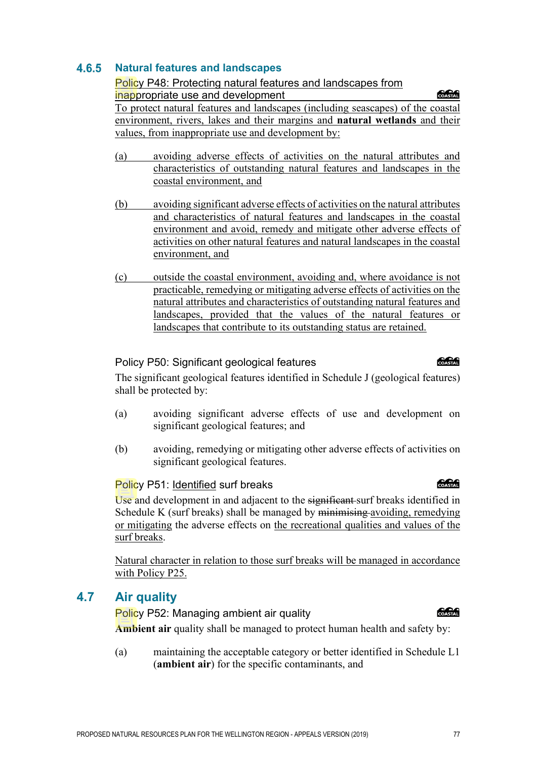### 4.6.5 Natural features and landscapes

Policy P48: Protecting natural features and landscapes from inappropriate use and development

To protect natural features and landscapes (including seascapes) of the coastal environment, rivers, lakes and their margins and **natural wetlands** and their values, from inappropriate use and development by:

(a) avoiding adverse effects of activities on the natural attributes and characteristics of outstanding natural features and landscapes in the coastal environment, and

(b) avoiding significant adverse effects of activities on the natural attributes and characteristics of natural features and landscapes in the coastal environment and avoid, remedy and mitigate other adverse effects of activities on other natural features and natural landscapes in the coastal environment, and

(c) outside the coastal environment, avoiding and, where avoidance is not practicable, remedying or mitigating adverse effects of activities on the natural attributes and characteristics of outstanding natural features and landscapes, provided that the values of the natural features or landscapes that contribute to its outstanding status are retained.

Policy P50: Significant geological features

The significant geological features identified in Schedule J (geological features) shall be protected by:

(a) avoiding significant adverse effects of use and development on significant geological features; and

(b) avoiding, remedying or mitigating other adverse effects of activities on significant geological features.

Policy P51: Identified surf breaks

Use and development in and adjacent to the ~~significant~~ surf breaks identified in Schedule K (surf breaks) shall be managed by ~~minimising~~ avoiding, remedying or mitigating the adverse effects on the recreational qualities and values of the surf breaks.

Natural character in relation to those surf breaks will be managed in accordance with Policy P25.

## 4.7 Air quality

Policy P52: Managing ambient air quality

**Ambient air** quality shall be managed to protect human health and safety by:

(a) maintaining the acceptable category or better identified in Schedule L1 (**ambient air**) for the specific contaminants, and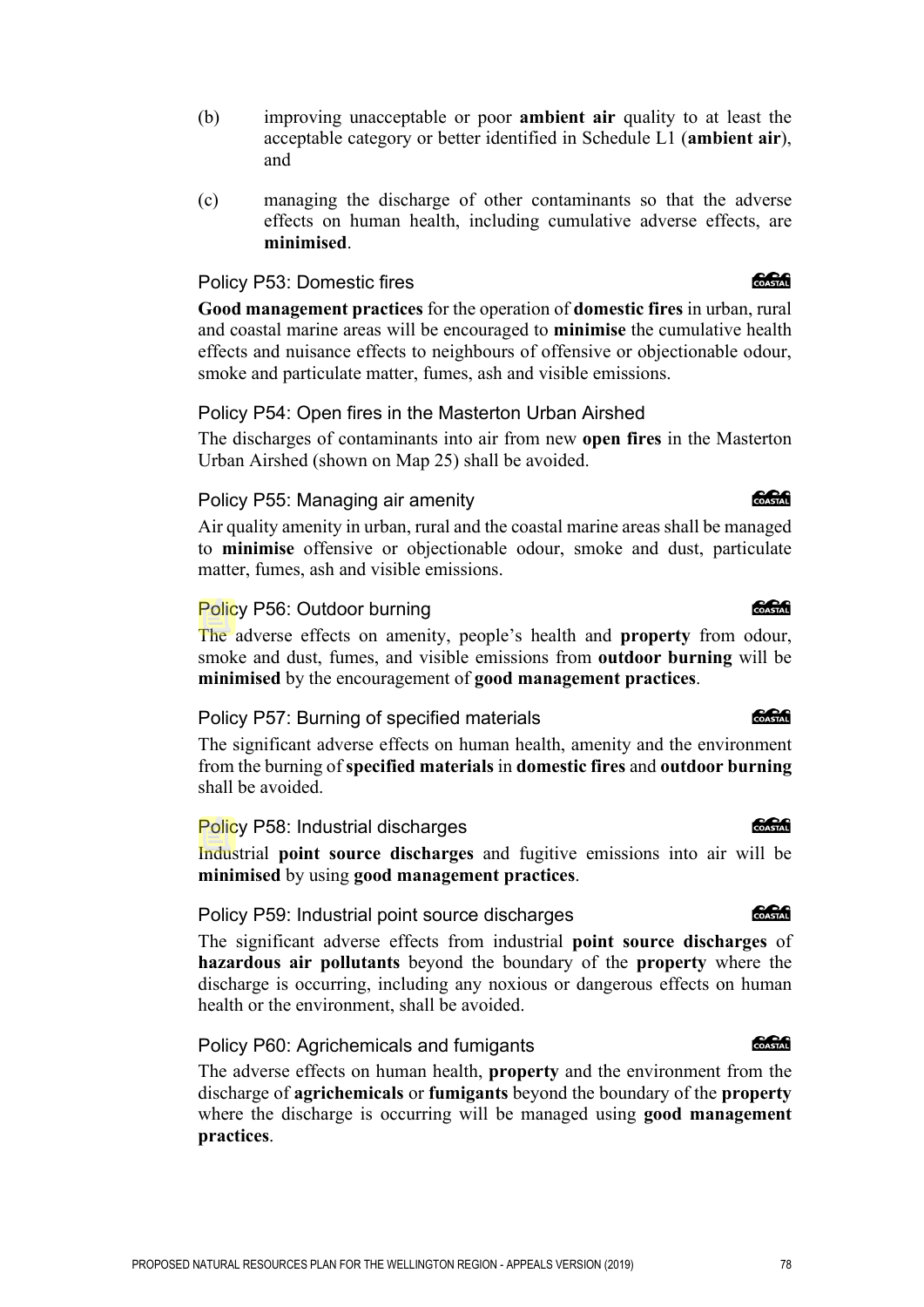(b) improving unacceptable or poor **ambient air** quality to at least the acceptable category or better identified in Schedule L1 (**ambient air**), and

(c) managing the discharge of other contaminants so that the adverse effects on human health, including cumulative adverse effects, are **minimised**.

### Policy P53: Domestic fires

**Good management practices** for the operation of **domestic fires** in urban, rural and coastal marine areas will be encouraged to **minimise** the cumulative health effects and nuisance effects to neighbours of offensive or objectionable odour, smoke and particulate matter, fumes, ash and visible emissions.

### Policy P54: Open fires in the Masterton Urban Airshed

The discharges of contaminants into air from new **open fires** in the Masterton Urban Airshed (shown on Map 25) shall be avoided.

### Policy P55: Managing air amenity

Air quality amenity in urban, rural and the coastal marine areas shall be managed to **minimise** offensive or objectionable odour, smoke and dust, particulate matter, fumes, ash and visible emissions.

### Policy P56: Outdoor burning

The adverse effects on amenity, people's health and **property** from odour, smoke and dust, fumes, and visible emissions from **outdoor burning** will be **minimised** by the encouragement of **good management practices**.

### Policy P57: Burning of specified materials

The significant adverse effects on human health, amenity and the environment from the burning of **specified materials** in **domestic fires** and **outdoor burning** shall be avoided.

### Policy P58: Industrial discharges

Industrial **point source discharges** and fugitive emissions into air will be **minimised** by using **good management practices**.

### Policy P59: Industrial point source discharges

The significant adverse effects from industrial **point source discharges** of **hazardous air pollutants** beyond the boundary of the **property** where the discharge is occurring, including any noxious or dangerous effects on human health or the environment, shall be avoided.

### Policy P60: Agrichemicals and fumigants

The adverse effects on human health, **property** and the environment from the discharge of **agrichemicals** or **fumigants** beyond the boundary of the **property** where the discharge is occurring will be managed using **good management practices**.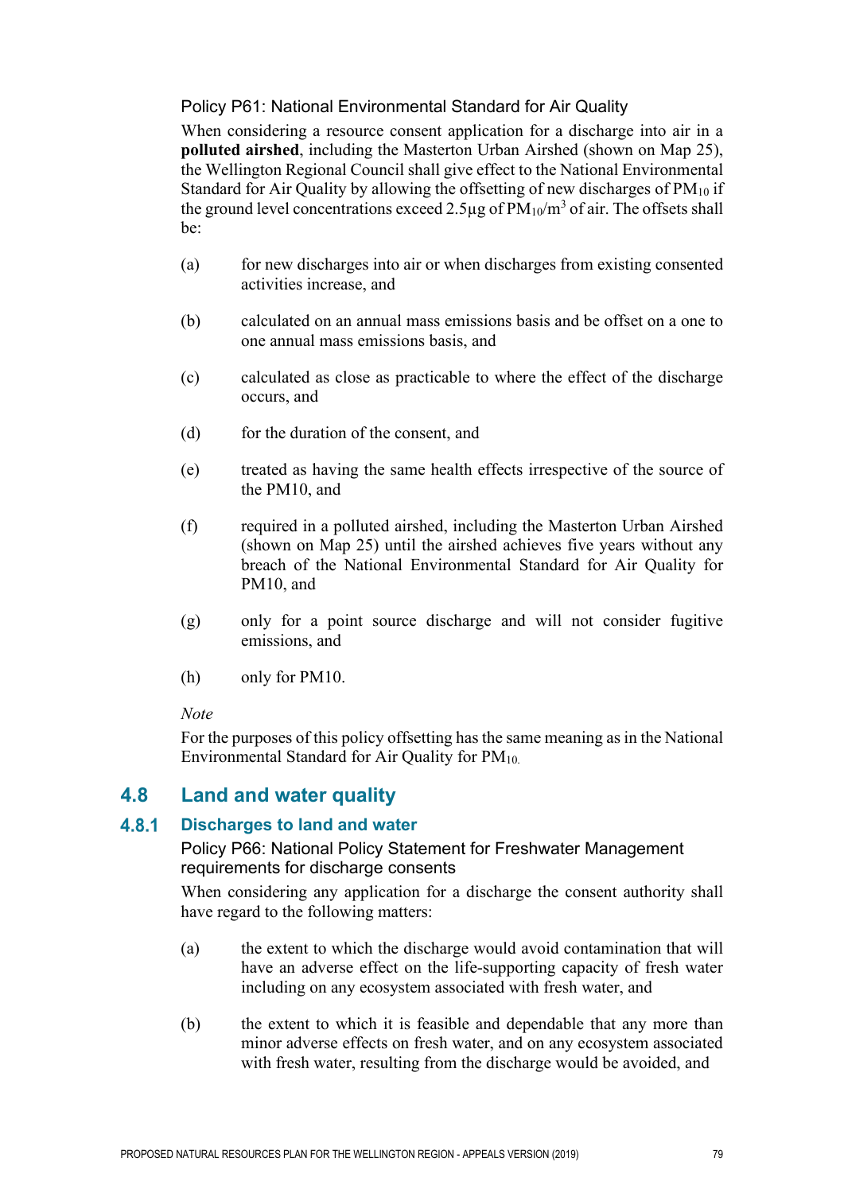#### Policy P61: National Environmental Standard for Air Quality

When considering a resource consent application for a discharge into air in a **polluted airshed**, including the Masterton Urban Airshed (shown on Map 25), the Wellington Regional Council shall give effect to the National Environmental Standard for Air Quality by allowing the offsetting of new discharges of $PM_{10}$ if the ground level concentrations exceed 2.5µg of $PM_{10}/m^3$ of air. The offsets shall be:

(a) for new discharges into air or when discharges from existing consented activities increase, and

(b) calculated on an annual mass emissions basis and be offset on a one to one annual mass emissions basis, and

(c) calculated as close as practicable to where the effect of the discharge occurs, and

(d) for the duration of the consent, and

(e) treated as having the same health effects irrespective of the source of the PM10, and

(f) required in a polluted airshed, including the Masterton Urban Airshed (shown on Map 25) until the airshed achieves five years without any breach of the National Environmental Standard for Air Quality for PM10, and

(g) only for a point source discharge and will not consider fugitive emissions, and

(h) only for PM10.

*Note*

For the purposes of this policy offsetting has the same meaning as in the National Environmental Standard for Air Quality for $PM_{10}$.

## 4.8 Land and water quality

### 4.8.1 Discharges to land and water

#### Policy P66: National Policy Statement for Freshwater Management requirements for discharge consents

When considering any application for a discharge the consent authority shall have regard to the following matters:

(a) the extent to which the discharge would avoid contamination that will have an adverse effect on the life-supporting capacity of fresh water including on any ecosystem associated with fresh water, and

(b) the extent to which it is feasible and dependable that any more than minor adverse effects on fresh water, and on any ecosystem associated with fresh water, resulting from the discharge would be avoided, and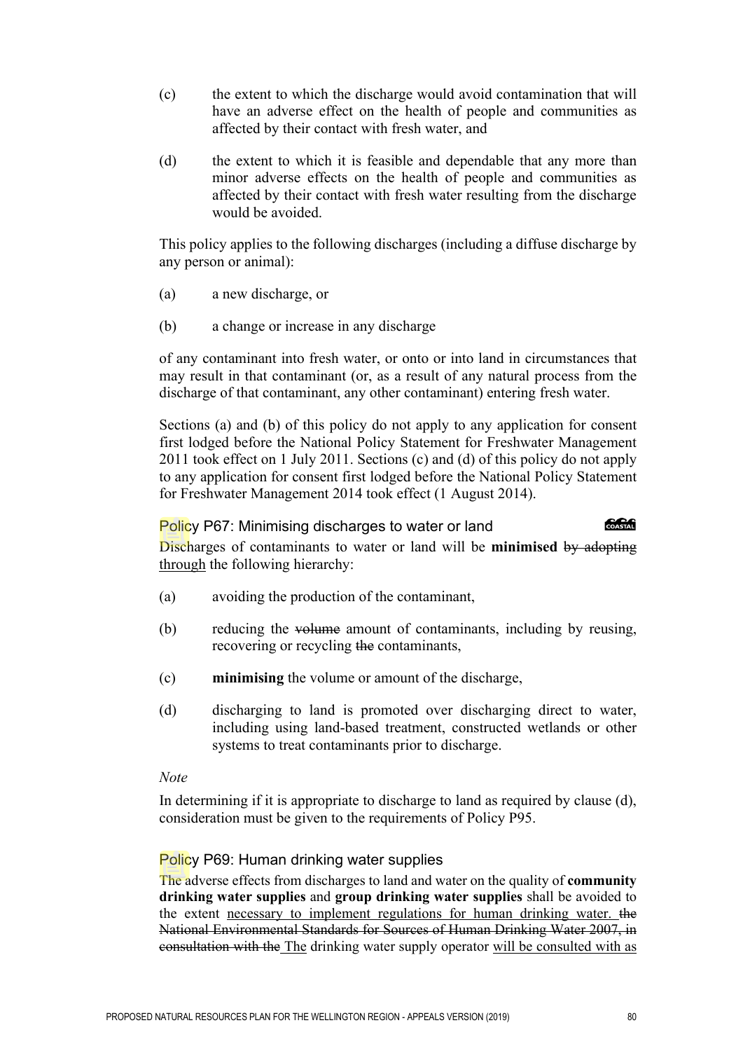(c) the extent to which the discharge would avoid contamination that will have an adverse effect on the health of people and communities as affected by their contact with fresh water, and

(d) the extent to which it is feasible and dependable that any more than minor adverse effects on the health of people and communities as affected by their contact with fresh water resulting from the discharge would be avoided.

This policy applies to the following discharges (including a diffuse discharge by any person or animal):

(a) a new discharge, or

(b) a change or increase in any discharge

of any contaminant into fresh water, or onto or into land in circumstances that may result in that contaminant (or, as a result of any natural process from the discharge of that contaminant, any other contaminant) entering fresh water.

Sections (a) and (b) of this policy do not apply to any application for consent first lodged before the National Policy Statement for Freshwater Management 2011 took effect on 1 July 2011. Sections (c) and (d) of this policy do not apply to any application for consent first lodged before the National Policy Statement for Freshwater Management 2014 took effect (1 August 2014).

### Policy P67: Minimising discharges to water or land

COASTAL

Discharges of contaminants to water or land will be **minimised** ~~by adopting~~ <u>through</u> the following hierarchy:

(a) avoiding the production of the contaminant,

(b) reducing the ~~volume~~ amount of contaminants, including by reusing, recovering or recycling ~~the~~ contaminants,

(c) **minimising** the volume or amount of the discharge,

(d) discharging to land is promoted over discharging direct to water, including using land-based treatment, constructed wetlands or other systems to treat contaminants prior to discharge.

*Note*

In determining if it is appropriate to discharge to land as required by clause (d), consideration must be given to the requirements of Policy P95.

### Policy P69: Human drinking water supplies

The adverse effects from discharges to land and water on the quality of **community drinking water supplies** and **group drinking water supplies** shall be avoided to the extent <u>necessary to implement regulations for human drinking water.</u> ~~the National Environmental Standards for Sources of Human Drinking Water 2007, in consultation with the~~ <u>The</u> drinking water supply operator <u>will be consulted with as</u>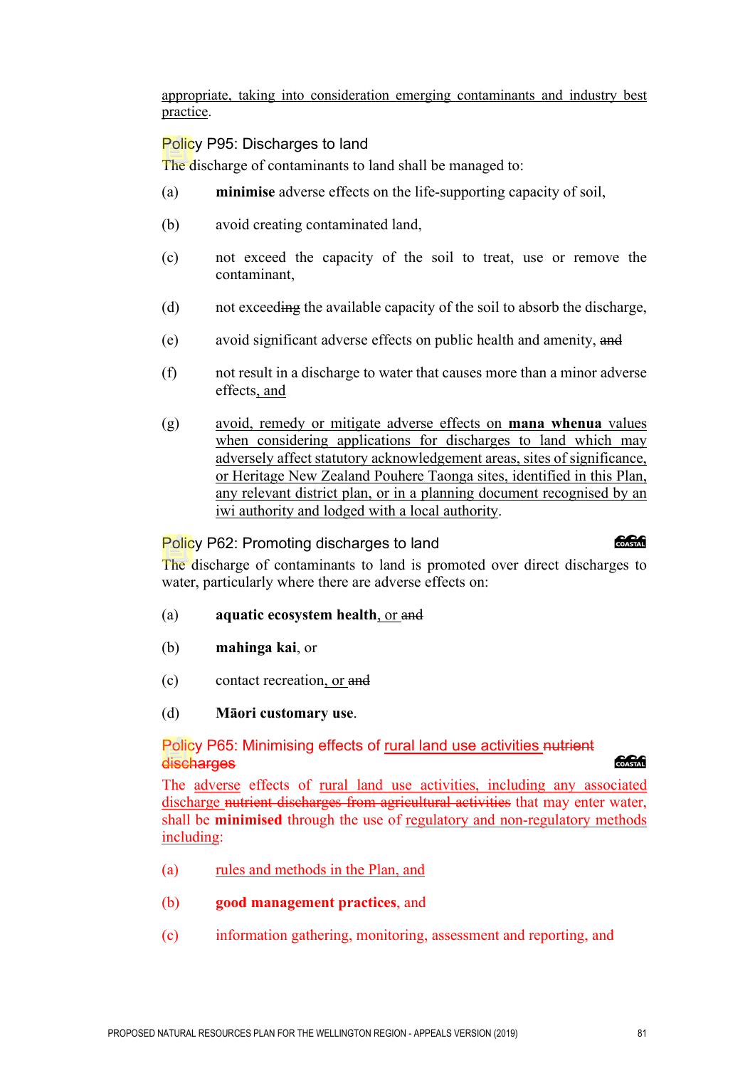appropriate, taking into consideration emerging contaminants and industry best practice.

### Policy P95: Discharges to land

The discharge of contaminants to land shall be managed to:

(a) **minimise** adverse effects on the life-supporting capacity of soil,

(b) avoid creating contaminated land,

(c) not exceed the capacity of the soil to treat, use or remove the contaminant,

(d) not exceeding the available capacity of the soil to absorb the discharge,

(e) avoid significant adverse effects on public health and amenity, and

(f) not result in a discharge to water that causes more than a minor adverse effects, and

(g) avoid, remedy or mitigate adverse effects on **mana whenua** values when considering applications for discharges to land which may adversely affect statutory acknowledgement areas, sites of significance, or Heritage New Zealand Pouhere Taonga sites, identified in this Plan, any relevant district plan, or in a planning document recognised by an iwi authority and lodged with a local authority.

### Policy P62: Promoting discharges to land

COASTAL

The discharge of contaminants to land is promoted over direct discharges to water, particularly where there are adverse effects on:

(a) **aquatic ecosystem health**, or and

(b) **mahinga kai**, or

(c) contact recreation, or and

(d) **Māori customary use**.

### Policy P65: Minimising effects of rural land use activities nutrient discharges

COASTAL

The adverse effects of rural land use activities, including any associated discharge nutrient discharges from agricultural activities that may enter water, shall be **minimised** through the use of regulatory and non-regulatory methods including:

(a) rules and methods in the Plan, and

(b) **good management practices**, and

(c) information gathering, monitoring, assessment and reporting, and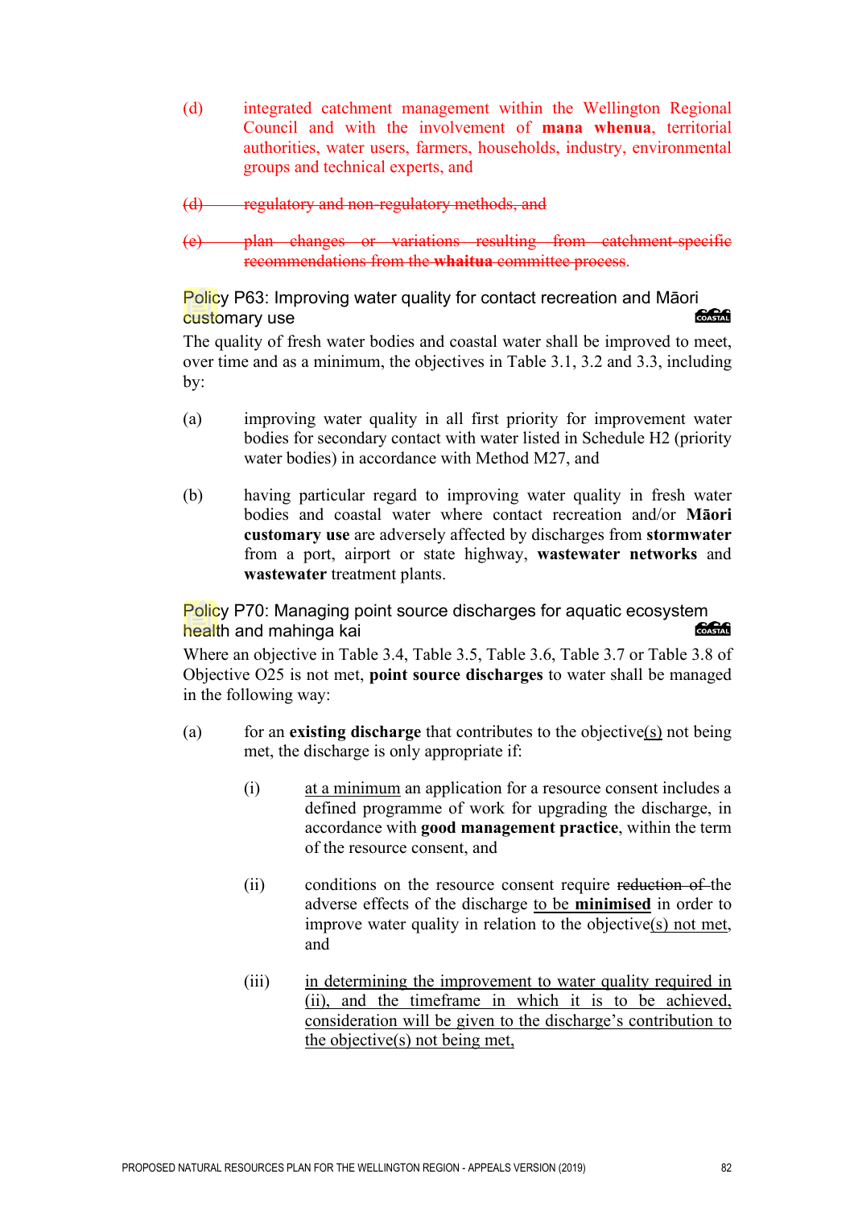(d) integrated catchment management within the Wellington Regional Council and with the involvement of **mana whenua**, territorial authorities, water users, farmers, households, industry, environmental groups and technical experts, and

~~(d) regulatory and non-regulatory methods, and~~

~~(e) plan changes or variations resulting from catchment-specific recommendations from the **whaitua** committee process.~~

### Policy P63: Improving water quality for contact recreation and Māori customary use

The quality of fresh water bodies and coastal water shall be improved to meet, over time and as a minimum, the objectives in Table 3.1, 3.2 and 3.3, including by:

(a) improving water quality in all first priority for improvement water bodies for secondary contact with water listed in Schedule H2 (priority water bodies) in accordance with Method M27, and

(b) having particular regard to improving water quality in fresh water bodies and coastal water where contact recreation and/or **Māori customary use** are adversely affected by discharges from **stormwater** from a port, airport or state highway, **wastewater networks** and **wastewater** treatment plants.

### Policy P70: Managing point source discharges for aquatic ecosystem health and mahinga kai

Where an objective in Table 3.4, Table 3.5, Table 3.6, Table 3.7 or Table 3.8 of Objective O25 is not met, **point source discharges** to water shall be managed in the following way:

(a) for an **existing discharge** that contributes to the objective<u>(s)</u> not being met, the discharge is only appropriate if:

   (i) <u>at a minimum</u> an application for a resource consent includes a defined programme of work for upgrading the discharge, in accordance with **good management practice**, within the term of the resource consent, and

   (ii) conditions on the resource consent require ~~reduction of~~ the adverse effects of the discharge <u>to be **minimised**</u> in order to improve water quality in relation to the objective<u>(s) not met</u>, and

   (iii) <u>in determining the improvement to water quality required in (ii), and the timeframe in which it is to be achieved, consideration will be given to the discharge's contribution to the objective(s) not being met,</u>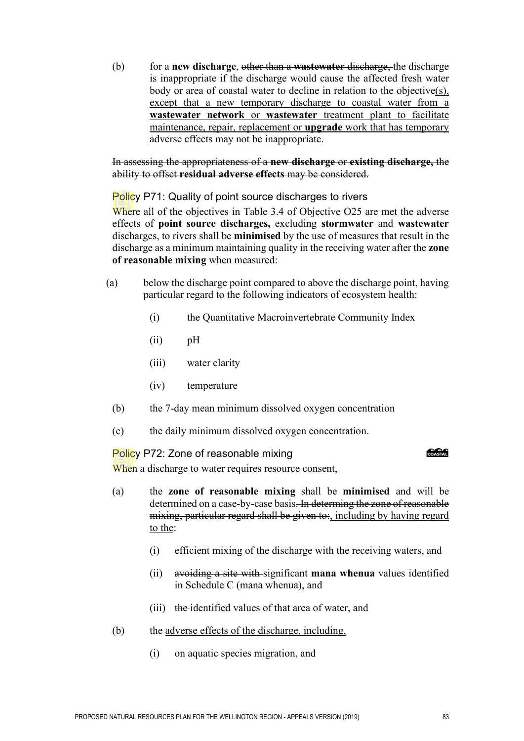(b) for a **new discharge**, ~~other than a **wastewater** discharge,~~ the discharge is inappropriate if the discharge would cause the affected fresh water body or area of coastal water to decline in relation to the objective<u>(s), except that a new temporary discharge to coastal water from a **wastewater network** or **wastewater** treatment plant to facilitate maintenance, repair, replacement or **upgrade** work that has temporary adverse effects may not be inappropriate</u>.

~~In assessing the appropriateness of a **new discharge** or **existing discharge**, the ability to offset **residual adverse effects** may be considered.~~

### Policy P71: Quality of point source discharges to rivers

Where all of the objectives in Table 3.4 of Objective O25 are met the adverse effects of **point source discharges,** excluding **stormwater** and **wastewater** discharges, to rivers shall be **minimised** by the use of measures that result in the discharge as a minimum maintaining quality in the receiving water after the **zone of reasonable mixing** when measured:

(a) below the discharge point compared to above the discharge point, having particular regard to the following indicators of ecosystem health:

(i) the Quantitative Macroinvertebrate Community Index

(ii) pH

(iii) water clarity

(iv) temperature

(b) the 7-day mean minimum dissolved oxygen concentration

(c) the daily minimum dissolved oxygen concentration.

### Policy P72: Zone of reasonable mixing

COASTAL

When a discharge to water requires resource consent,

(a) the **zone of reasonable mixing** shall be **minimised** and will be determined on a case-by-case basis~~. In determing the zone of reasonable mixing, particular regard shall be given to:~~<u>, including by having regard to the</u>:

(i) efficient mixing of the discharge with the receiving waters, and

(ii) ~~avoiding a site with~~ significant **mana whenua** values identified in Schedule C (mana whenua), and

(iii) ~~the~~ identified values of that area of water, and

(b) the <u>adverse effects of the discharge, including,</u>

(i) on aquatic species migration, and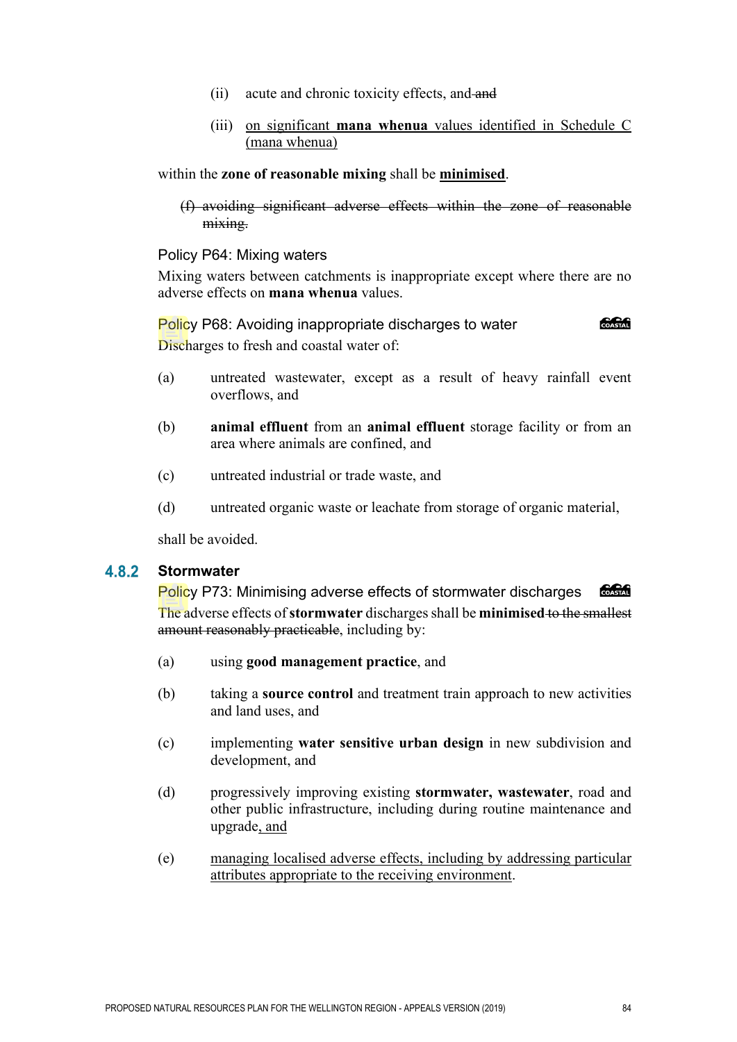(ii) acute and chronic toxicity effects, and ~~and~~

(iii) <u>on significant **mana whenua** values identified in Schedule C (mana whenua)</u>

within the **zone of reasonable mixing** shall be <u>**minimised**</u>.

~~(f) avoiding significant adverse effects within the zone of reasonable mixing.~~

### Policy P64: Mixing waters

Mixing waters between catchments is inappropriate except where there are no adverse effects on **mana whenua** values.

### Policy P68: Avoiding inappropriate discharges to water

Discharges to fresh and coastal water of:

(a) untreated wastewater, except as a result of heavy rainfall event overflows, and

(b) **animal effluent** from an **animal effluent** storage facility or from an area where animals are confined, and

(c) untreated industrial or trade waste, and

(d) untreated organic waste or leachate from storage of organic material,

shall be avoided.

## 4.8.2 Stormwater

### Policy P73: Minimising adverse effects of stormwater discharges

The adverse effects of **stormwater** discharges shall be **minimised** ~~to the smallest amount reasonably practicable~~, including by:

(a) using **good management practice**, and

(b) taking a **source control** and treatment train approach to new activities and land uses, and

(c) implementing **water sensitive urban design** in new subdivision and development, and

(d) progressively improving existing **stormwater, wastewater**, road and other public infrastructure, including during routine maintenance and upgrade<u>, and</u>

(e) <u>managing localised adverse effects, including by addressing particular attributes appropriate to the receiving environment</u>.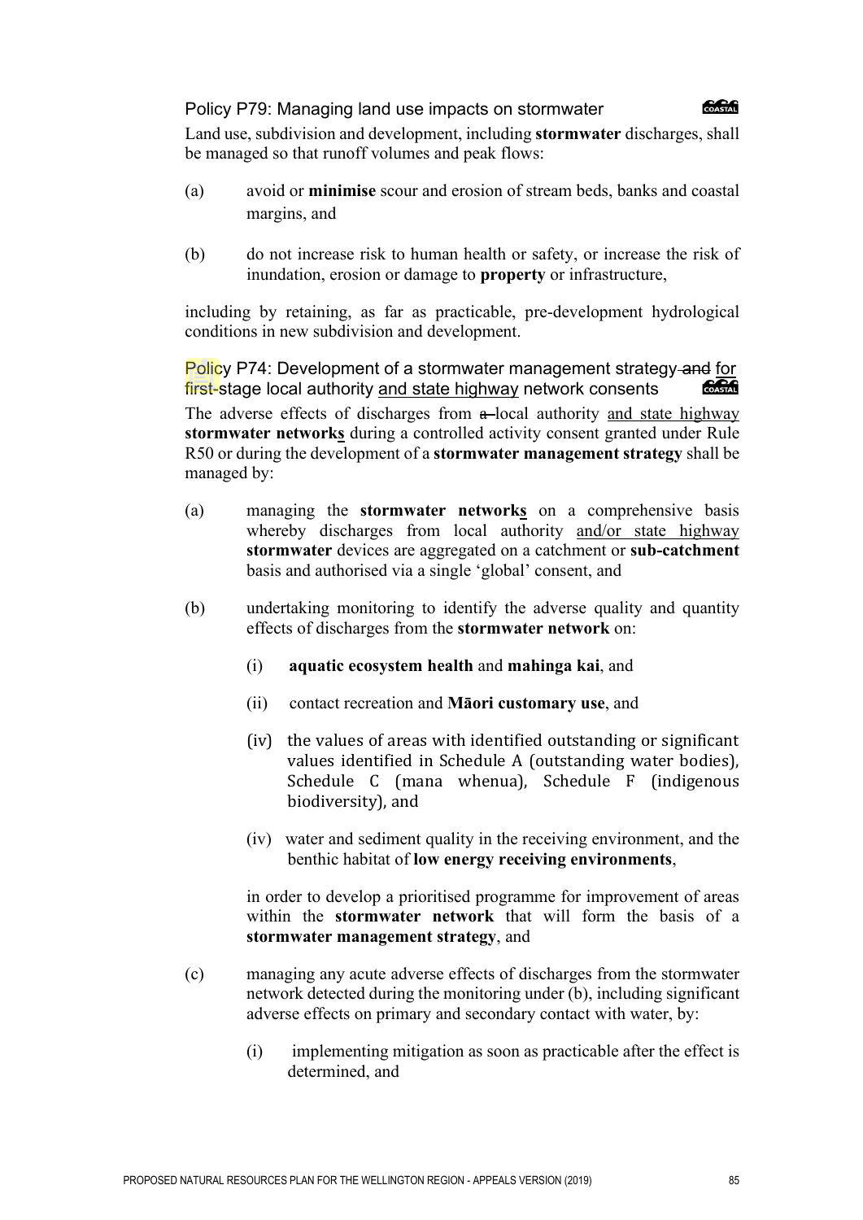### Policy P79: Managing land use impacts on stormwater

Land use, subdivision and development, including **stormwater** discharges, shall be managed so that runoff volumes and peak flows:

(a) avoid or **minimise** scour and erosion of stream beds, banks and coastal margins, and

(b) do not increase risk to human health or safety, or increase the risk of inundation, erosion or damage to **property** or infrastructure,

including by retaining, as far as practicable, pre-development hydrological conditions in new subdivision and development.

### Policy P74: Development of a stormwater management strategy ~~and~~ <u>for</u> ~~first-~~stage local authority <u>and state highway</u> network consents

The adverse effects of discharges from ~~a~~ local authority <u>and state highway</u> **stormwater network<u>s</u>** during a controlled activity consent granted under Rule R50 or during the development of a **stormwater management strategy** shall be managed by:

(a) managing the **stormwater network<u>s</u>** on a comprehensive basis whereby discharges from local authority <u>and/or state highway</u> **stormwater** devices are aggregated on a catchment or **sub-catchment** basis and authorised via a single 'global' consent, and

(b) undertaking monitoring to identify the adverse quality and quantity effects of discharges from the **stormwater network** on:

(i) **aquatic ecosystem health** and **mahinga kai**, and

(ii) contact recreation and **Māori customary use**, and

(iv) the values of areas with identified outstanding or significant values identified in Schedule A (outstanding water bodies), Schedule C (mana whenua), Schedule F (indigenous biodiversity), and

(iv) water and sediment quality in the receiving environment, and the benthic habitat of **low energy receiving environments**,

in order to develop a prioritised programme for improvement of areas within the **stormwater network** that will form the basis of a **stormwater management strategy**, and

(c) managing any acute adverse effects of discharges from the stormwater network detected during the monitoring under (b), including significant adverse effects on primary and secondary contact with water, by:

(i) implementing mitigation as soon as practicable after the effect is determined, and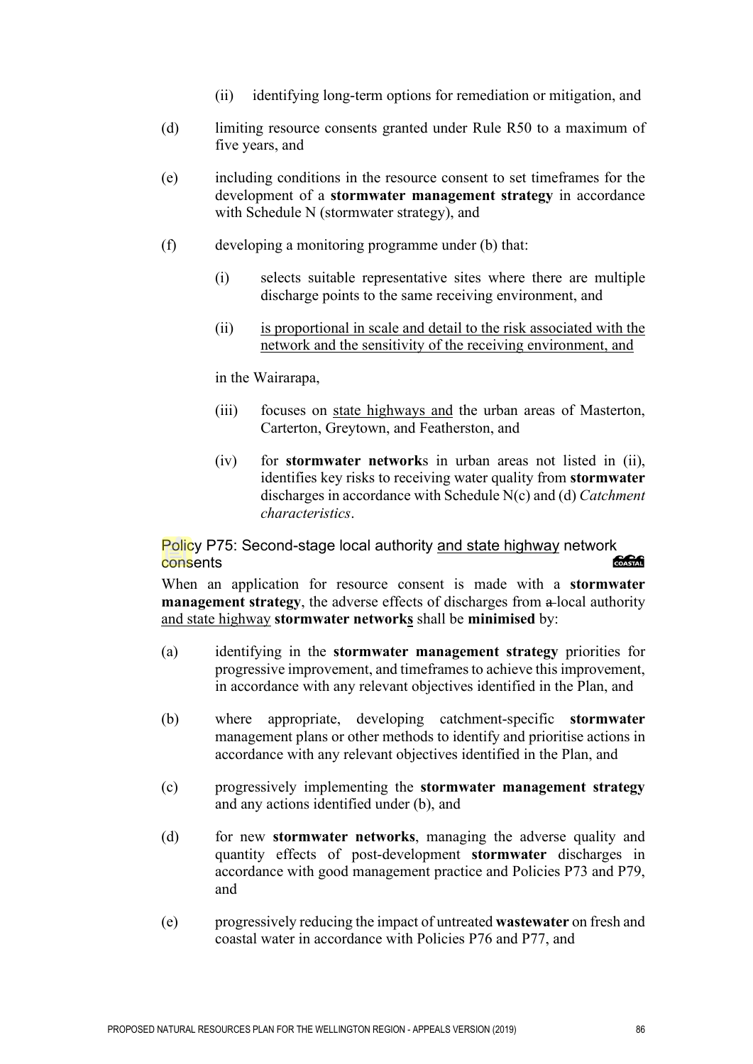(ii) identifying long-term options for remediation or mitigation, and

(d) limiting resource consents granted under Rule R50 to a maximum of five years, and

(e) including conditions in the resource consent to set timeframes for the development of a **stormwater management strategy** in accordance with Schedule N (stormwater strategy), and

(f) developing a monitoring programme under (b) that:

(i) selects suitable representative sites where there are multiple discharge points to the same receiving environment, and

(ii) <u>is proportional in scale and detail to the risk associated with the network and the sensitivity of the receiving environment, and</u>

in the Wairarapa,

(iii) focuses on <u>state highways and</u> the urban areas of Masterton, Carterton, Greytown, and Featherston, and

(iv) for **stormwater network**s in urban areas not listed in (ii), identifies key risks to receiving water quality from **stormwater** discharges in accordance with Schedule N(c) and (d) *Catchment characteristics*.

### Policy P75: Second-stage local authority <u>and state highway</u> network consents

When an application for resource consent is made with a **stormwater management strategy**, the adverse effects of discharges from ~~a~~ local authority <u>and state highway</u> **stormwater network<u>s</u>** shall be **minimised** by:

(a) identifying in the **stormwater management strategy** priorities for progressive improvement, and timeframes to achieve this improvement, in accordance with any relevant objectives identified in the Plan, and

(b) where appropriate, developing catchment-specific **stormwater** management plans or other methods to identify and prioritise actions in accordance with any relevant objectives identified in the Plan, and

(c) progressively implementing the **stormwater management strategy** and any actions identified under (b), and

(d) for new **stormwater networks**, managing the adverse quality and quantity effects of post-development **stormwater** discharges in accordance with good management practice and Policies P73 and P79, and

(e) progressively reducing the impact of untreated **wastewater** on fresh and coastal water in accordance with Policies P76 and P77, and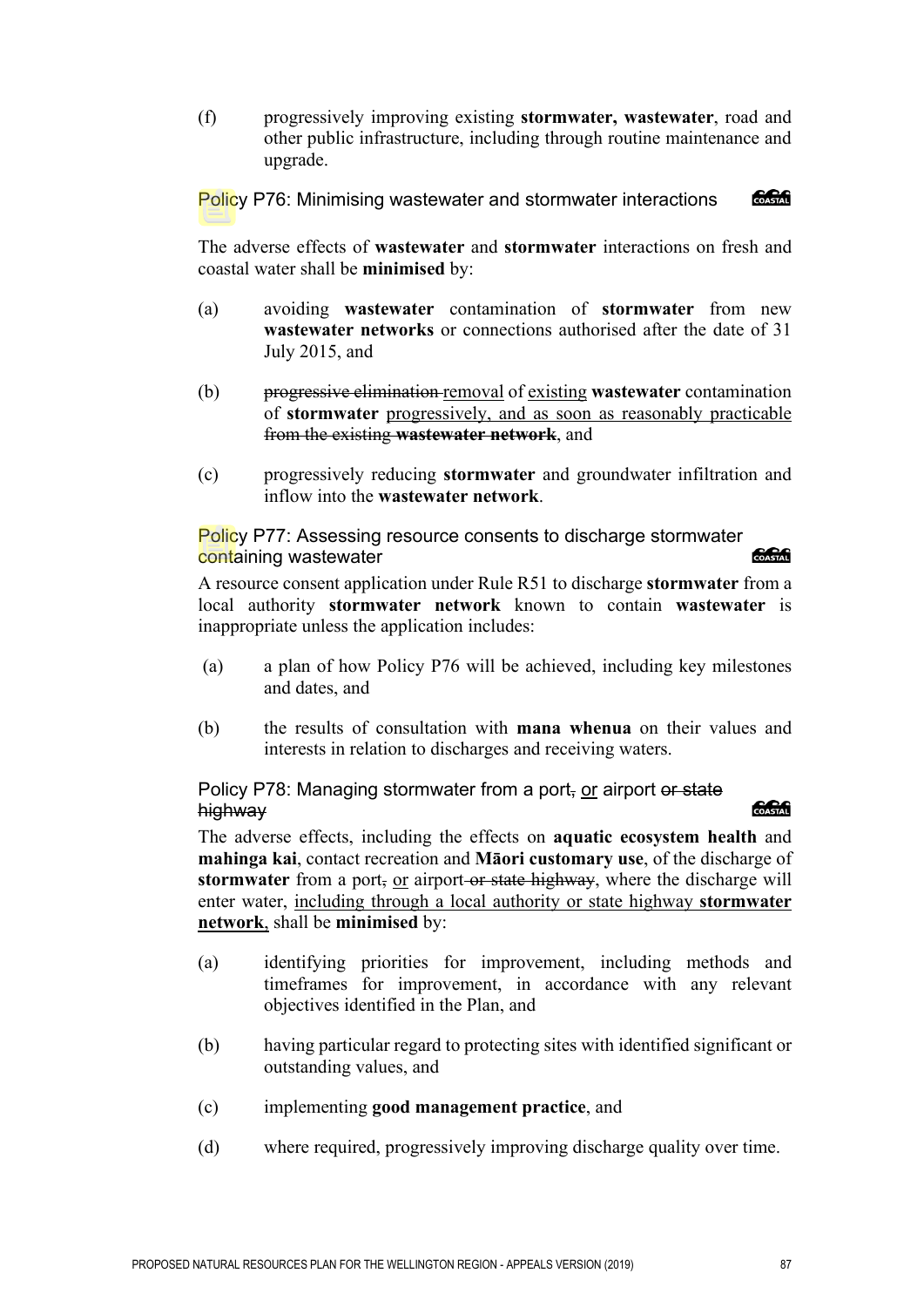(f) progressively improving existing **stormwater, wastewater**, road and other public infrastructure, including through routine maintenance and upgrade.

### Policy P76: Minimising wastewater and stormwater interactions

COASTAL

The adverse effects of **wastewater** and **stormwater** interactions on fresh and coastal water shall be **minimised** by:

(a) avoiding **wastewater** contamination of **stormwater** from new **wastewater networks** or connections authorised after the date of 31 July 2015, and

(b) ~~progressive elimination~~ <u>removal</u> of <u>existing</u> **wastewater** contamination of **stormwater** <u>progressively, and as soon as reasonably practicable</u> ~~from the existing **wastewater network**~~, and

(c) progressively reducing **stormwater** and groundwater infiltration and inflow into the **wastewater network**.

### Policy P77: Assessing resource consents to discharge stormwater containing wastewater

COASTAL

A resource consent application under Rule R51 to discharge **stormwater** from a local authority **stormwater network** known to contain **wastewater** is inappropriate unless the application includes:

(a) a plan of how Policy P76 will be achieved, including key milestones and dates, and

(b) the results of consultation with **mana whenua** on their values and interests in relation to discharges and receiving waters.

### Policy P78: Managing stormwater from a port~~,~~ <u>or</u> airport ~~or state highway~~

COASTAL

The adverse effects, including the effects on **aquatic ecosystem health** and **mahinga kai**, contact recreation and **Māori customary use**, of the discharge of **stormwater** from a port~~,~~ <u>or</u> airport ~~or state highway~~, where the discharge will enter water, <u>including through a local authority or state highway **stormwater network**</u>, shall be **minimised** by:

(a) identifying priorities for improvement, including methods and timeframes for improvement, in accordance with any relevant objectives identified in the Plan, and

(b) having particular regard to protecting sites with identified significant or outstanding values, and

(c) implementing **good management practice**, and

(d) where required, progressively improving discharge quality over time.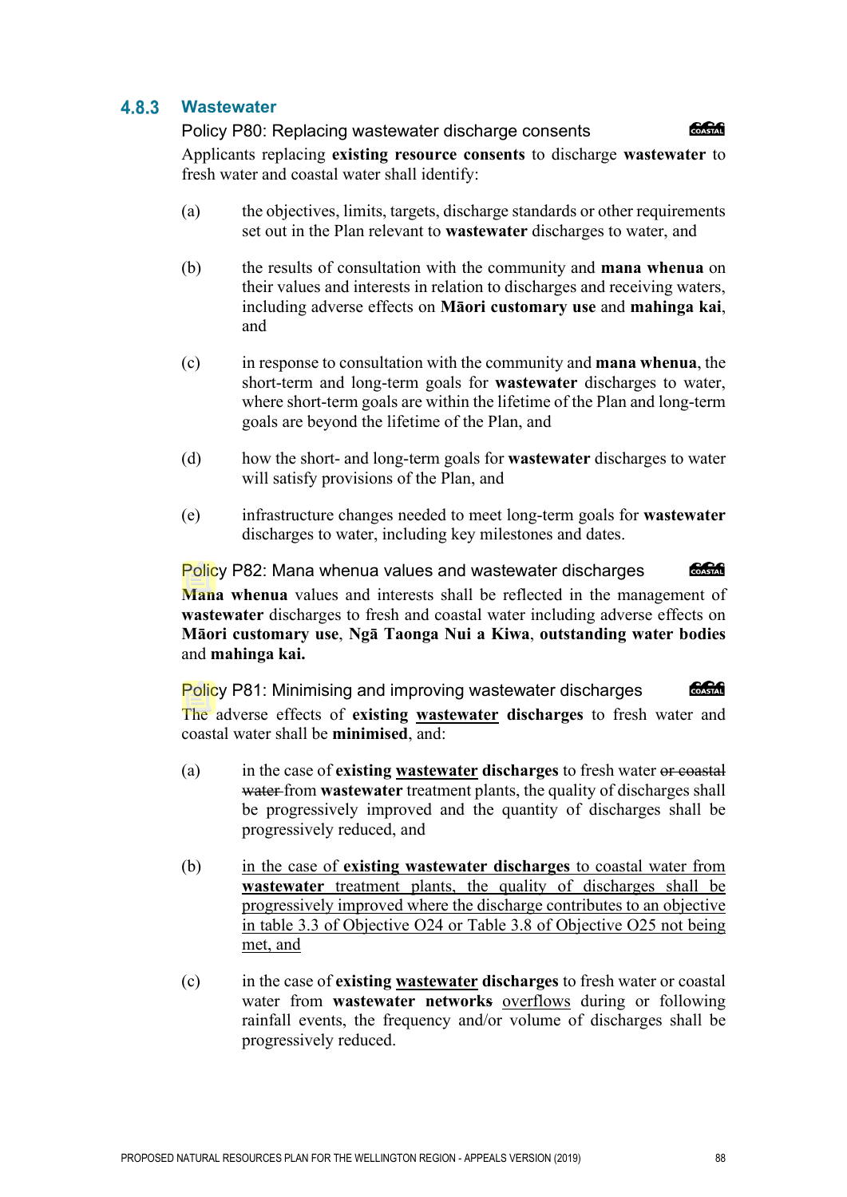### 4.8.3 Wastewater

#### Policy P80: Replacing wastewater discharge consents

COASTAL

Applicants replacing **existing resource consents** to discharge **wastewater** to fresh water and coastal water shall identify:

(a) the objectives, limits, targets, discharge standards or other requirements set out in the Plan relevant to **wastewater** discharges to water, and

(b) the results of consultation with the community and **mana whenua** on their values and interests in relation to discharges and receiving waters, including adverse effects on **Māori customary use** and **mahinga kai**, and

(c) in response to consultation with the community and **mana whenua**, the short-term and long-term goals for **wastewater** discharges to water, where short-term goals are within the lifetime of the Plan and long-term goals are beyond the lifetime of the Plan, and

(d) how the short- and long-term goals for **wastewater** discharges to water will satisfy provisions of the Plan, and

(e) infrastructure changes needed to meet long-term goals for **wastewater** discharges to water, including key milestones and dates.

#### Policy P82: Mana whenua values and wastewater discharges

COASTAL

**Mana whenua** values and interests shall be reflected in the management of **wastewater** discharges to fresh and coastal water including adverse effects on **Māori customary use**, **Ngā Taonga Nui a Kiwa**, **outstanding water bodies** and **mahinga kai.**

#### Policy P81: Minimising and improving wastewater discharges

COASTAL

The adverse effects of **existing wastewater discharges** to fresh water and coastal water shall be **minimised**, and:

(a) in the case of **existing wastewater discharges** to fresh water ~~or coastal water~~ from **wastewater** treatment plants, the quality of discharges shall be progressively improved and the quantity of discharges shall be progressively reduced, and

(b) <u>in the case of **existing wastewater discharges** to coastal water from **wastewater** treatment plants, the quality of discharges shall be progressively improved where the discharge contributes to an objective in table 3.3 of Objective O24 or Table 3.8 of Objective O25 not being met, and</u>

(c) in the case of **existing wastewater discharges** to fresh water or coastal water from **wastewater networks** <u>overflows</u> during or following rainfall events, the frequency and/or volume of discharges shall be progressively reduced.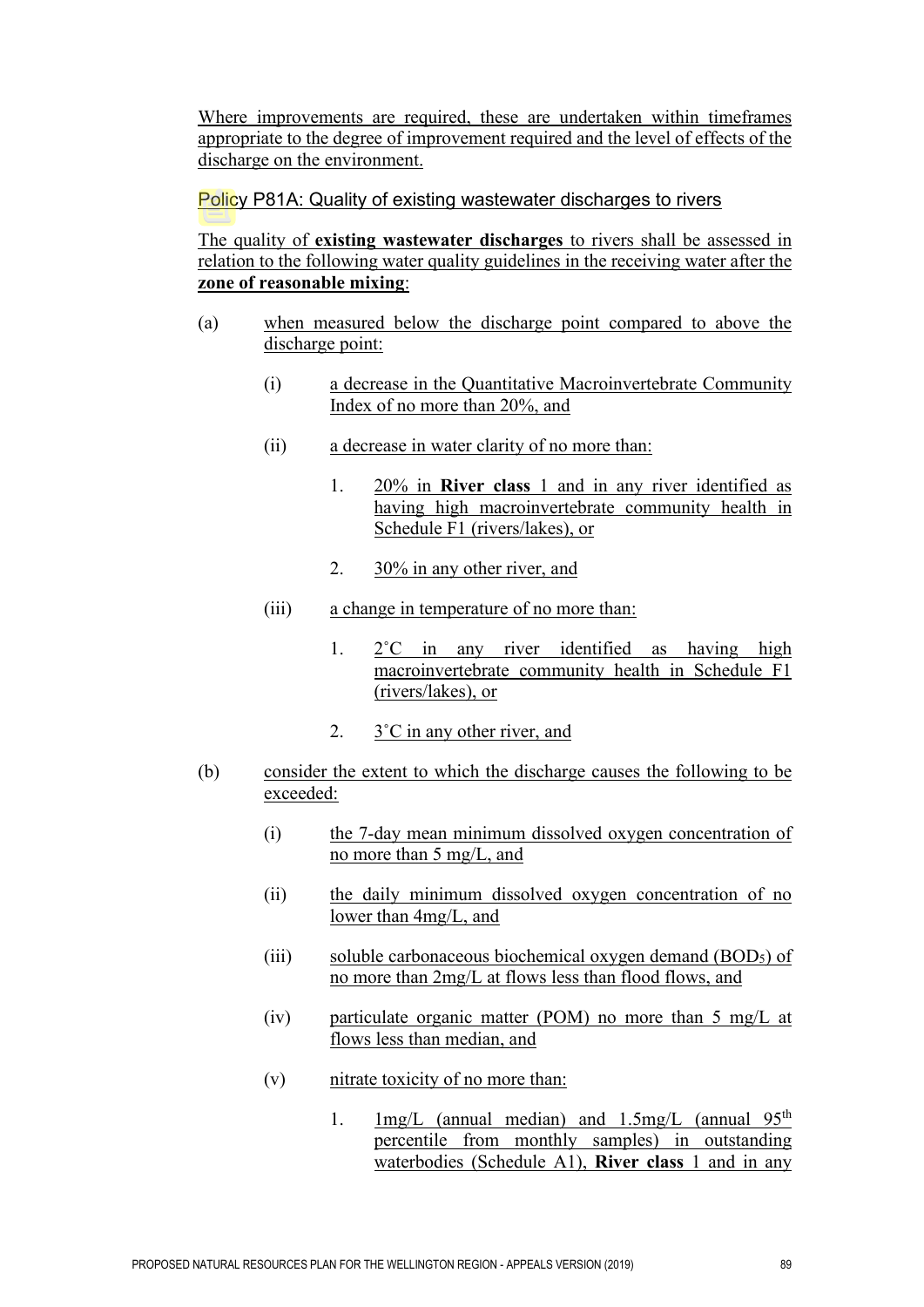Where improvements are required, these are undertaken within timeframes appropriate to the degree of improvement required and the level of effects of the discharge on the environment.

### Policy P81A: Quality of existing wastewater discharges to rivers

The quality of **existing wastewater discharges** to rivers shall be assessed in relation to the following water quality guidelines in the receiving water after the **zone of reasonable mixing**:

(a) when measured below the discharge point compared to above the discharge point:

- (i) a decrease in the Quantitative Macroinvertebrate Community Index of no more than 20%, and
- (ii) a decrease in water clarity of no more than:
  1. 20% in **River class** 1 and in any river identified as having high macroinvertebrate community health in Schedule F1 (rivers/lakes), or
  2. 30% in any other river, and
- (iii) a change in temperature of no more than:
  1. 2˚C in any river identified as having high macroinvertebrate community health in Schedule F1 (rivers/lakes), or
  2. 3˚C in any other river, and

(b) consider the extent to which the discharge causes the following to be exceeded:

- (i) the 7-day mean minimum dissolved oxygen concentration of no more than 5 mg/L, and
- (ii) the daily minimum dissolved oxygen concentration of no lower than 4mg/L, and
- (iii) soluble carbonaceous biochemical oxygen demand ($BOD_5$) of no more than 2mg/L at flows less than flood flows, and
- (iv) particulate organic matter (POM) no more than 5 mg/L at flows less than median, and
- (v) nitrate toxicity of no more than:
  1. 1mg/L (annual median) and 1.5mg/L (annual 95th percentile from monthly samples) in outstanding waterbodies (Schedule A1), **River class** 1 and in any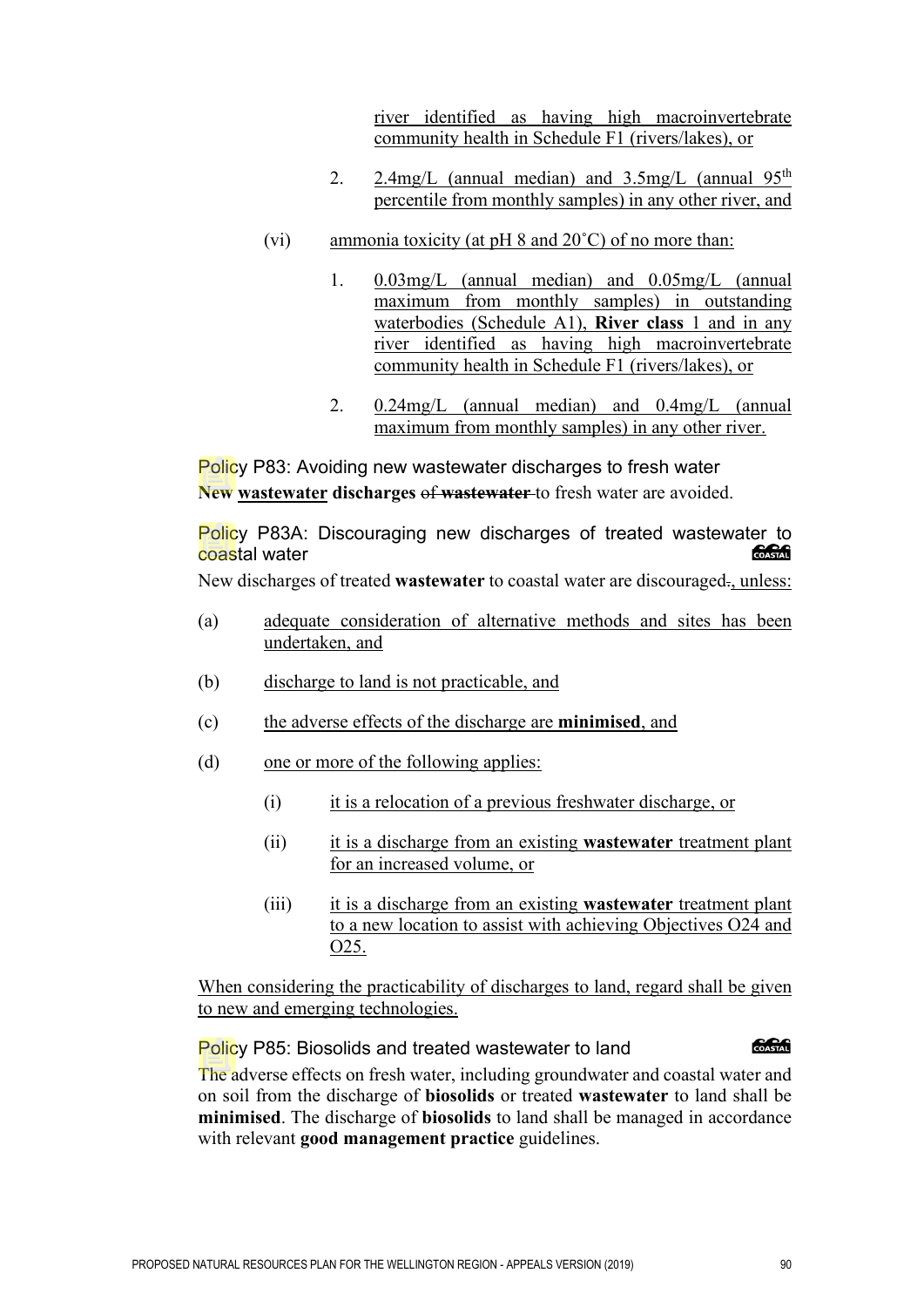river identified as having high macroinvertebrate community health in Schedule F1 (rivers/lakes), or

2. 2.4mg/L (annual median) and 3.5mg/L (annual 95th percentile from monthly samples) in any other river, and

(vi) ammonia toxicity (at pH 8 and 20˚C) of no more than:

1. 0.03mg/L (annual median) and 0.05mg/L (annual maximum from monthly samples) in outstanding waterbodies (Schedule A1), **River class** 1 and in any river identified as having high macroinvertebrate community health in Schedule F1 (rivers/lakes), or

2. 0.24mg/L (annual median) and 0.4mg/L (annual maximum from monthly samples) in any other river.

### Policy P83: Avoiding new wastewater discharges to fresh water

New **wastewater** **discharges** ~~of **wastewater**~~ to fresh water are avoided.

### Policy P83A: Discouraging new discharges of treated wastewater to coastal water

New discharges of treated **wastewater** to coastal water are discouraged~~.~~, unless:

(a) adequate consideration of alternative methods and sites has been undertaken, and

(b) discharge to land is not practicable, and

(c) the adverse effects of the discharge are **minimised**, and

(d) one or more of the following applies:

(i) it is a relocation of a previous freshwater discharge, or

(ii) it is a discharge from an existing **wastewater** treatment plant for an increased volume, or

(iii) it is a discharge from an existing **wastewater** treatment plant to a new location to assist with achieving Objectives O24 and O25.

When considering the practicability of discharges to land, regard shall be given to new and emerging technologies.

### Policy P85: Biosolids and treated wastewater to land

The adverse effects on fresh water, including groundwater and coastal water and on soil from the discharge of **biosolids** or treated **wastewater** to land shall be **minimised**. The discharge of **biosolids** to land shall be managed in accordance with relevant **good management practice** guidelines.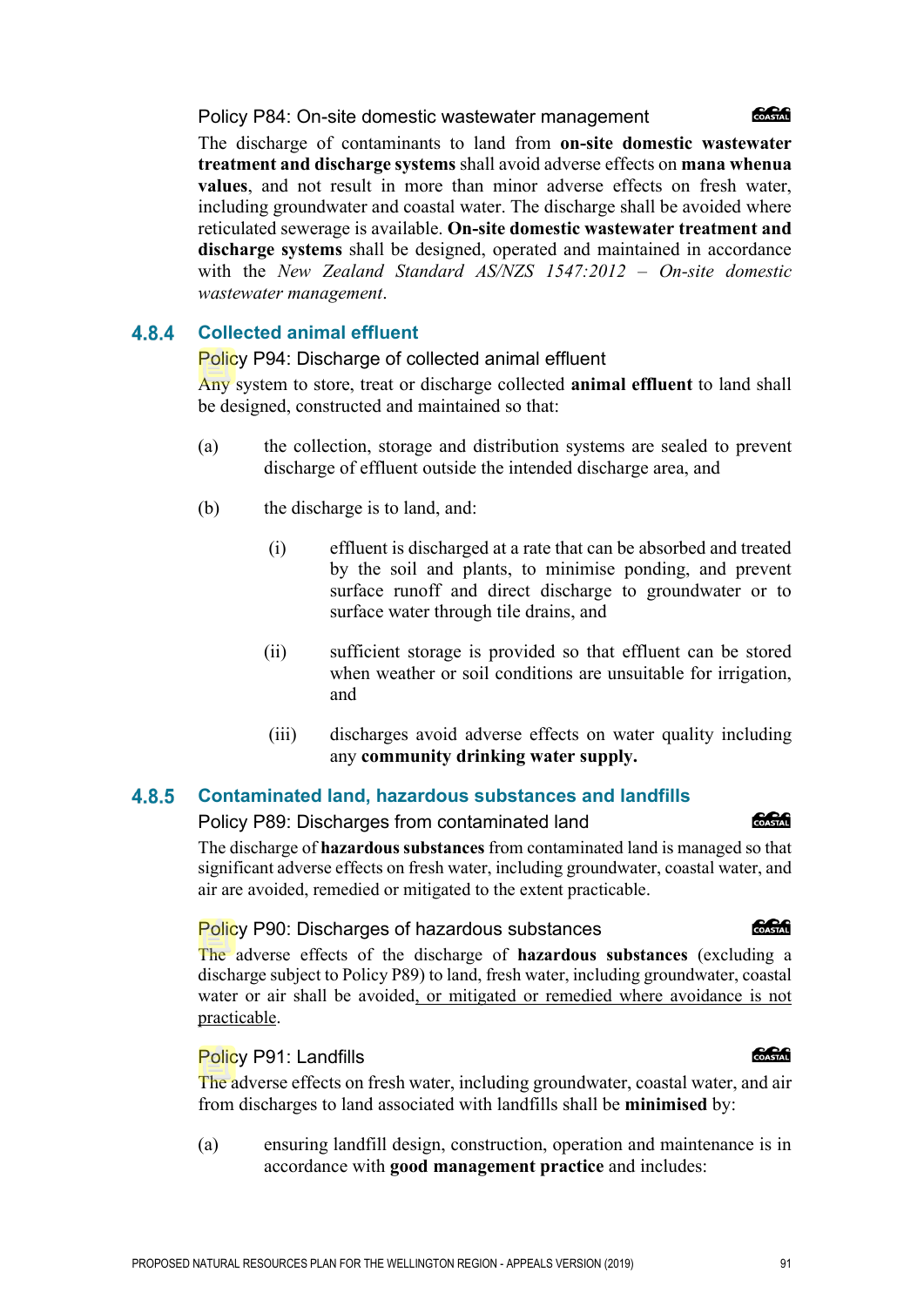Policy P84: On-site domestic wastewater management

The discharge of contaminants to land from **on-site domestic wastewater treatment and discharge systems** shall avoid adverse effects on **mana whenua values**, and not result in more than minor adverse effects on fresh water, including groundwater and coastal water. The discharge shall be avoided where reticulated sewerage is available. **On-site domestic wastewater treatment and discharge systems** shall be designed, operated and maintained in accordance with the *New Zealand Standard AS/NZS 1547:2012 – On-site domestic wastewater management*.

### 4.8.4 Collected animal effluent

Policy P94: Discharge of collected animal effluent

Any system to store, treat or discharge collected **animal effluent** to land shall be designed, constructed and maintained so that:

(a) the collection, storage and distribution systems are sealed to prevent discharge of effluent outside the intended discharge area, and

(b) the discharge is to land, and:

   (i) effluent is discharged at a rate that can be absorbed and treated by the soil and plants, to minimise ponding, and prevent surface runoff and direct discharge to groundwater or to surface water through tile drains, and

   (ii) sufficient storage is provided so that effluent can be stored when weather or soil conditions are unsuitable for irrigation, and

   (iii) discharges avoid adverse effects on water quality including any **community drinking water supply.**

### 4.8.5 Contaminated land, hazardous substances and landfills

Policy P89: Discharges from contaminated land

The discharge of **hazardous substances** from contaminated land is managed so that significant adverse effects on fresh water, including groundwater, coastal water, and air are avoided, remedied or mitigated to the extent practicable.

Policy P90: Discharges of hazardous substances

The adverse effects of the discharge of **hazardous substances** (excluding a discharge subject to Policy P89) to land, fresh water, including groundwater, coastal water or air shall be avoided<u>, or mitigated or remedied where avoidance is not practicable</u>.

Policy P91: Landfills

The adverse effects on fresh water, including groundwater, coastal water, and air from discharges to land associated with landfills shall be **minimised** by:

(a) ensuring landfill design, construction, operation and maintenance is in accordance with **good management practice** and includes: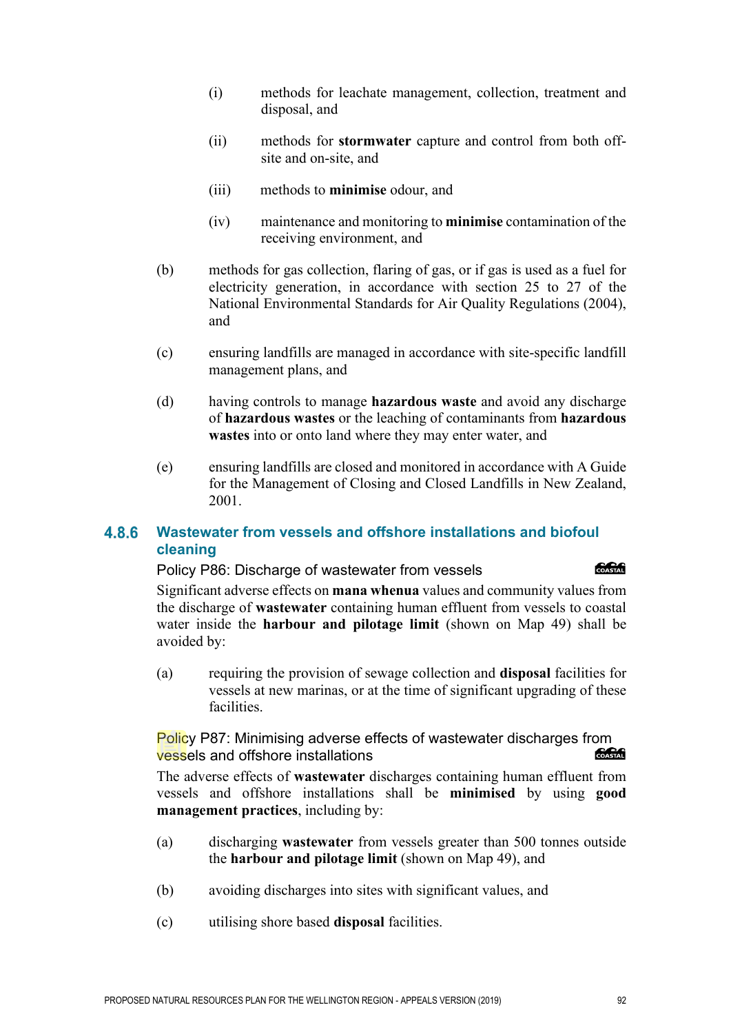(i) methods for leachate management, collection, treatment and disposal, and

(ii) methods for **stormwater** capture and control from both off-site and on-site, and

(iii) methods to **minimise** odour, and

(iv) maintenance and monitoring to **minimise** contamination of the receiving environment, and

(b) methods for gas collection, flaring of gas, or if gas is used as a fuel for electricity generation, in accordance with section 25 to 27 of the National Environmental Standards for Air Quality Regulations (2004), and

(c) ensuring landfills are managed in accordance with site-specific landfill management plans, and

(d) having controls to manage **hazardous waste** and avoid any discharge of **hazardous wastes** or the leaching of contaminants from **hazardous wastes** into or onto land where they may enter water, and

(e) ensuring landfills are closed and monitored in accordance with A Guide for the Management of Closing and Closed Landfills in New Zealand, 2001.

### 4.8.6 Wastewater from vessels and offshore installations and biofoul cleaning

Policy P86: Discharge of wastewater from vessels

Significant adverse effects on **mana whenua** values and community values from the discharge of **wastewater** containing human effluent from vessels to coastal water inside the **harbour and pilotage limit** (shown on Map 49) shall be avoided by:

(a) requiring the provision of sewage collection and **disposal** facilities for vessels at new marinas, or at the time of significant upgrading of these facilities.

Policy P87: Minimising adverse effects of wastewater discharges from vessels and offshore installations

The adverse effects of **wastewater** discharges containing human effluent from vessels and offshore installations shall be **minimised** by using **good management practices**, including by:

(a) discharging **wastewater** from vessels greater than 500 tonnes outside the **harbour and pilotage limit** (shown on Map 49), and

(b) avoiding discharges into sites with significant values, and

(c) utilising shore based **disposal** facilities.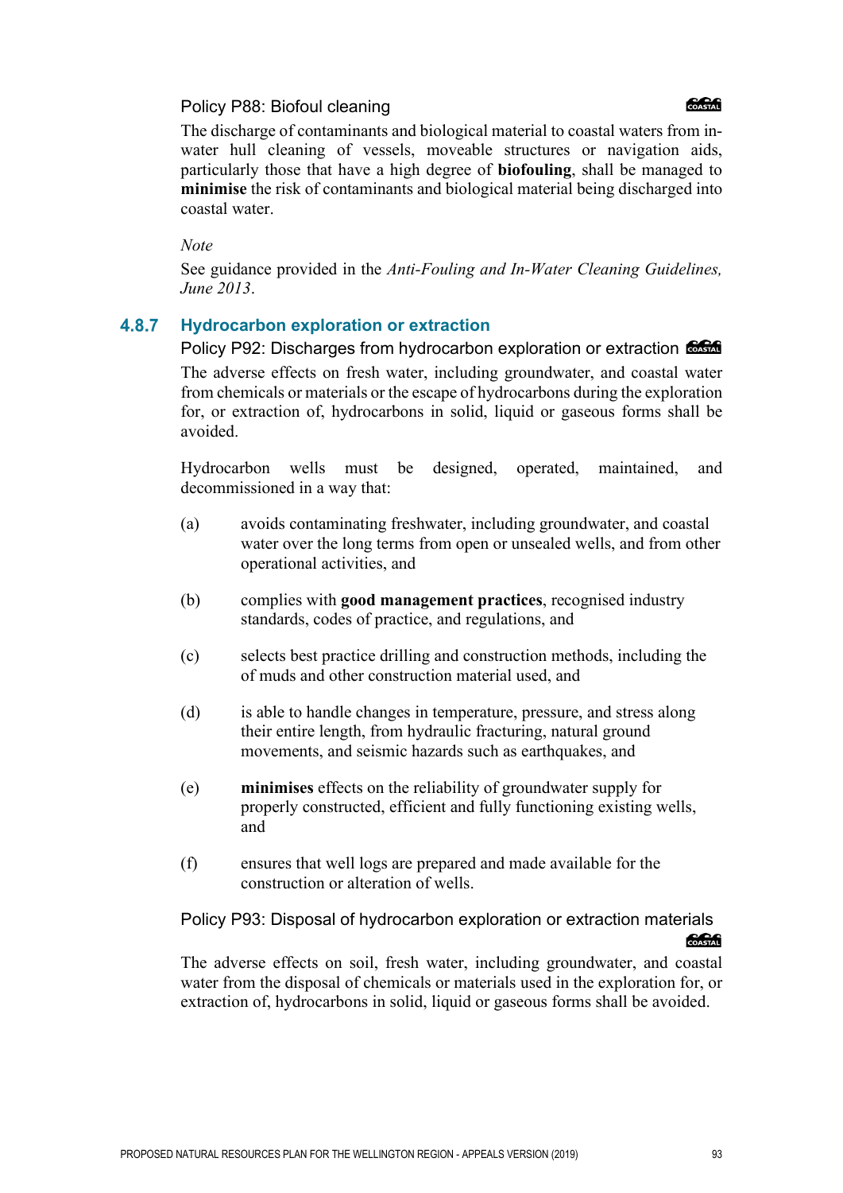Policy P88: Biofoul cleaning

The discharge of contaminants and biological material to coastal waters from in-water hull cleaning of vessels, moveable structures or navigation aids, particularly those that have a high degree of **biofouling**, shall be managed to **minimise** the risk of contaminants and biological material being discharged into coastal water.

*Note*

See guidance provided in the *Anti-Fouling and In-Water Cleaning Guidelines, June 2013*.

### 4.8.7 Hydrocarbon exploration or extraction

Policy P92: Discharges from hydrocarbon exploration or extraction

The adverse effects on fresh water, including groundwater, and coastal water from chemicals or materials or the escape of hydrocarbons during the exploration for, or extraction of, hydrocarbons in solid, liquid or gaseous forms shall be avoided.

Hydrocarbon wells must be designed, operated, maintained, and decommissioned in a way that:

(a) avoids contaminating freshwater, including groundwater, and coastal water over the long terms from open or unsealed wells, and from other operational activities, and

(b) complies with **good management practices**, recognised industry standards, codes of practice, and regulations, and

(c) selects best practice drilling and construction methods, including the of muds and other construction material used, and

(d) is able to handle changes in temperature, pressure, and stress along their entire length, from hydraulic fracturing, natural ground movements, and seismic hazards such as earthquakes, and

(e) **minimises** effects on the reliability of groundwater supply for properly constructed, efficient and fully functioning existing wells, and

(f) ensures that well logs are prepared and made available for the construction or alteration of wells.

Policy P93: Disposal of hydrocarbon exploration or extraction materials

The adverse effects on soil, fresh water, including groundwater, and coastal water from the disposal of chemicals or materials used in the exploration for, or extraction of, hydrocarbons in solid, liquid or gaseous forms shall be avoided.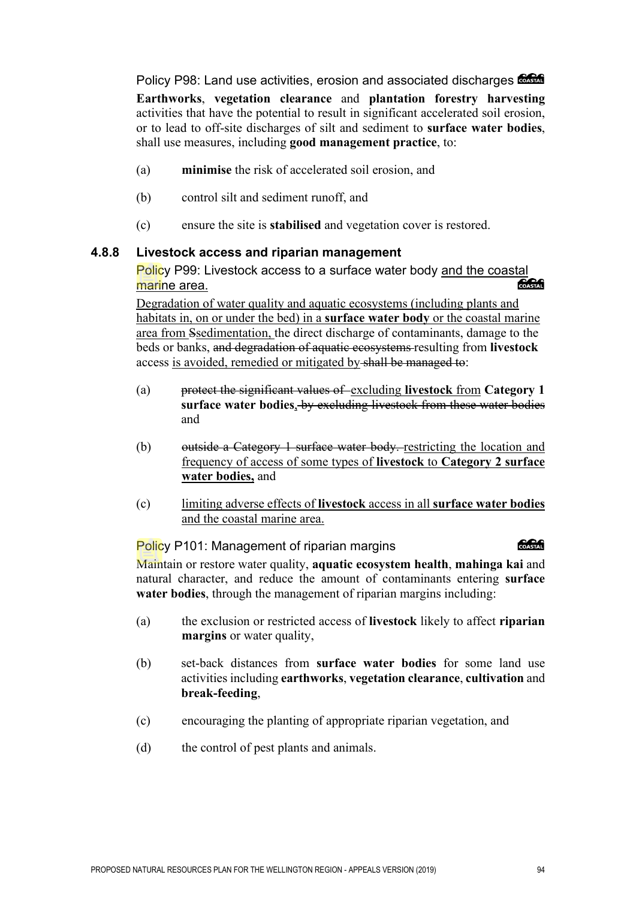Policy P98: Land use activities, erosion and associated discharges

**Earthworks**, **vegetation clearance** and **plantation forestry harvesting** activities that have the potential to result in significant accelerated soil erosion, or to lead to off-site discharges of silt and sediment to **surface water bodies**, shall use measures, including **good management practice**, to:

(a) **minimise** the risk of accelerated soil erosion, and

(b) control silt and sediment runoff, and

(c) ensure the site is **stabilised** and vegetation cover is restored.

### 4.8.8 Livestock access and riparian management

Policy P99: Livestock access to a surface water body <u>and the coastal marine area.</u>

<u>Degradation of water quality and aquatic ecosystems (including plants and habitats in, on or under the bed) in a</u> **<u>surface water body</u>** <u>or the coastal marine area from</u> ~~S~~sedimentation, the direct discharge of contaminants, damage to the beds or banks, ~~and degradation of aquatic ecosystems~~ resulting from **livestock** access <u>is avoided, remedied or mitigated by</u> ~~shall be managed to~~:

(a) ~~protect the significant values of~~ <u>excluding</u> **<u>livestock</u>** <u>from</u> **Category 1 surface water bodies**<u>,</u> ~~by excluding livestock from these water bodies~~ and

(b) ~~outside a Category 1 surface water body.~~ <u>restricting the location and frequency of access of some types of</u> **<u>livestock</u>** <u>to</u> **<u>Category 2 surface water bodies,</u>** and

(c) <u>limiting adverse effects of</u> **<u>livestock</u>** <u>access in all</u> **<u>surface water bodies</u>** <u>and the coastal marine area.</u>

Policy P101: Management of riparian margins

Maintain or restore water quality, **aquatic ecosystem health**, **mahinga kai** and natural character, and reduce the amount of contaminants entering **surface water bodies**, through the management of riparian margins including:

(a) the exclusion or restricted access of **livestock** likely to affect **riparian margins** or water quality,

(b) set-back distances from **surface water bodies** for some land use activities including **earthworks**, **vegetation clearance**, **cultivation** and **break-feeding**,

(c) encouraging the planting of appropriate riparian vegetation, and

(d) the control of pest plants and animals.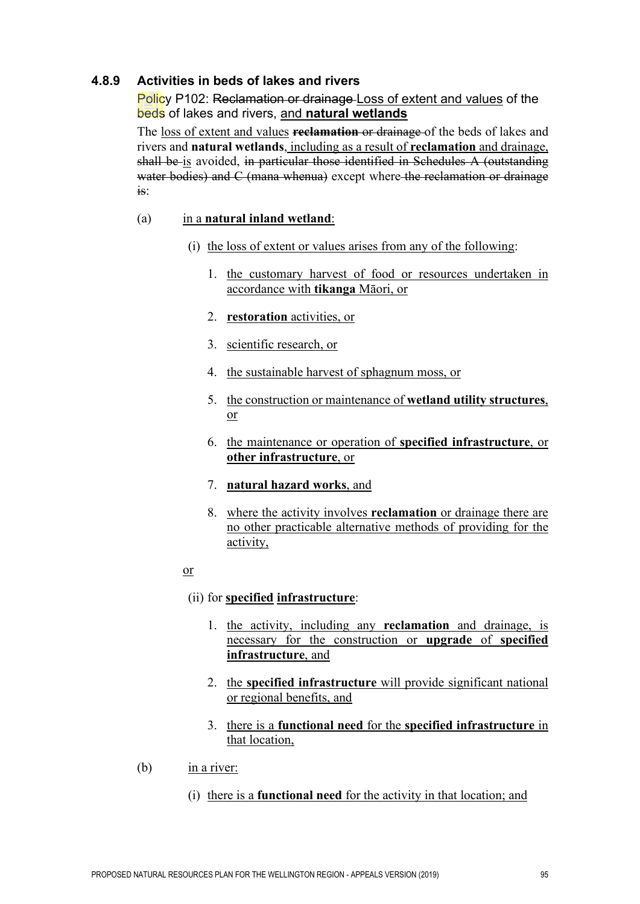### 4.8.9 Activities in beds of lakes and rivers

Policy P102: ~~Reclamation or drainage~~ Loss of extent and values of the beds of lakes and rivers, and **natural wetlands**

The loss of extent and values ~~**reclamation** or drainage~~ of the beds of lakes and rivers and **natural wetlands**, including as a result of **reclamation** and drainage, ~~shall be~~ is avoided, ~~in particular those identified in Schedules A (outstanding water bodies) and C (mana whenua)~~ except where ~~the reclamation or drainage is~~:

(a) in a **natural inland wetland**:

- (i) the loss of extent or values arises from any of the following:
  1. the customary harvest of food or resources undertaken in accordance with **tikanga** Māori, or
  2. **restoration** activities, or
  3. scientific research, or
  4. the sustainable harvest of sphagnum moss, or
  5. the construction or maintenance of **wetland utility structures**, or
  6. the maintenance or operation of **specified infrastructure**, or **other infrastructure**, or
  7. **natural hazard works**, and
  8. where the activity involves **reclamation** or drainage there are no other practicable alternative methods of providing for the activity,

  or

- (ii) for **specified infrastructure**:
  1. the activity, including any **reclamation** and drainage, is necessary for the construction or **upgrade** of **specified infrastructure**, and
  2. the **specified infrastructure** will provide significant national or regional benefits, and
  3. there is a **functional need** for the **specified infrastructure** in that location,

(b) in a river:

- (i) there is a **functional need** for the activity in that location; and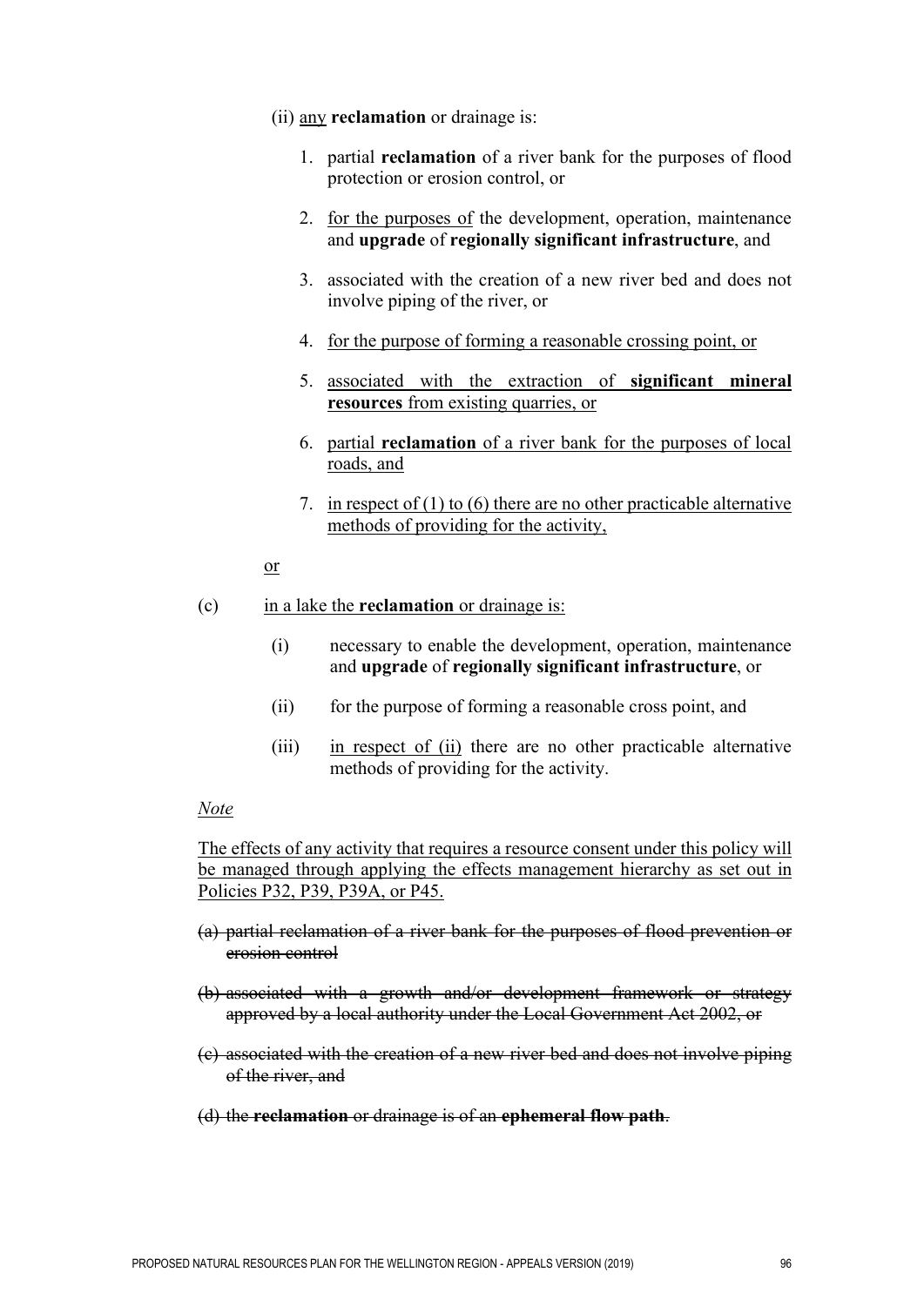(ii) <u>any</u> **reclamation** or drainage is:

1. partial **reclamation** of a river bank for the purposes of flood protection or erosion control, or

2. <u>for the purposes of</u> the development, operation, maintenance and **upgrade** of **regionally significant infrastructure**, and

3. associated with the creation of a new river bed and does not involve piping of the river, or

4. <u>for the purpose of forming a reasonable crossing point, or</u>

5. <u>associated with the extraction of **significant mineral resources** from existing quarries, or</u>

6. <u>partial **reclamation** of a river bank for the purposes of local roads, and</u>

7. <u>in respect of (1) to (6) there are no other practicable alternative methods of providing for the activity,</u>

<u>or</u>

(c) <u>in a lake the **reclamation** or drainage is:</u>

(i) necessary to enable the development, operation, maintenance and **upgrade** of **regionally significant infrastructure**, or

(ii) for the purpose of forming a reasonable cross point, and

(iii) <u>in respect of (ii)</u> there are no other practicable alternative methods of providing for the activity.

*<u>Note</u>*

<u>The effects of any activity that requires a resource consent under this policy will be managed through applying the effects management hierarchy as set out in Policies P32, P39, P39A, or P45.</u>

~~(a) partial reclamation of a river bank for the purposes of flood prevention or erosion control~~

~~(b) associated with a growth and/or development framework or strategy approved by a local authority under the Local Government Act 2002, or~~

~~(c) associated with the creation of a new river bed and does not involve piping of the river, and~~

~~(d) the **reclamation** or drainage is of an **ephemeral flow path**.~~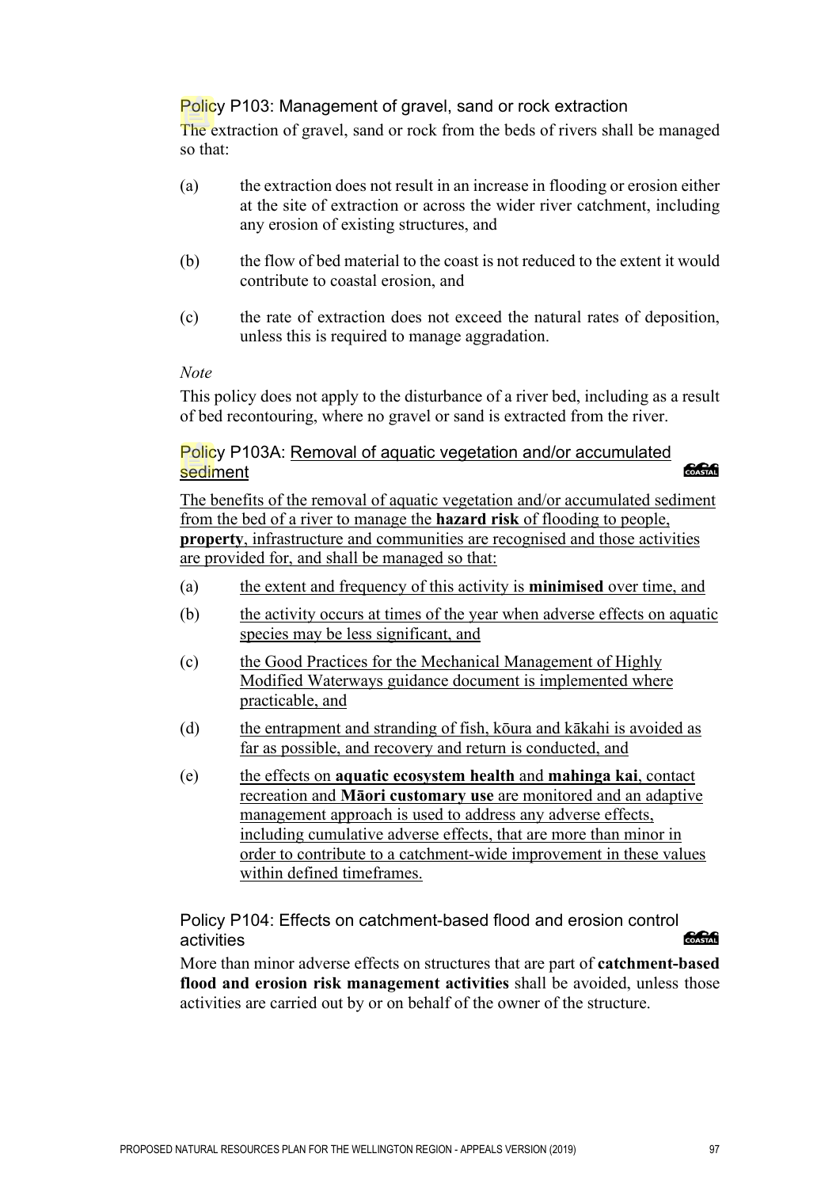### Policy P103: Management of gravel, sand or rock extraction

The extraction of gravel, sand or rock from the beds of rivers shall be managed so that:

(a) the extraction does not result in an increase in flooding or erosion either at the site of extraction or across the wider river catchment, including any erosion of existing structures, and

(b) the flow of bed material to the coast is not reduced to the extent it would contribute to coastal erosion, and

(c) the rate of extraction does not exceed the natural rates of deposition, unless this is required to manage aggradation.

*Note*

This policy does not apply to the disturbance of a river bed, including as a result of bed recontouring, where no gravel or sand is extracted from the river.

### Policy P103A: Removal of aquatic vegetation and/or accumulated sediment

COASTAL

The benefits of the removal of aquatic vegetation and/or accumulated sediment from the bed of a river to manage the **hazard risk** of flooding to people, **property**, infrastructure and communities are recognised and those activities are provided for, and shall be managed so that:

(a) the extent and frequency of this activity is **minimised** over time, and

(b) the activity occurs at times of the year when adverse effects on aquatic species may be less significant, and

(c) the Good Practices for the Mechanical Management of Highly Modified Waterways guidance document is implemented where practicable, and

(d) the entrapment and stranding of fish, kōura and kākahi is avoided as far as possible, and recovery and return is conducted, and

(e) the effects on **aquatic ecosystem health** and **mahinga kai**, contact recreation and **Māori customary use** are monitored and an adaptive management approach is used to address any adverse effects, including cumulative adverse effects, that are more than minor in order to contribute to a catchment-wide improvement in these values within defined timeframes.

### Policy P104: Effects on catchment-based flood and erosion control activities

COASTAL

More than minor adverse effects on structures that are part of **catchment-based flood and erosion risk management activities** shall be avoided, unless those activities are carried out by or on behalf of the owner of the structure.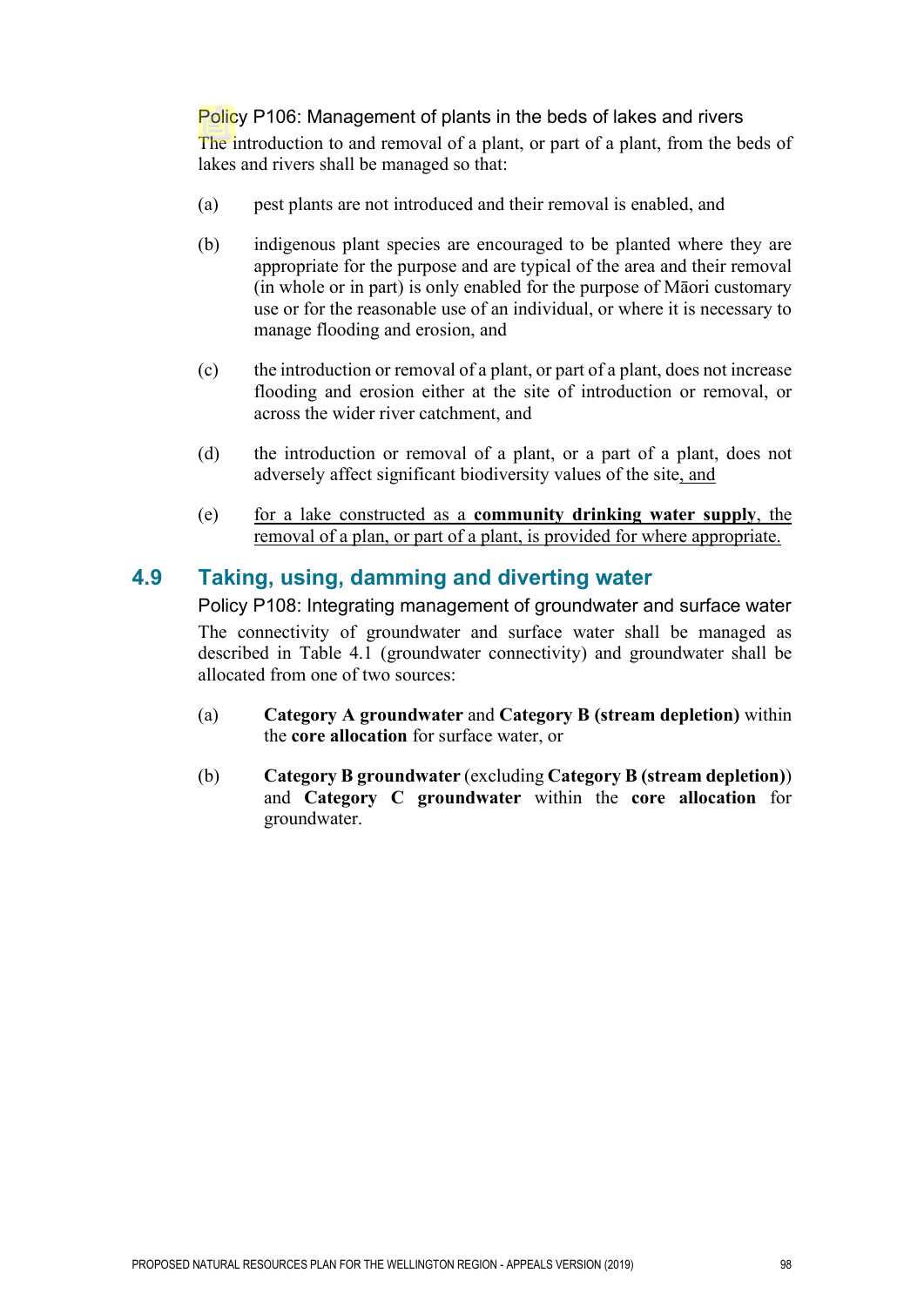### Policy P106: Management of plants in the beds of lakes and rivers

The introduction to and removal of a plant, or part of a plant, from the beds of lakes and rivers shall be managed so that:

(a) pest plants are not introduced and their removal is enabled, and

(b) indigenous plant species are encouraged to be planted where they are appropriate for the purpose and are typical of the area and their removal (in whole or in part) is only enabled for the purpose of Māori customary use or for the reasonable use of an individual, or where it is necessary to manage flooding and erosion, and

(c) the introduction or removal of a plant, or part of a plant, does not increase flooding and erosion either at the site of introduction or removal, or across the wider river catchment, and

(d) the introduction or removal of a plant, or a part of a plant, does not adversely affect significant biodiversity values of the site, and

(e) for a lake constructed as a **community drinking water supply**, the removal of a plan, or part of a plant, is provided for where appropriate.

## 4.9 Taking, using, damming and diverting water

### Policy P108: Integrating management of groundwater and surface water

The connectivity of groundwater and surface water shall be managed as described in Table 4.1 (groundwater connectivity) and groundwater shall be allocated from one of two sources:

(a) **Category A groundwater** and **Category B (stream depletion)** within the **core allocation** for surface water, or

(b) **Category B groundwater** (excluding **Category B (stream depletion)**) and **Category C groundwater** within the **core allocation** for groundwater.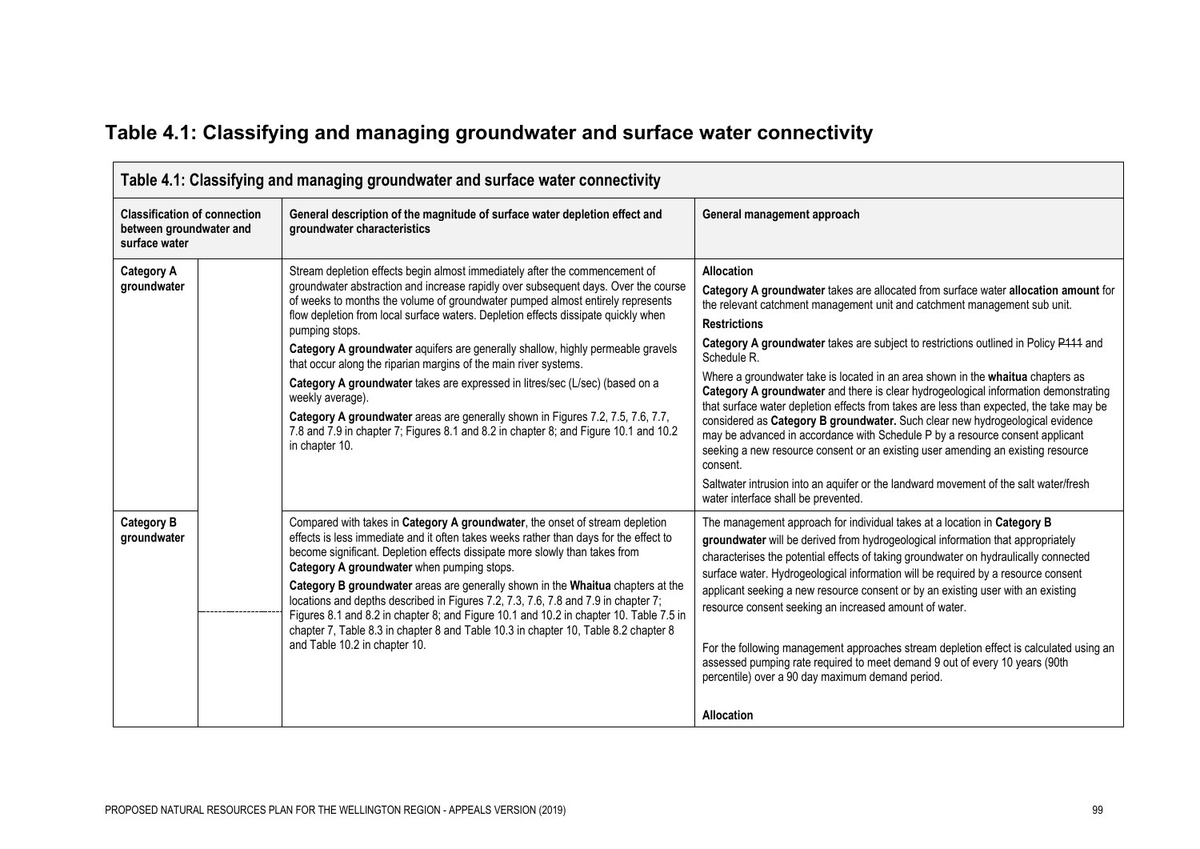# Table 4.1: Classifying and managing groundwater and surface water connectivity

| Table 4.1: Classifying and managing groundwater and surface water connectivity | | | |
|---|---|---|---|
| **Classification of connection between groundwater and surface water** | | **General description of the magnitude of surface water depletion effect and groundwater characteristics** | **General management approach** |
| **Category A groundwater** | | Stream depletion effects begin almost immediately after the commencement of groundwater abstraction and increase rapidly over subsequent days. Over the course of weeks to months the volume of groundwater pumped almost entirely represents flow depletion from local surface waters. Depletion effects dissipate quickly when pumping stops.<br><br>**Category A groundwater** aquifers are generally shallow, highly permeable gravels that occur along the riparian margins of the main river systems.<br><br>**Category A groundwater** takes are expressed in litres/sec (L/sec) (based on a weekly average).<br><br>**Category A groundwater** areas are generally shown in Figures 7.2, 7.5, 7.6, 7.7, 7.8 and 7.9 in chapter 7; Figures 8.1 and 8.2 in chapter 8; and Figure 10.1 and 10.2 in chapter 10. | **Allocation**<br><br>**Category A groundwater** takes are allocated from surface water **allocation amount** for the relevant catchment management unit and catchment management sub unit.<br><br>**Restrictions**<br><br>**Category A groundwater** takes are subject to restrictions outlined in Policy ~~P111~~ and Schedule R.<br><br>Where a groundwater take is located in an area shown in the **whaitua** chapters as **Category A groundwater** and there is clear hydrogeological information demonstrating that surface water depletion effects from takes are less than expected, the take may be considered as **Category B groundwater.** Such clear new hydrogeological evidence may be advanced in accordance with Schedule P by a resource consent applicant seeking a new resource consent or an existing user amending an existing resource consent.<br><br>Saltwater intrusion into an aquifer or the landward movement of the salt water/fresh water interface shall be prevented. |
| **Category B groundwater** | | Compared with takes in **Category A groundwater**, the onset of stream depletion effects is less immediate and it often takes weeks rather than days for the effect to become significant. Depletion effects dissipate more slowly than takes from **Category A groundwater** when pumping stops.<br><br>**Category B groundwater** areas are generally shown in the **Whaitua** chapters at the locations and depths described in Figures 7.2, 7.3, 7.6, 7.8 and 7.9 in chapter 7; Figures 8.1 and 8.2 in chapter 8; and Figure 10.1 and 10.2 in chapter 10. Table 7.5 in chapter 7, Table 8.3 in chapter 8 and Table 10.3 in chapter 10, Table 8.2 chapter 8 and Table 10.2 in chapter 10. | The management approach for individual takes at a location in **Category B groundwater** will be derived from hydrogeological information that appropriately characterises the potential effects of taking groundwater on hydraulically connected surface water. Hydrogeological information will be required by a resource consent applicant seeking a new resource consent or by an existing user with an existing resource consent seeking an increased amount of water.<br><br>For the following management approaches stream depletion effect is calculated using an assessed pumping rate required to meet demand 9 out of every 10 years (90th percentile) over a 90 day maximum demand period.<br><br>**Allocation** |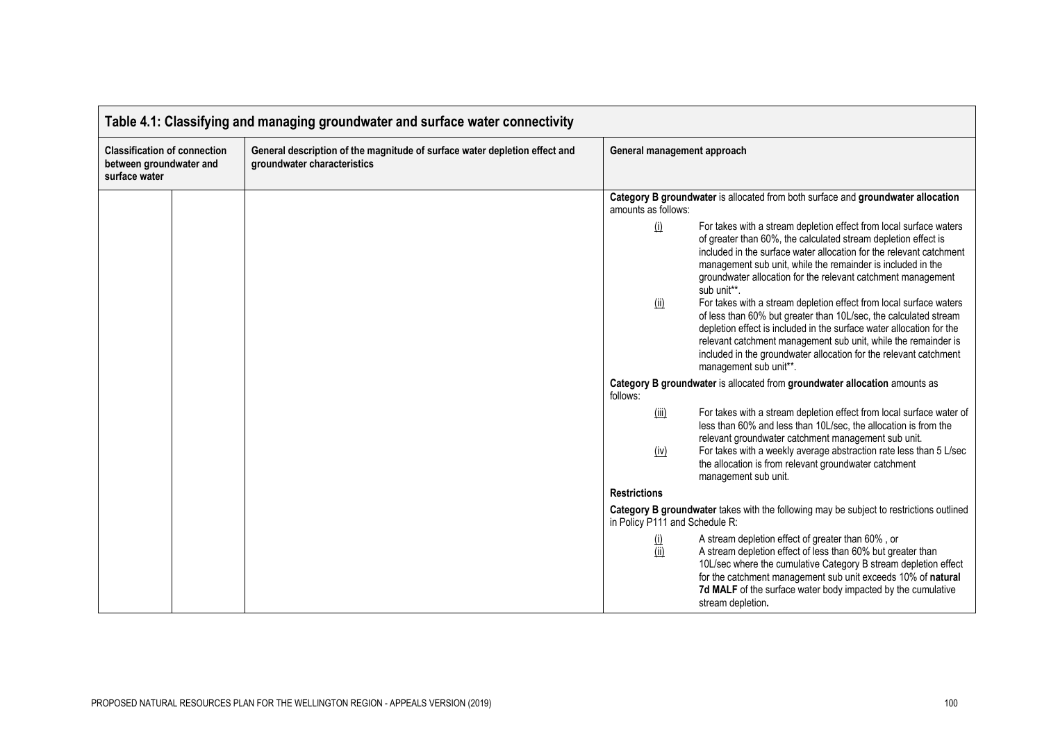| Table 4.1: Classifying and managing groundwater and surface water connectivity | | | |
|---|---|---|---|
| **Classification of connection between groundwater and surface water** | | **General description of the magnitude of surface water depletion effect and groundwater characteristics** | **General management approach** |
| | | | **Category B groundwater** is allocated from both surface and **groundwater allocation** amounts as follows:<br><br>(i) For takes with a stream depletion effect from local surface waters of greater than 60%, the calculated stream depletion effect is included in the surface water allocation for the relevant catchment management sub unit, while the remainder is included in the groundwater allocation for the relevant catchment management sub unit**.<br>(ii) For takes with a stream depletion effect from local surface waters of less than 60% but greater than 10L/sec, the calculated stream depletion effect is included in the surface water allocation for the relevant catchment management sub unit, while the remainder is included in the groundwater allocation for the relevant catchment management sub unit**.<br><br>**Category B groundwater** is allocated from **groundwater allocation** amounts as follows:<br><br>(iii) For takes with a stream depletion effect from local surface water of less than 60% and less than 10L/sec, the allocation is from the relevant groundwater catchment management sub unit.<br>(iv) For takes with a weekly average abstraction rate less than 5 L/sec the allocation is from relevant groundwater catchment management sub unit.<br><br>**Restrictions**<br><br>**Category B groundwater** takes with the following may be subject to restrictions outlined in Policy P111 and Schedule R:<br><br>(i) A stream depletion effect of greater than 60% , or<br>(ii) A stream depletion effect of less than 60% but greater than 10L/sec where the cumulative Category B stream depletion effect for the catchment management sub unit exceeds 10% of **natural 7d MALF** of the surface water body impacted by the cumulative stream depletion**.** |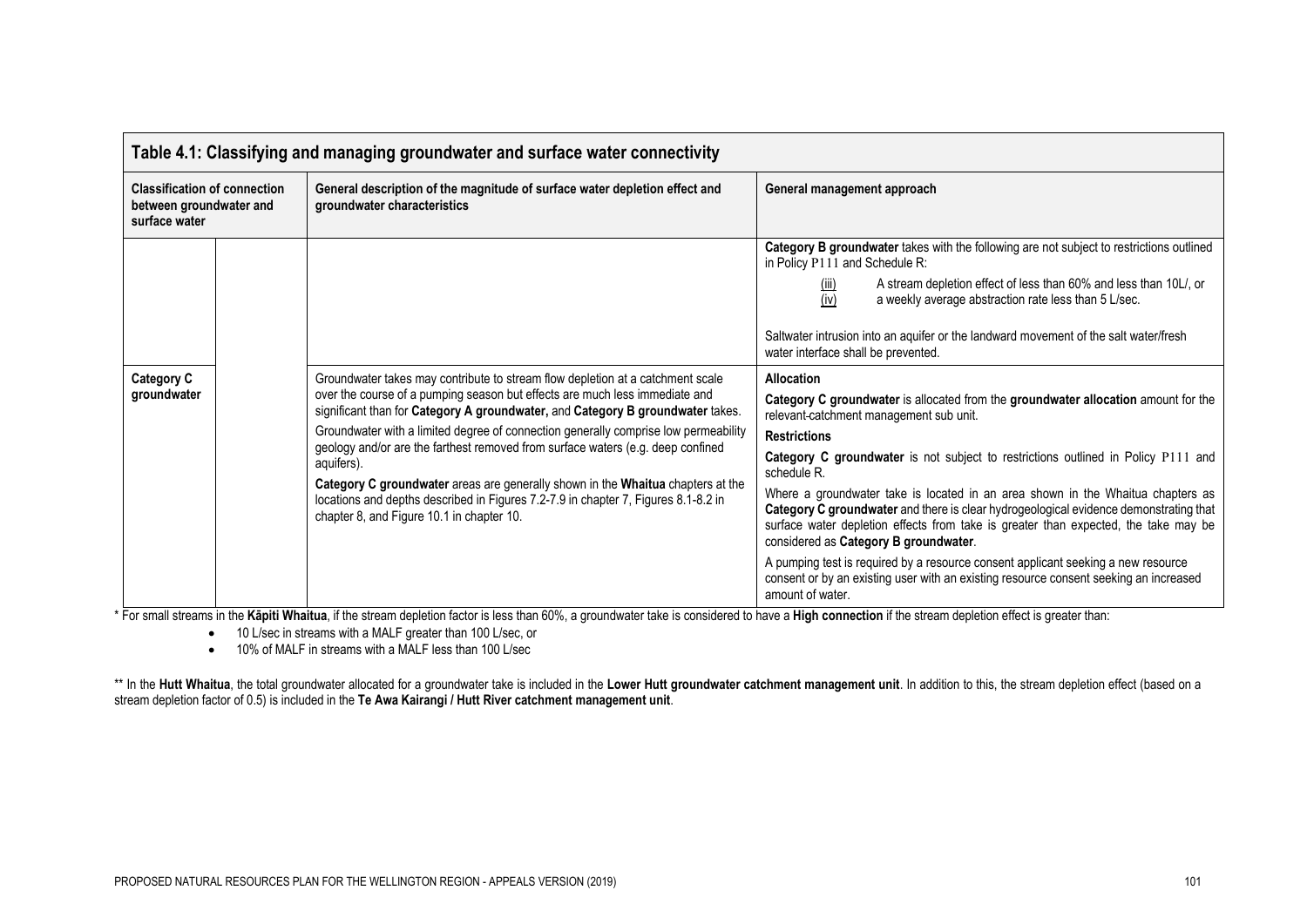## Table 4.1: Classifying and managing groundwater and surface water connectivity

| Classification of connection between groundwater and surface water | | General description of the magnitude of surface water depletion effect and groundwater characteristics | General management approach |
|---|---|---|---|
| | | | **Category B groundwater** takes with the following are not subject to restrictions outlined in Policy P111 and Schedule R: <br> (iii) A stream depletion effect of less than 60% and less than 10L/, or <br> (iv) a weekly average abstraction rate less than 5 L/sec. <br><br> Saltwater intrusion into an aquifer or the landward movement of the salt water/fresh water interface shall be prevented. |
| **Category C groundwater** | | Groundwater takes may contribute to stream flow depletion at a catchment scale over the course of a pumping season but effects are much less immediate and significant than for **Category A groundwater,** and **Category B groundwater** takes. <br> Groundwater with a limited degree of connection generally comprise low permeability geology and/or are the farthest removed from surface waters (e.g. deep confined aquifers). <br> **Category C groundwater** areas are generally shown in the **Whaitua** chapters at the locations and depths described in Figures 7.2-7.9 in chapter 7, Figures 8.1-8.2 in chapter 8, and Figure 10.1 in chapter 10. | **Allocation** <br> **Category C groundwater** is allocated from the **groundwater allocation** amount for the relevant catchment management sub unit. <br> **Restrictions** <br> **Category C groundwater** is not subject to restrictions outlined in Policy P111 and schedule R. <br> Where a groundwater take is located in an area shown in the Whaitua chapters as **Category C groundwater** and there is clear hydrogeological evidence demonstrating that surface water depletion effects from take is greater than expected, the take may be considered as **Category B groundwater**. <br> A pumping test is required by a resource consent applicant seeking a new resource consent or by an existing user with an existing resource consent seeking an increased amount of water. |

* For small streams in the **Kāpiti Whaitua**, if the stream depletion factor is less than 60%, a groundwater take is considered to have a **High connection** if the stream depletion effect is greater than:

- 10 L/sec in streams with a MALF greater than 100 L/sec, or
- 10% of MALF in streams with a MALF less than 100 L/sec

** In the **Hutt Whaitua**, the total groundwater allocated for a groundwater take is included in the **Lower Hutt groundwater catchment management unit**. In addition to this, the stream depletion effect (based on a stream depletion factor of 0.5) is included in the **Te Awa Kairangi / Hutt River catchment management unit**.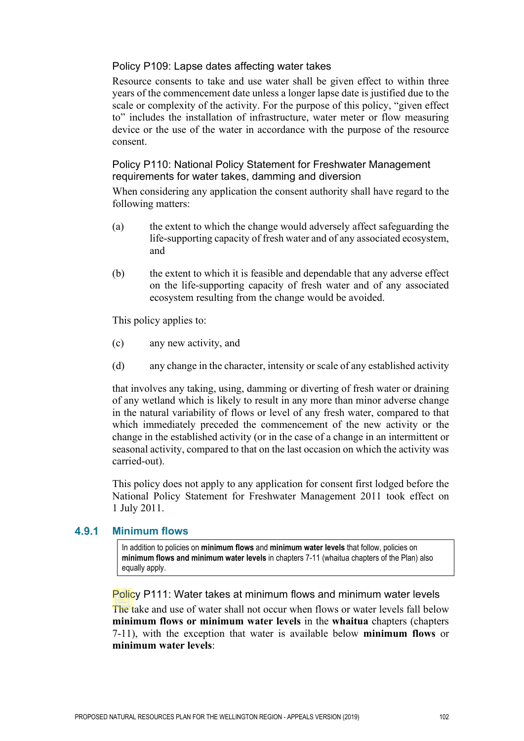#### Policy P109: Lapse dates affecting water takes

Resource consents to take and use water shall be given effect to within three years of the commencement date unless a longer lapse date is justified due to the scale or complexity of the activity. For the purpose of this policy, "given effect to" includes the installation of infrastructure, water meter or flow measuring device or the use of the water in accordance with the purpose of the resource consent.

#### Policy P110: National Policy Statement for Freshwater Management requirements for water takes, damming and diversion

When considering any application the consent authority shall have regard to the following matters:

(a) the extent to which the change would adversely affect safeguarding the life-supporting capacity of fresh water and of any associated ecosystem, and

(b) the extent to which it is feasible and dependable that any adverse effect on the life-supporting capacity of fresh water and of any associated ecosystem resulting from the change would be avoided.

This policy applies to:

(c) any new activity, and

(d) any change in the character, intensity or scale of any established activity

that involves any taking, using, damming or diverting of fresh water or draining of any wetland which is likely to result in any more than minor adverse change in the natural variability of flows or level of any fresh water, compared to that which immediately preceded the commencement of the new activity or the change in the established activity (or in the case of a change in an intermittent or seasonal activity, compared to that on the last occasion on which the activity was carried-out).

This policy does not apply to any application for consent first lodged before the National Policy Statement for Freshwater Management 2011 took effect on 1 July 2011.

### 4.9.1 Minimum flows

> In addition to policies on **minimum flows** and **minimum water levels** that follow, policies on **minimum flows and minimum water levels** in chapters 7-11 (whaitua chapters of the Plan) also equally apply.

#### Policy P111: Water takes at minimum flows and minimum water levels

The take and use of water shall not occur when flows or water levels fall below **minimum flows or minimum water levels** in the **whaitua** chapters (chapters 7-11), with the exception that water is available below **minimum flows** or **minimum water levels**: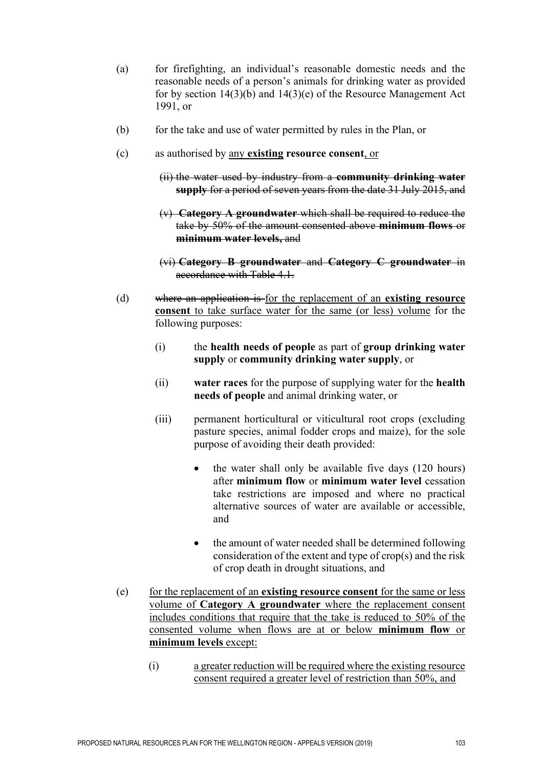(a) for firefighting, an individual's reasonable domestic needs and the reasonable needs of a person's animals for drinking water as provided for by section 14(3)(b) and 14(3)(e) of the Resource Management Act 1991, or

(b) for the take and use of water permitted by rules in the Plan, or

(c) as authorised by <u>any</u> **<u>existing</u> resource consent**<u>, or</u>

~~(ii) the water used by industry from a **community drinking water supply** for a period of seven years from the date 31 July 2015, and~~

~~(v) **Category A groundwater** which shall be required to reduce the take by 50% of the amount consented above **minimum flows** or **minimum water levels**, and~~

~~(vi) **Category B groundwater** and **Category C groundwater** in accordance with Table 4.1.~~

(d) ~~where an application is~~ <u>for the replacement of an **existing resource consent** to take surface water for the same (or less) volume</u> for the following purposes:

(i) the **health needs of people** as part of **group drinking water supply** or **community drinking water supply**, or

(ii) **water races** for the purpose of supplying water for the **health needs of people** and animal drinking water, or

(iii) permanent horticultural or viticultural root crops (excluding pasture species, animal fodder crops and maize), for the sole purpose of avoiding their death provided:

- the water shall only be available five days (120 hours) after **minimum flow** or **minimum water level** cessation take restrictions are imposed and where no practical alternative sources of water are available or accessible, and
- the amount of water needed shall be determined following consideration of the extent and type of crop(s) and the risk of crop death in drought situations, and

(e) <u>for the replacement of an **existing resource consent** for the same or less volume of **Category A groundwater** where the replacement consent includes conditions that require that the take is reduced to 50% of the consented volume when flows are at or below **minimum flow** or **minimum levels** except:</u>

(i) <u>a greater reduction will be required where the existing resource consent required a greater level of restriction than 50%, and</u>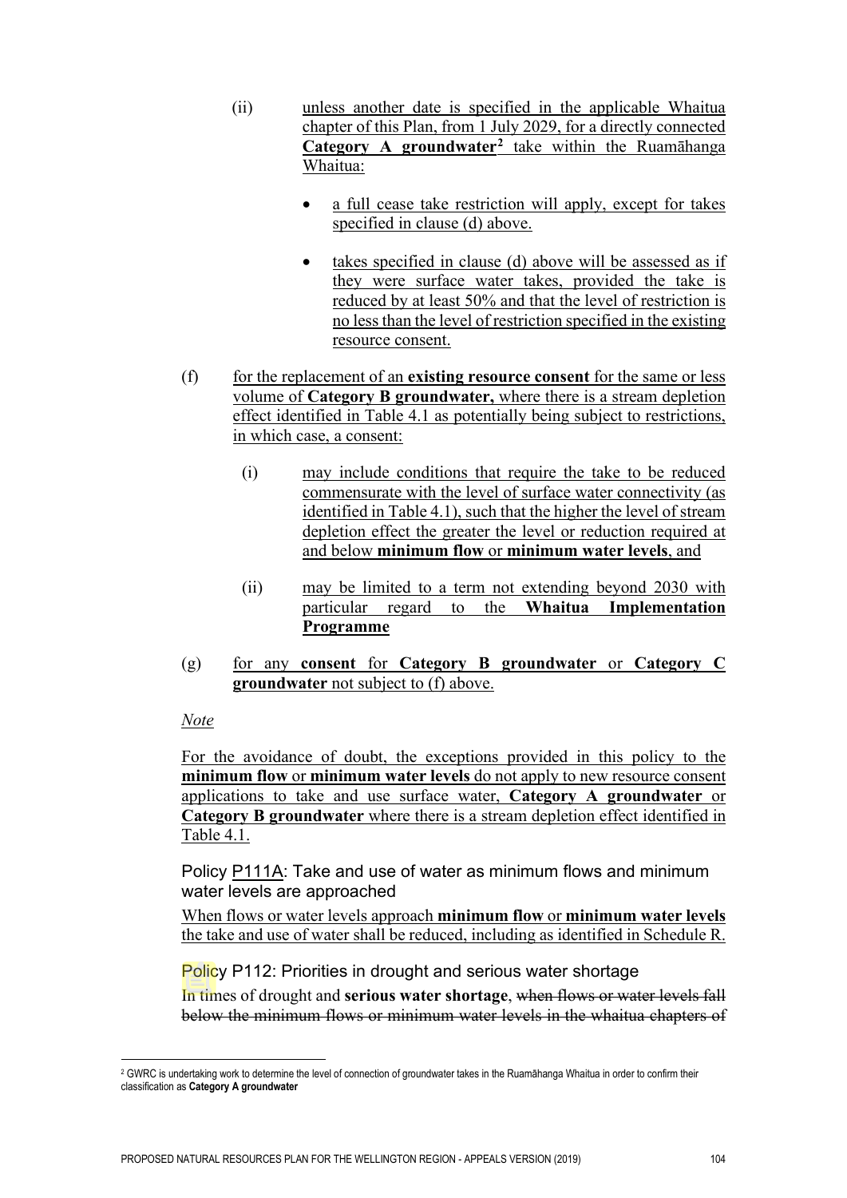(ii) unless another date is specified in the applicable Whaitua chapter of this Plan, from 1 July 2029, for a directly connected **Category A groundwater**[2] take within the Ruamāhanga Whaitua:

- a full cease take restriction will apply, except for takes specified in clause (d) above.
- takes specified in clause (d) above will be assessed as if they were surface water takes, provided the take is reduced by at least 50% and that the level of restriction is no less than the level of restriction specified in the existing resource consent.

(f) for the replacement of an **existing resource consent** for the same or less volume of **Category B groundwater,** where there is a stream depletion effect identified in Table 4.1 as potentially being subject to restrictions, in which case, a consent:

(i) may include conditions that require the take to be reduced commensurate with the level of surface water connectivity (as identified in Table 4.1), such that the higher the level of stream depletion effect the greater the level or reduction required at and below **minimum flow** or **minimum water levels**, and

(ii) may be limited to a term not extending beyond 2030 with particular regard to the **Whaitua Implementation Programme**

(g) for any **consent** for **Category B groundwater** or **Category C groundwater** not subject to (f) above.

*Note*

For the avoidance of doubt, the exceptions provided in this policy to the **minimum flow** or **minimum water levels** do not apply to new resource consent applications to take and use surface water, **Category A groundwater** or **Category B groundwater** where there is a stream depletion effect identified in Table 4.1.

### Policy P111A: Take and use of water as minimum flows and minimum water levels are approached

When flows or water levels approach **minimum flow** or **minimum water levels** the take and use of water shall be reduced, including as identified in Schedule R.

### Policy P112: Priorities in drought and serious water shortage

In times of drought and **serious water shortage**, ~~when flows or water levels fall below the minimum flows or minimum water levels in the whaitua chapters of~~

[2] GWRC is undertaking work to determine the level of connection of groundwater takes in the Ruamāhanga Whaitua in order to confirm their classification as **Category A groundwater**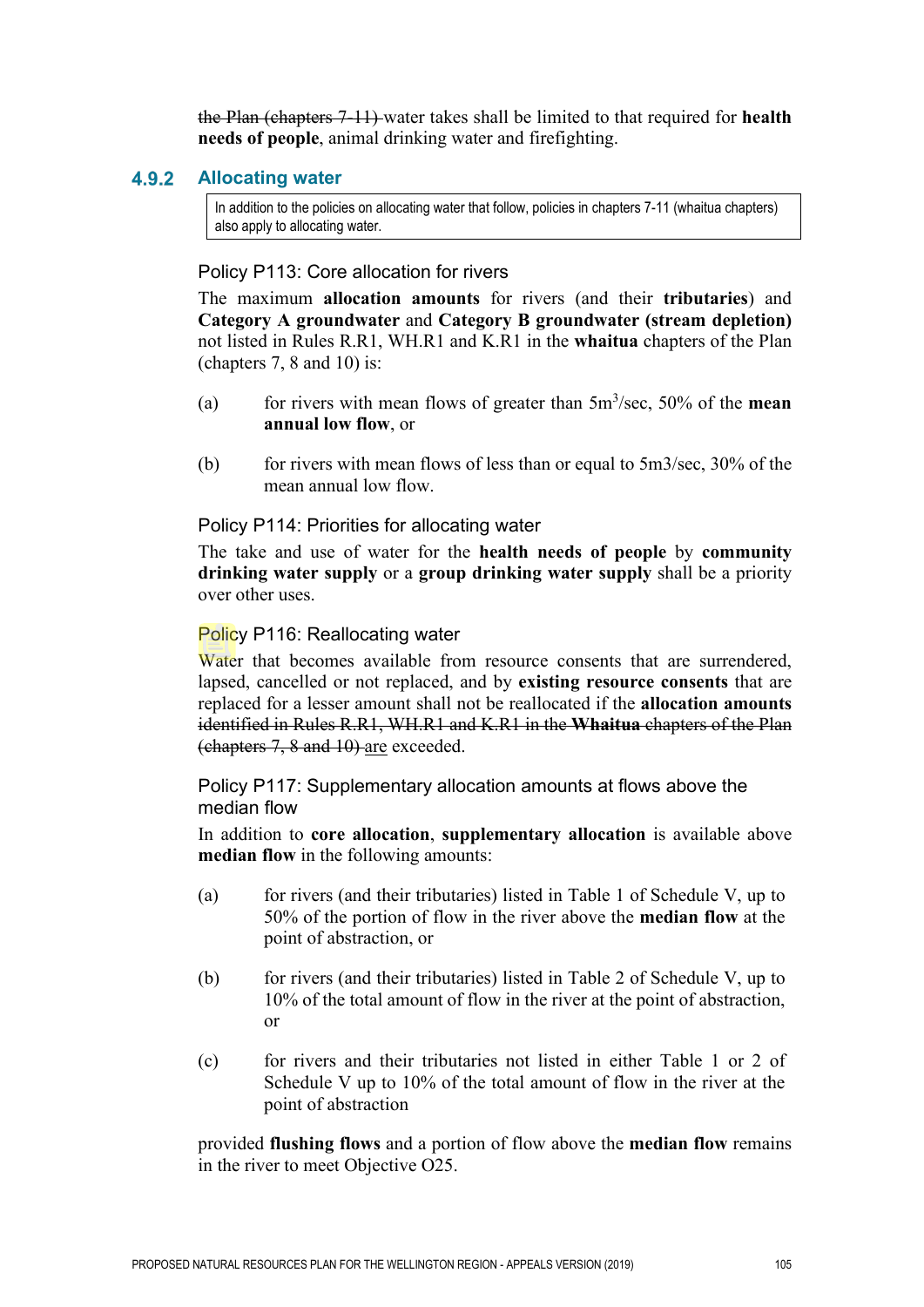~~the Plan (chapters 7-11)~~ water takes shall be limited to that required for **health needs of people**, animal drinking water and firefighting.

### 4.9.2 Allocating water

In addition to the policies on allocating water that follow, policies in chapters 7-11 (whaitua chapters) also apply to allocating water.

#### Policy P113: Core allocation for rivers

The maximum **allocation amounts** for rivers (and their **tributaries**) and **Category A groundwater** and **Category B groundwater (stream depletion)** not listed in Rules R.R1, WH.R1 and K.R1 in the **whaitua** chapters of the Plan (chapters 7, 8 and 10) is:

(a) for rivers with mean flows of greater than $5m^3$/sec, 50% of the **mean annual low flow**, or

(b) for rivers with mean flows of less than or equal to 5m3/sec, 30% of the mean annual low flow.

#### Policy P114: Priorities for allocating water

The take and use of water for the **health needs of people** by **community drinking water supply** or a **group drinking water supply** shall be a priority over other uses.

#### Policy P116: Reallocating water

Water that becomes available from resource consents that are surrendered, lapsed, cancelled or not replaced, and by **existing resource consents** that are replaced for a lesser amount shall not be reallocated if the **allocation amounts** ~~identified in Rules R.R1, WH.R1 and K.R1 in the **Whaitua** chapters of the Plan (chapters 7, 8 and 10)~~ are exceeded.

#### Policy P117: Supplementary allocation amounts at flows above the median flow

In addition to **core allocation**, **supplementary allocation** is available above **median flow** in the following amounts:

(a) for rivers (and their tributaries) listed in Table 1 of Schedule V, up to 50% of the portion of flow in the river above the **median flow** at the point of abstraction, or

(b) for rivers (and their tributaries) listed in Table 2 of Schedule V, up to 10% of the total amount of flow in the river at the point of abstraction, or

(c) for rivers and their tributaries not listed in either Table 1 or 2 of Schedule V up to 10% of the total amount of flow in the river at the point of abstraction

provided **flushing flows** and a portion of flow above the **median flow** remains in the river to meet Objective O25.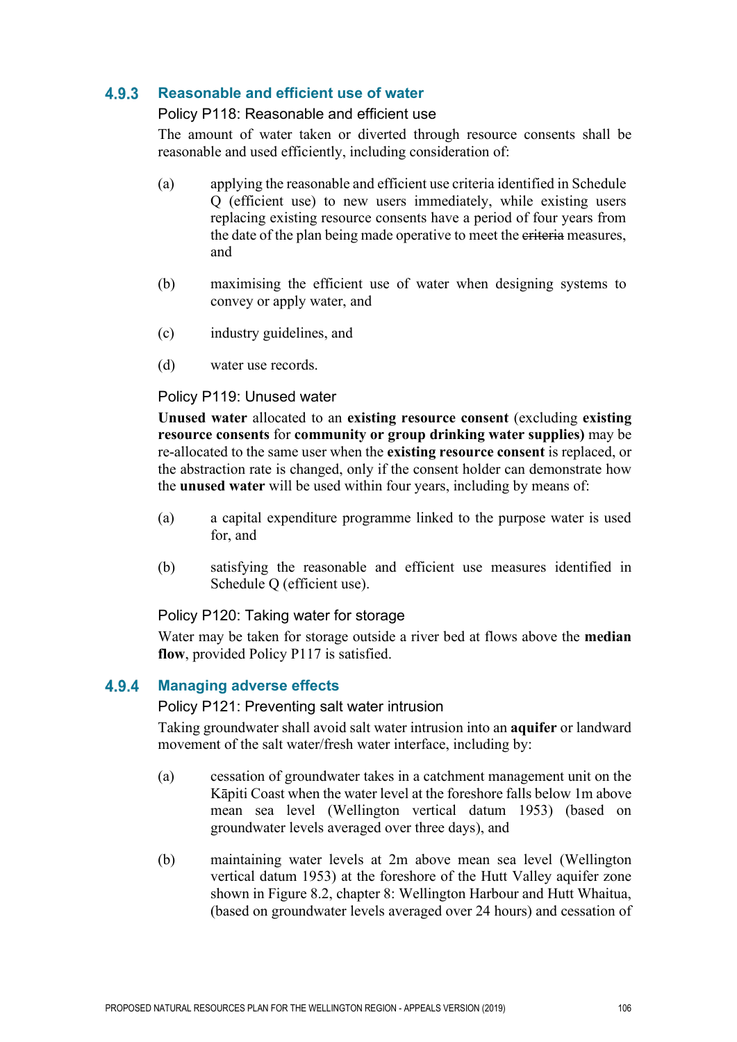### 4.9.3 Reasonable and efficient use of water

#### Policy P118: Reasonable and efficient use

The amount of water taken or diverted through resource consents shall be reasonable and used efficiently, including consideration of:

(a) applying the reasonable and efficient use criteria identified in Schedule Q (efficient use) to new users immediately, while existing users replacing existing resource consents have a period of four years from the date of the plan being made operative to meet the ~~criteria~~ measures, and

(b) maximising the efficient use of water when designing systems to convey or apply water, and

(c) industry guidelines, and

(d) water use records.

#### Policy P119: Unused water

**Unused water** allocated to an **existing resource consent** (excluding **existing resource consents** for **community or group drinking water supplies)** may be re-allocated to the same user when the **existing resource consent** is replaced, or the abstraction rate is changed, only if the consent holder can demonstrate how the **unused water** will be used within four years, including by means of:

(a) a capital expenditure programme linked to the purpose water is used for, and

(b) satisfying the reasonable and efficient use measures identified in Schedule Q (efficient use).

#### Policy P120: Taking water for storage

Water may be taken for storage outside a river bed at flows above the **median flow**, provided Policy P117 is satisfied.

### 4.9.4 Managing adverse effects

#### Policy P121: Preventing salt water intrusion

Taking groundwater shall avoid salt water intrusion into an **aquifer** or landward movement of the salt water/fresh water interface, including by:

(a) cessation of groundwater takes in a catchment management unit on the Kāpiti Coast when the water level at the foreshore falls below 1m above mean sea level (Wellington vertical datum 1953) (based on groundwater levels averaged over three days), and

(b) maintaining water levels at 2m above mean sea level (Wellington vertical datum 1953) at the foreshore of the Hutt Valley aquifer zone shown in Figure 8.2, chapter 8: Wellington Harbour and Hutt Whaitua, (based on groundwater levels averaged over 24 hours) and cessation of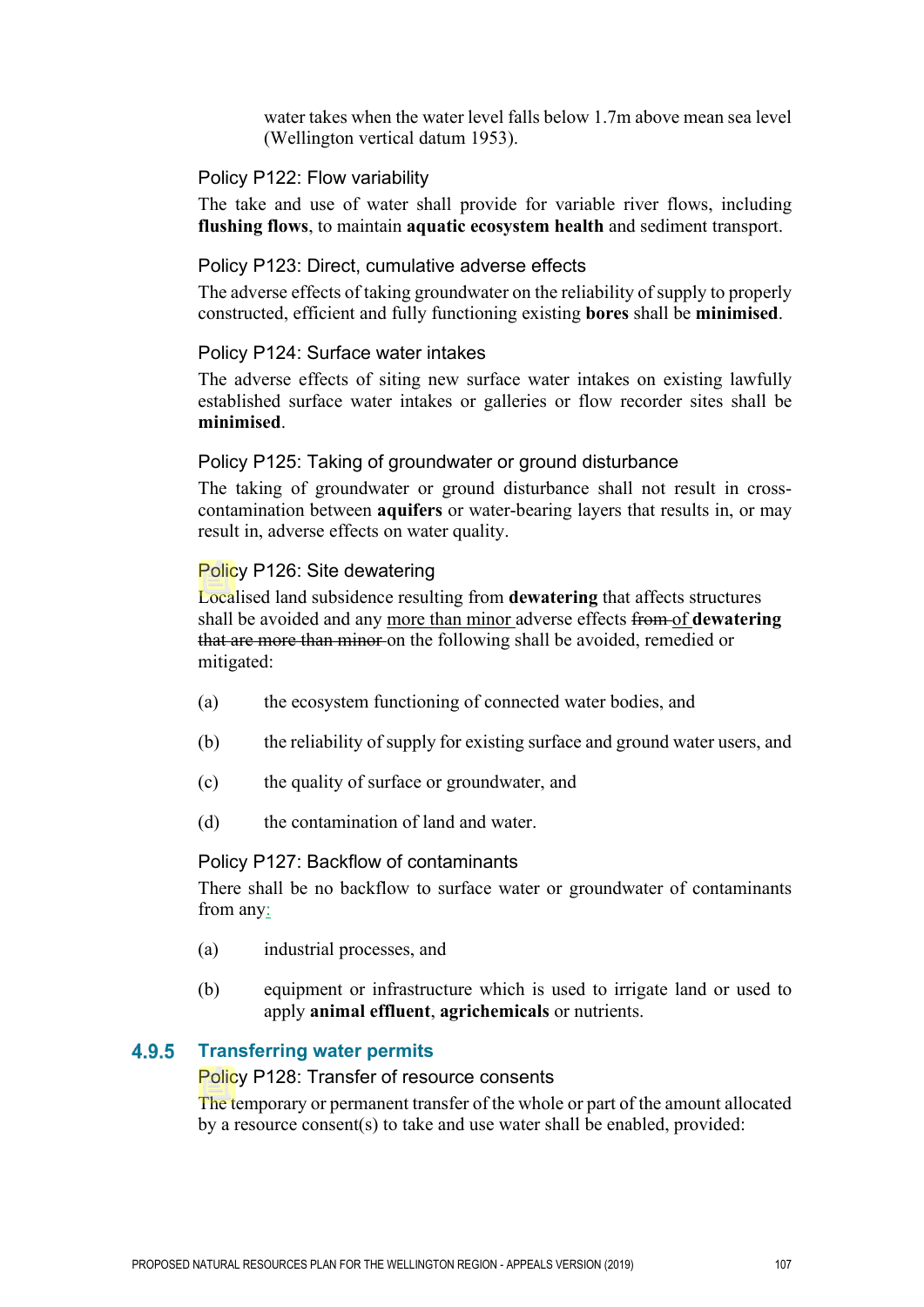water takes when the water level falls below 1.7m above mean sea level (Wellington vertical datum 1953).

#### Policy P122: Flow variability

The take and use of water shall provide for variable river flows, including **flushing flows**, to maintain **aquatic ecosystem health** and sediment transport.

#### Policy P123: Direct, cumulative adverse effects

The adverse effects of taking groundwater on the reliability of supply to properly constructed, efficient and fully functioning existing **bores** shall be **minimised**.

#### Policy P124: Surface water intakes

The adverse effects of siting new surface water intakes on existing lawfully established surface water intakes or galleries or flow recorder sites shall be **minimised**.

#### Policy P125: Taking of groundwater or ground disturbance

The taking of groundwater or ground disturbance shall not result in cross-contamination between **aquifers** or water-bearing layers that results in, or may result in, adverse effects on water quality.

#### Policy P126: Site dewatering

Localised land subsidence resulting from **dewatering** that affects structures shall be avoided and any <u>more than minor</u> adverse effects ~~from~~ <u>of</u> **dewatering** ~~that are more than minor~~ on the following shall be avoided, remedied or mitigated:

(a) the ecosystem functioning of connected water bodies, and

(b) the reliability of supply for existing surface and ground water users, and

(c) the quality of surface or groundwater, and

(d) the contamination of land and water.

#### Policy P127: Backflow of contaminants

There shall be no backflow to surface water or groundwater of contaminants from any<u>:</u>

(a) industrial processes, and

(b) equipment or infrastructure which is used to irrigate land or used to apply **animal effluent**, **agrichemicals** or nutrients.

### 4.9.5 Transferring water permits

#### Policy P128: Transfer of resource consents

The temporary or permanent transfer of the whole or part of the amount allocated by a resource consent(s) to take and use water shall be enabled, provided: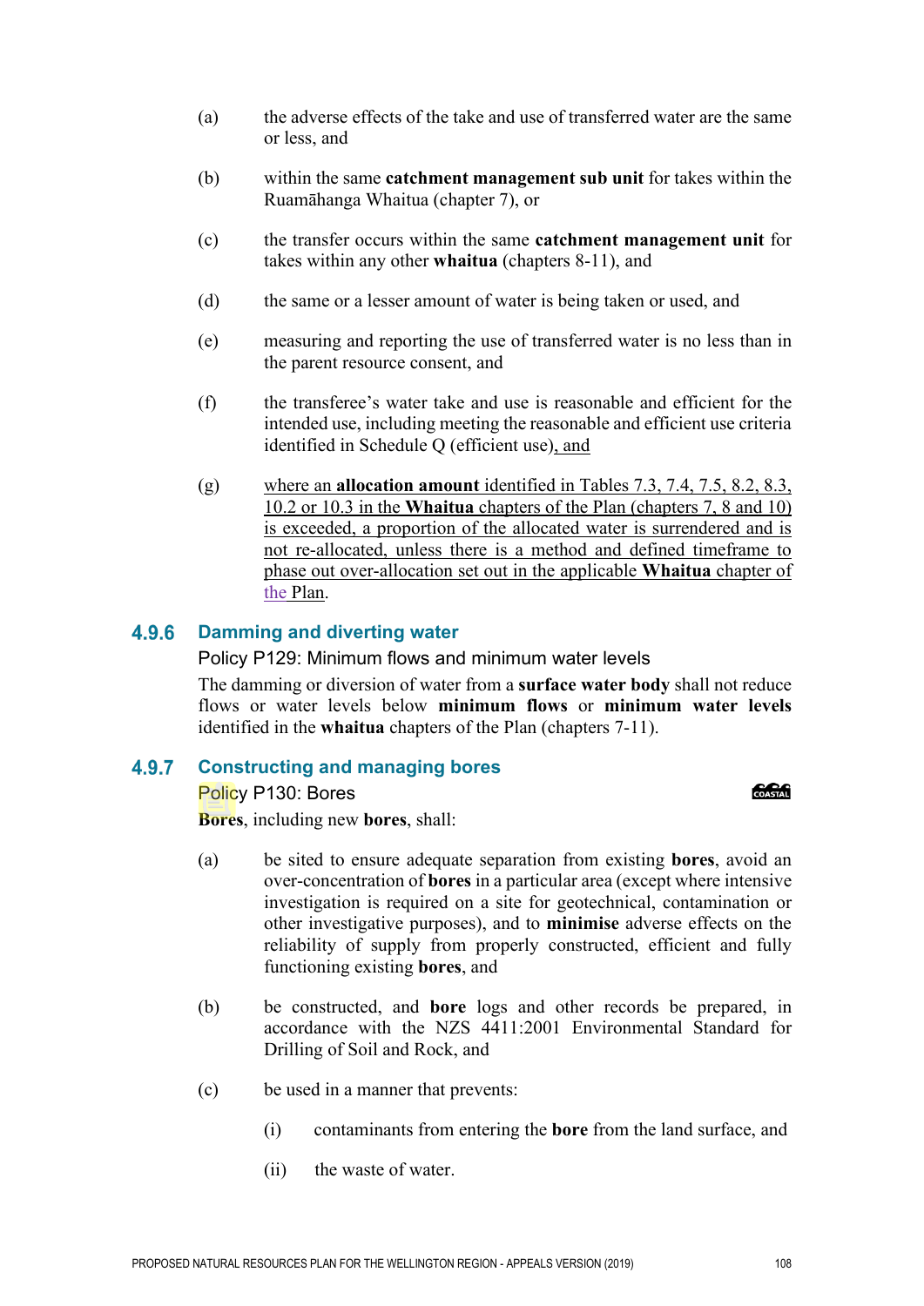(a) the adverse effects of the take and use of transferred water are the same or less, and

(b) within the same **catchment management sub unit** for takes within the Ruamāhanga Whaitua (chapter 7), or

(c) the transfer occurs within the same **catchment management unit** for takes within any other **whaitua** (chapters 8-11), and

(d) the same or a lesser amount of water is being taken or used, and

(e) measuring and reporting the use of transferred water is no less than in the parent resource consent, and

(f) the transferee's water take and use is reasonable and efficient for the intended use, including meeting the reasonable and efficient use criteria identified in Schedule Q (efficient use), and

(g) where an **allocation amount** identified in Tables 7.3, 7.4, 7.5, 8.2, 8.3, 10.2 or 10.3 in the **Whaitua** chapters of the Plan (chapters 7, 8 and 10) is exceeded, a proportion of the allocated water is surrendered and is not re-allocated, unless there is a method and defined timeframe to phase out over-allocation set out in the applicable **Whaitua** chapter of the Plan.

### 4.9.6 Damming and diverting water

Policy P129: Minimum flows and minimum water levels

The damming or diversion of water from a **surface water body** shall not reduce flows or water levels below **minimum flows** or **minimum water levels** identified in the **whaitua** chapters of the Plan (chapters 7-11).

### 4.9.7 Constructing and managing bores

Policy P130: Bores

COASTAL

**Bores**, including new **bores**, shall:

(a) be sited to ensure adequate separation from existing **bores**, avoid an over-concentration of **bores** in a particular area (except where intensive investigation is required on a site for geotechnical, contamination or other investigative purposes), and to **minimise** adverse effects on the reliability of supply from properly constructed, efficient and fully functioning existing **bores**, and

(b) be constructed, and **bore** logs and other records be prepared, in accordance with the NZS 4411:2001 Environmental Standard for Drilling of Soil and Rock, and

(c) be used in a manner that prevents:

  (i) contaminants from entering the **bore** from the land surface, and

  (ii) the waste of water.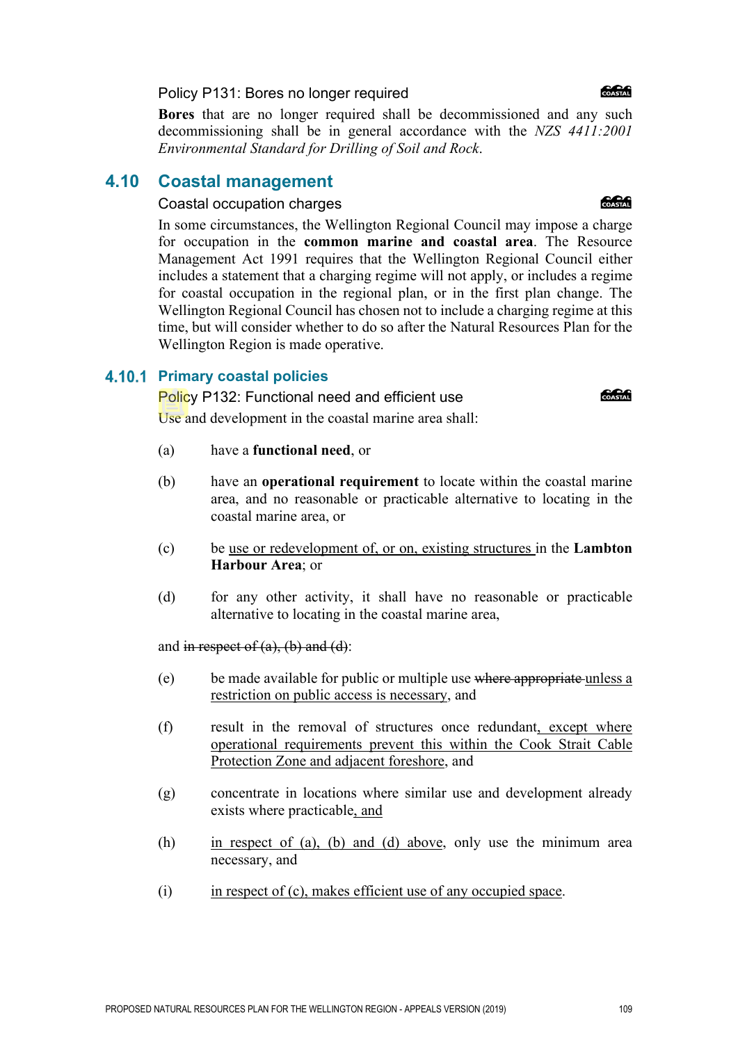Policy P131: Bores no longer required

**Bores** that are no longer required shall be decommissioned and any such decommissioning shall be in general accordance with the *NZS 4411:2001 Environmental Standard for Drilling of Soil and Rock*.

## 4.10 Coastal management

Coastal occupation charges

In some circumstances, the Wellington Regional Council may impose a charge for occupation in the **common marine and coastal area**. The Resource Management Act 1991 requires that the Wellington Regional Council either includes a statement that a charging regime will not apply, or includes a regime for coastal occupation in the regional plan, or in the first plan change. The Wellington Regional Council has chosen not to include a charging regime at this time, but will consider whether to do so after the Natural Resources Plan for the Wellington Region is made operative.

### 4.10.1 Primary coastal policies

Policy P132: Functional need and efficient use

Use and development in the coastal marine area shall:

(a) have a **functional need**, or

(b) have an **operational requirement** to locate within the coastal marine area, and no reasonable or practicable alternative to locating in the coastal marine area, or

(c) be <u>use or redevelopment of, or on, existing structures</u> in the **Lambton Harbour Area**; or

(d) for any other activity, it shall have no reasonable or practicable alternative to locating in the coastal marine area,

and ~~in respect of (a), (b) and (d)~~:

(e) be made available for public or multiple use ~~where appropriate~~ <u>unless a restriction on public access is necessary</u>, and

(f) result in the removal of structures once redundant<u>, except where operational requirements prevent this within the Cook Strait Cable Protection Zone and adjacent foreshore</u>, and

(g) concentrate in locations where similar use and development already exists where practicable<u>, and</u>

(h) <u>in respect of (a), (b) and (d) above</u>, only use the minimum area necessary, and

(i) <u>in respect of (c), makes efficient use of any occupied space</u>.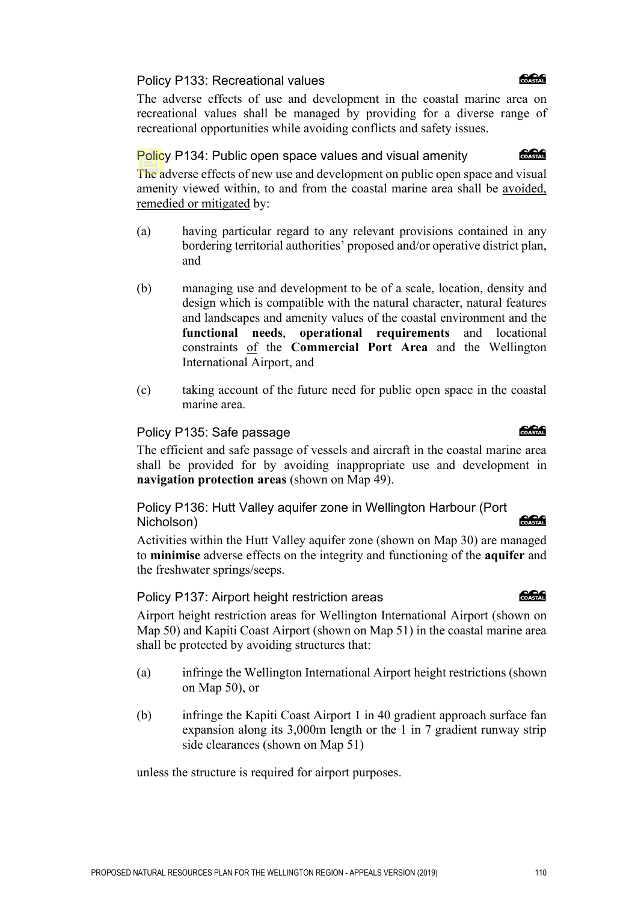### Policy P133: Recreational values

The adverse effects of use and development in the coastal marine area on recreational values shall be managed by providing for a diverse range of recreational opportunities while avoiding conflicts and safety issues.

### Policy P134: Public open space values and visual amenity

The adverse effects of new use and development on public open space and visual amenity viewed within, to and from the coastal marine area shall be avoided, remedied or mitigated by:

(a) having particular regard to any relevant provisions contained in any bordering territorial authorities' proposed and/or operative district plan, and

(b) managing use and development to be of a scale, location, density and design which is compatible with the natural character, natural features and landscapes and amenity values of the coastal environment and the **functional needs**, **operational requirements** and locational constraints of the **Commercial Port Area** and the Wellington International Airport, and

(c) taking account of the future need for public open space in the coastal marine area.

### Policy P135: Safe passage

The efficient and safe passage of vessels and aircraft in the coastal marine area shall be provided for by avoiding inappropriate use and development in **navigation protection areas** (shown on Map 49).

### Policy P136: Hutt Valley aquifer zone in Wellington Harbour (Port Nicholson)

Activities within the Hutt Valley aquifer zone (shown on Map 30) are managed to **minimise** adverse effects on the integrity and functioning of the **aquifer** and the freshwater springs/seeps.

### Policy P137: Airport height restriction areas

Airport height restriction areas for Wellington International Airport (shown on Map 50) and Kapiti Coast Airport (shown on Map 51) in the coastal marine area shall be protected by avoiding structures that:

(a) infringe the Wellington International Airport height restrictions (shown on Map 50), or

(b) infringe the Kapiti Coast Airport 1 in 40 gradient approach surface fan expansion along its 3,000m length or the 1 in 7 gradient runway strip side clearances (shown on Map 51)

unless the structure is required for airport purposes.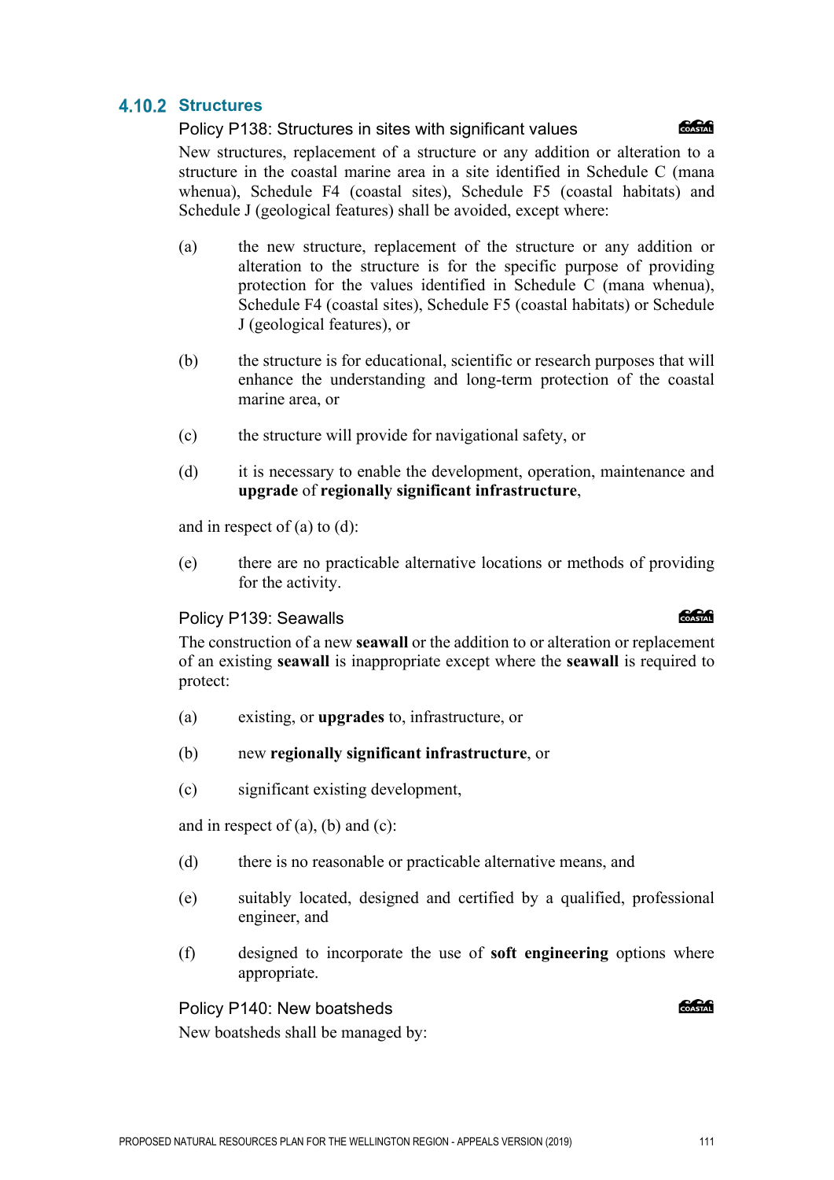### 4.10.2 Structures

#### Policy P138: Structures in sites with significant values

New structures, replacement of a structure or any addition or alteration to a structure in the coastal marine area in a site identified in Schedule C (mana whenua), Schedule F4 (coastal sites), Schedule F5 (coastal habitats) and Schedule J (geological features) shall be avoided, except where:

(a) the new structure, replacement of the structure or any addition or alteration to the structure is for the specific purpose of providing protection for the values identified in Schedule C (mana whenua), Schedule F4 (coastal sites), Schedule F5 (coastal habitats) or Schedule J (geological features), or

(b) the structure is for educational, scientific or research purposes that will enhance the understanding and long-term protection of the coastal marine area, or

(c) the structure will provide for navigational safety, or

(d) it is necessary to enable the development, operation, maintenance and **upgrade** of **regionally significant infrastructure**,

and in respect of (a) to (d):

(e) there are no practicable alternative locations or methods of providing for the activity.

#### Policy P139: Seawalls

The construction of a new **seawall** or the addition to or alteration or replacement of an existing **seawall** is inappropriate except where the **seawall** is required to protect:

(a) existing, or **upgrades** to, infrastructure, or

(b) new **regionally significant infrastructure**, or

(c) significant existing development,

and in respect of (a), (b) and (c):

(d) there is no reasonable or practicable alternative means, and

(e) suitably located, designed and certified by a qualified, professional engineer, and

(f) designed to incorporate the use of **soft engineering** options where appropriate.

#### Policy P140: New boatsheds

New boatsheds shall be managed by: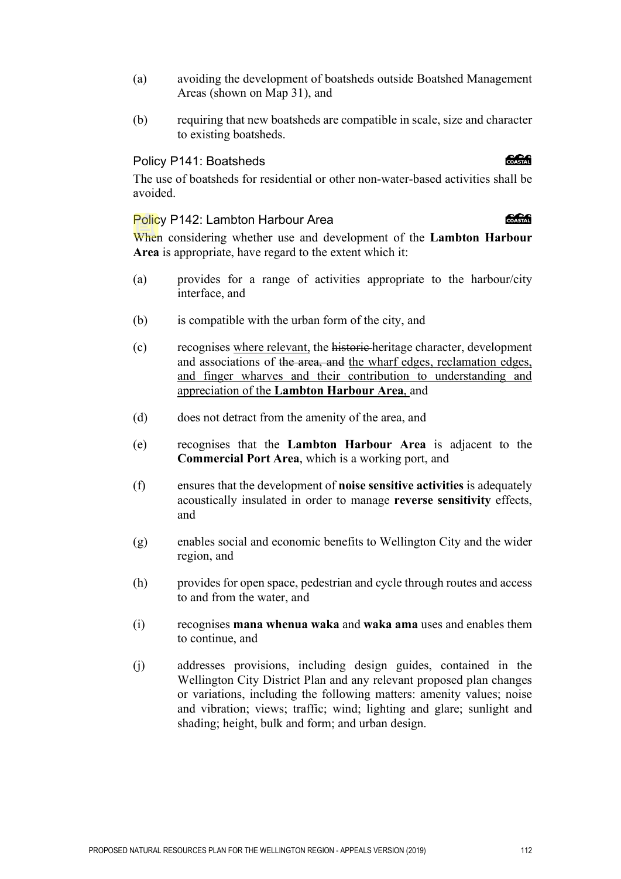(a) avoiding the development of boatsheds outside Boatshed Management Areas (shown on Map 31), and

(b) requiring that new boatsheds are compatible in scale, size and character to existing boatsheds.

### Policy P141: Boatsheds

The use of boatsheds for residential or other non-water-based activities shall be avoided.

### Policy P142: Lambton Harbour Area

When considering whether use and development of the **Lambton Harbour Area** is appropriate, have regard to the extent which it:

(a) provides for a range of activities appropriate to the harbour/city interface, and

(b) is compatible with the urban form of the city, and

(c) recognises <u>where relevant,</u> the ~~historic~~ heritage character, development and associations of ~~the area, and~~ <u>the wharf edges, reclamation edges, and finger wharves and their contribution to understanding and appreciation of the **Lambton Harbour Area**,</u> and

(d) does not detract from the amenity of the area, and

(e) recognises that the **Lambton Harbour Area** is adjacent to the **Commercial Port Area**, which is a working port, and

(f) ensures that the development of **noise sensitive activities** is adequately acoustically insulated in order to manage **reverse sensitivity** effects, and

(g) enables social and economic benefits to Wellington City and the wider region, and

(h) provides for open space, pedestrian and cycle through routes and access to and from the water, and

(i) recognises **mana whenua waka** and **waka ama** uses and enables them to continue, and

(j) addresses provisions, including design guides, contained in the Wellington City District Plan and any relevant proposed plan changes or variations, including the following matters: amenity values; noise and vibration; views; traffic; wind; lighting and glare; sunlight and shading; height, bulk and form; and urban design.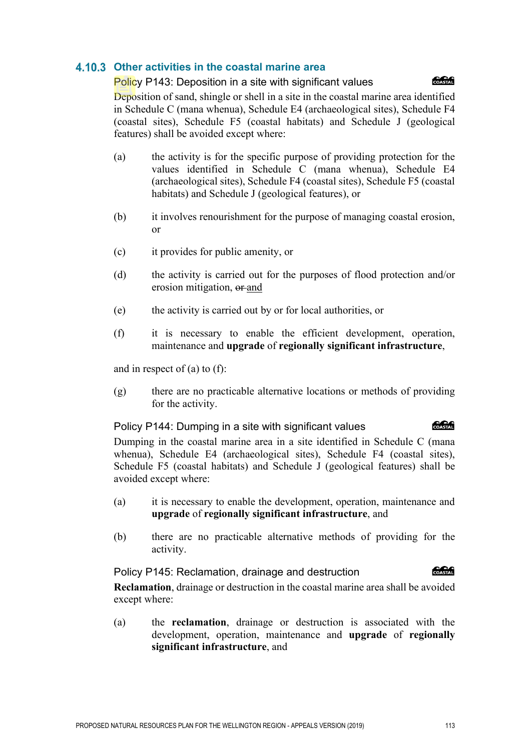### 4.10.3 Other activities in the coastal marine area

#### Policy P143: Deposition in a site with significant values

Deposition of sand, shingle or shell in a site in the coastal marine area identified in Schedule C (mana whenua), Schedule E4 (archaeological sites), Schedule F4 (coastal sites), Schedule F5 (coastal habitats) and Schedule J (geological features) shall be avoided except where:

(a) the activity is for the specific purpose of providing protection for the values identified in Schedule C (mana whenua), Schedule E4 (archaeological sites), Schedule F4 (coastal sites), Schedule F5 (coastal habitats) and Schedule J (geological features), or

(b) it involves renourishment for the purpose of managing coastal erosion, or

(c) it provides for public amenity, or

(d) the activity is carried out for the purposes of flood protection and/or erosion mitigation, ~~or~~ <u>and</u>

(e) the activity is carried out by or for local authorities, or

(f) it is necessary to enable the efficient development, operation, maintenance and **upgrade** of **regionally significant infrastructure**,

and in respect of (a) to (f):

(g) there are no practicable alternative locations or methods of providing for the activity.

#### Policy P144: Dumping in a site with significant values

Dumping in the coastal marine area in a site identified in Schedule C (mana whenua), Schedule E4 (archaeological sites), Schedule F4 (coastal sites), Schedule F5 (coastal habitats) and Schedule J (geological features) shall be avoided except where:

(a) it is necessary to enable the development, operation, maintenance and **upgrade** of **regionally significant infrastructure**, and

(b) there are no practicable alternative methods of providing for the activity.

#### Policy P145: Reclamation, drainage and destruction

**Reclamation**, drainage or destruction in the coastal marine area shall be avoided except where:

(a) the **reclamation**, drainage or destruction is associated with the development, operation, maintenance and **upgrade** of **regionally significant infrastructure**, and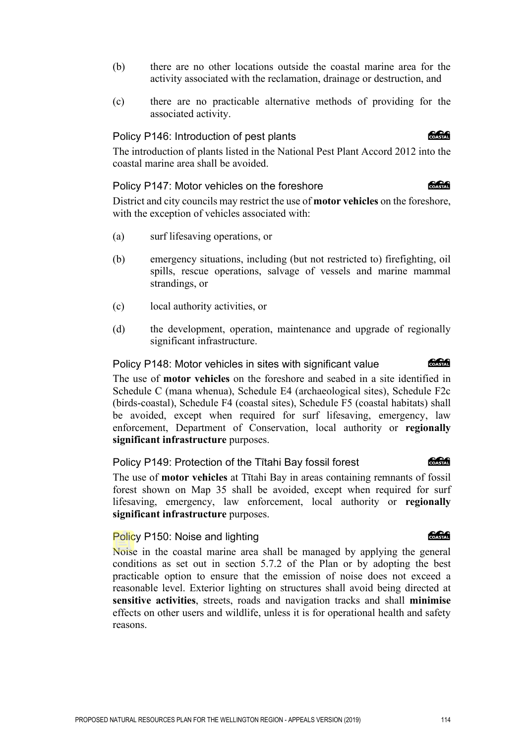(b) there are no other locations outside the coastal marine area for the activity associated with the reclamation, drainage or destruction, and

(c) there are no practicable alternative methods of providing for the associated activity.

### Policy P146: Introduction of pest plants

The introduction of plants listed in the National Pest Plant Accord 2012 into the coastal marine area shall be avoided.

### Policy P147: Motor vehicles on the foreshore

District and city councils may restrict the use of **motor vehicles** on the foreshore, with the exception of vehicles associated with:

(a) surf lifesaving operations, or

(b) emergency situations, including (but not restricted to) firefighting, oil spills, rescue operations, salvage of vessels and marine mammal strandings, or

(c) local authority activities, or

(d) the development, operation, maintenance and upgrade of regionally significant infrastructure.

### Policy P148: Motor vehicles in sites with significant value

The use of **motor vehicles** on the foreshore and seabed in a site identified in Schedule C (mana whenua), Schedule E4 (archaeological sites), Schedule F2c (birds-coastal), Schedule F4 (coastal sites), Schedule F5 (coastal habitats) shall be avoided, except when required for surf lifesaving, emergency, law enforcement, Department of Conservation, local authority or **regionally significant infrastructure** purposes.

### Policy P149: Protection of the Tītahi Bay fossil forest

The use of **motor vehicles** at Tītahi Bay in areas containing remnants of fossil forest shown on Map 35 shall be avoided, except when required for surf lifesaving, emergency, law enforcement, local authority or **regionally significant infrastructure** purposes.

### Policy P150: Noise and lighting

Noise in the coastal marine area shall be managed by applying the general conditions as set out in section 5.7.2 of the Plan or by adopting the best practicable option to ensure that the emission of noise does not exceed a reasonable level. Exterior lighting on structures shall avoid being directed at **sensitive activities**, streets, roads and navigation tracks and shall **minimise** effects on other users and wildlife, unless it is for operational health and safety reasons.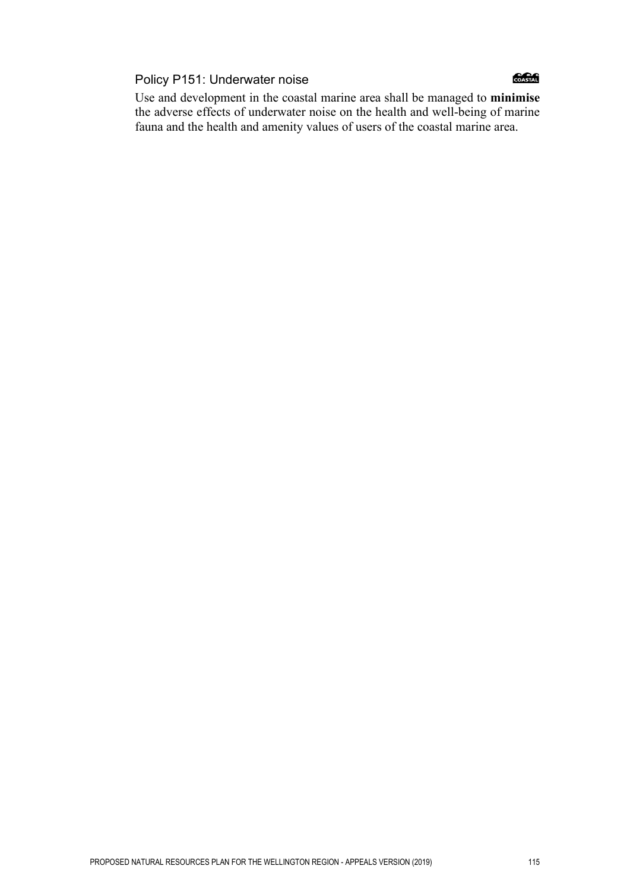### Policy P151: Underwater noise

Use and development in the coastal marine area shall be managed to **minimise** the adverse effects of underwater noise on the health and well-being of marine fauna and the health and amenity values of users of the coastal marine area.